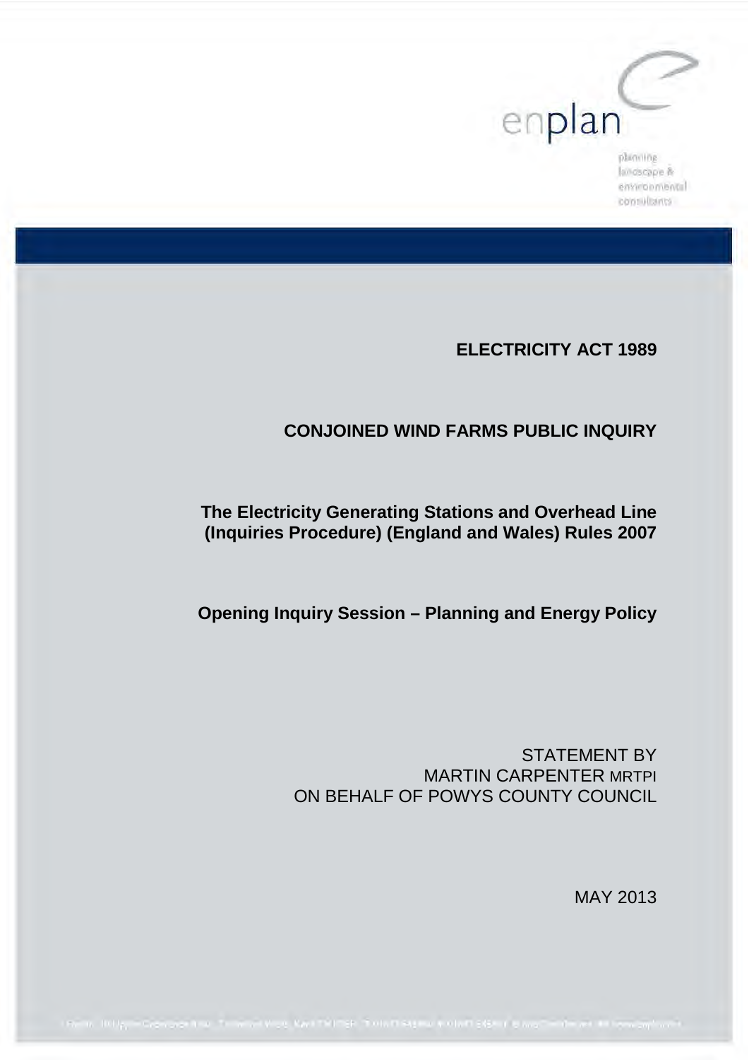enplan

planning landscape & environmental consultants

**ELECTRICITY ACT 1989**

**CONJOINED WIND FARMS PUBLIC INQUIRY**

**The Electricity Generating Stations and Overhead Line (Inquiries Procedure) (England and Wales) Rules 2007**

**Opening Inquiry Session – Planning and Energy Policy**

STATEMENT BY
MARTIN CARPENTER MRTPI
ON BEHALF OF POWYS COUNTY COUNCIL

MAY 2013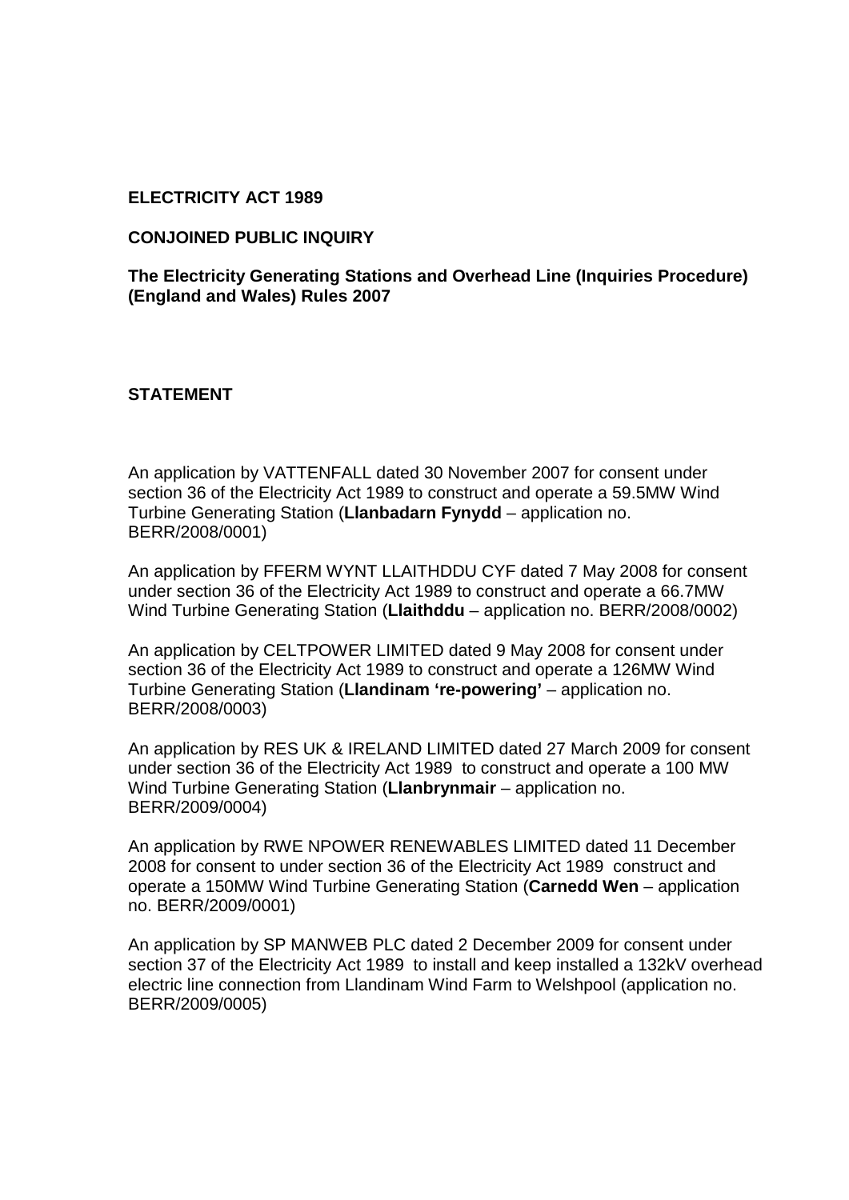**ELECTRICITY ACT 1989**

**CONJOINED PUBLIC INQUIRY**

**The Electricity Generating Stations and Overhead Line (Inquiries Procedure) (England and Wales) Rules 2007**

**STATEMENT**

An application by VATTENFALL dated 30 November 2007 for consent under section 36 of the Electricity Act 1989 to construct and operate a 59.5MW Wind Turbine Generating Station (**Llanbadarn Fynydd** – application no. BERR/2008/0001)

An application by FFERM WYNT LLAITHDDU CYF dated 7 May 2008 for consent under section 36 of the Electricity Act 1989 to construct and operate a 66.7MW Wind Turbine Generating Station (**Llaithddu** – application no. BERR/2008/0002)

An application by CELTPOWER LIMITED dated 9 May 2008 for consent under section 36 of the Electricity Act 1989 to construct and operate a 126MW Wind Turbine Generating Station (**Llandinam 're-powering'** – application no. BERR/2008/0003)

An application by RES UK & IRELAND LIMITED dated 27 March 2009 for consent under section 36 of the Electricity Act 1989 to construct and operate a 100 MW Wind Turbine Generating Station (**Llanbrynmair** – application no. BERR/2009/0004)

An application by RWE NPOWER RENEWABLES LIMITED dated 11 December 2008 for consent to under section 36 of the Electricity Act 1989 construct and operate a 150MW Wind Turbine Generating Station (**Carnedd Wen** – application no. BERR/2009/0001)

An application by SP MANWEB PLC dated 2 December 2009 for consent under section 37 of the Electricity Act 1989 to install and keep installed a 132kV overhead electric line connection from Llandinam Wind Farm to Welshpool (application no. BERR/2009/0005)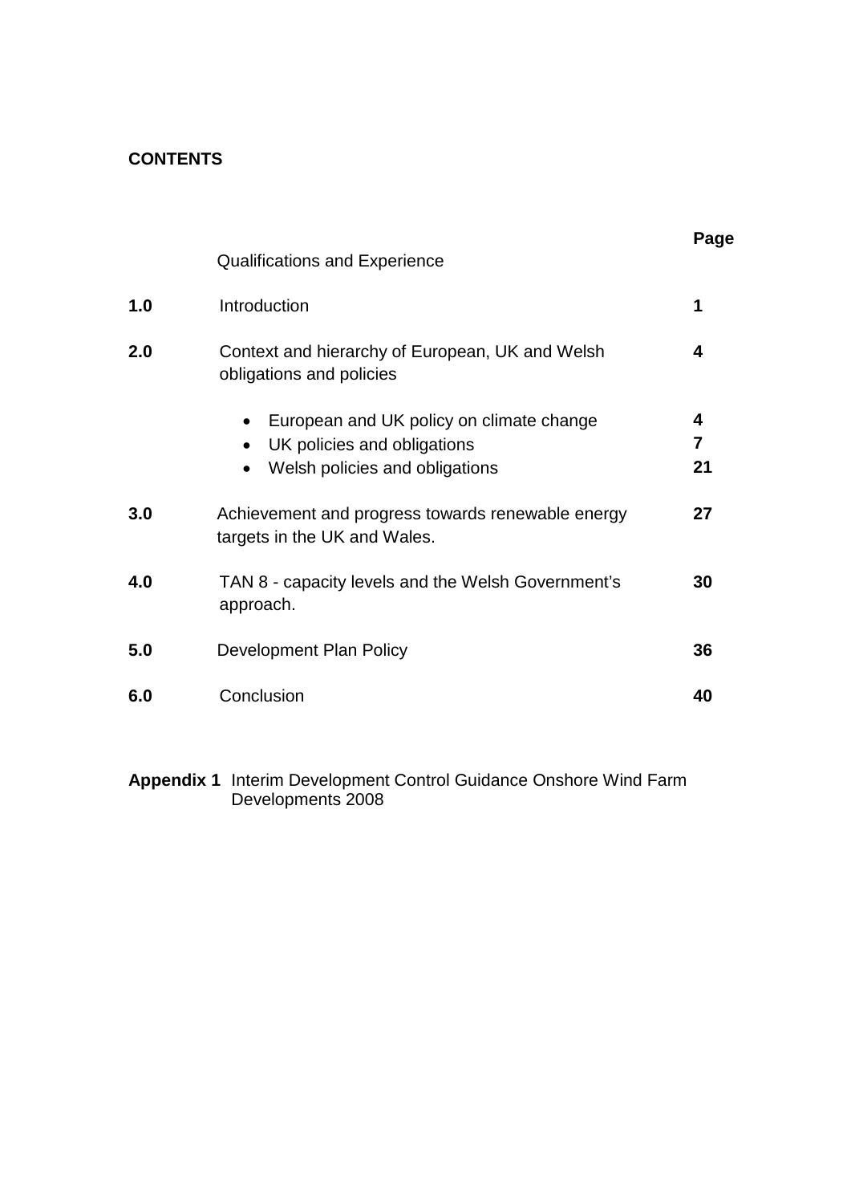**CONTENTS**

| | | Page |
|---|---|---|
| | Qualifications and Experience | |
| **1.0** | Introduction | **1** |
| **2.0** | Context and hierarchy of European, UK and Welsh obligations and policies | **4** |
| | • European and UK policy on climate change | **4** |
| | • UK policies and obligations | **7** |
| | • Welsh policies and obligations | **21** |
| **3.0** | Achievement and progress towards renewable energy targets in the UK and Wales. | **27** |
| **4.0** | TAN 8 - capacity levels and the Welsh Government's approach. | **30** |
| **5.0** | Development Plan Policy | **36** |
| **6.0** | Conclusion | **40** |

**Appendix 1** Interim Development Control Guidance Onshore Wind Farm Developments 2008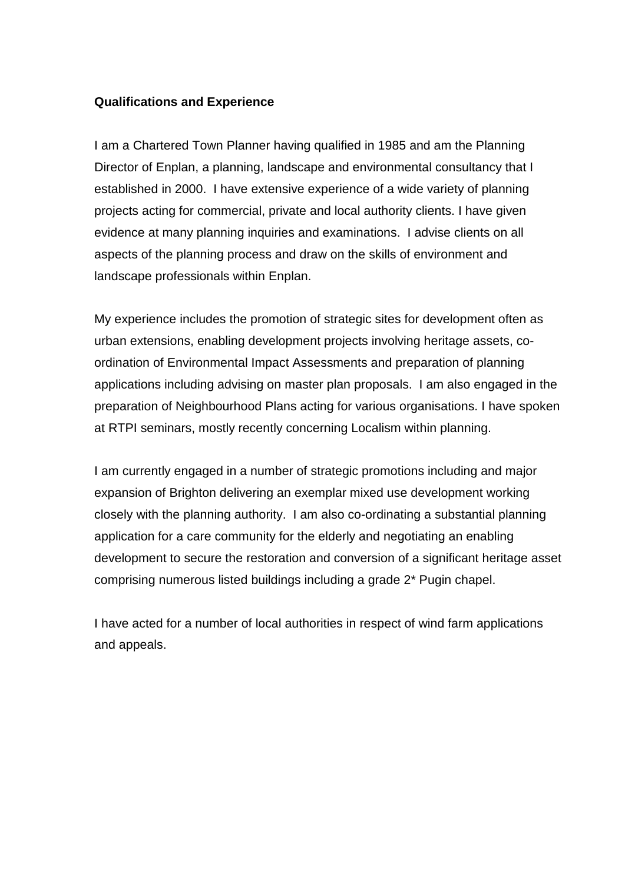**Qualifications and Experience**

I am a Chartered Town Planner having qualified in 1985 and am the Planning Director of Enplan, a planning, landscape and environmental consultancy that I established in 2000. I have extensive experience of a wide variety of planning projects acting for commercial, private and local authority clients. I have given evidence at many planning inquiries and examinations. I advise clients on all aspects of the planning process and draw on the skills of environment and landscape professionals within Enplan.

My experience includes the promotion of strategic sites for development often as urban extensions, enabling development projects involving heritage assets, co-ordination of Environmental Impact Assessments and preparation of planning applications including advising on master plan proposals. I am also engaged in the preparation of Neighbourhood Plans acting for various organisations. I have spoken at RTPI seminars, mostly recently concerning Localism within planning.

I am currently engaged in a number of strategic promotions including and major expansion of Brighton delivering an exemplar mixed use development working closely with the planning authority. I am also co-ordinating a substantial planning application for a care community for the elderly and negotiating an enabling development to secure the restoration and conversion of a significant heritage asset comprising numerous listed buildings including a grade 2* Pugin chapel.

I have acted for a number of local authorities in respect of wind farm applications and appeals.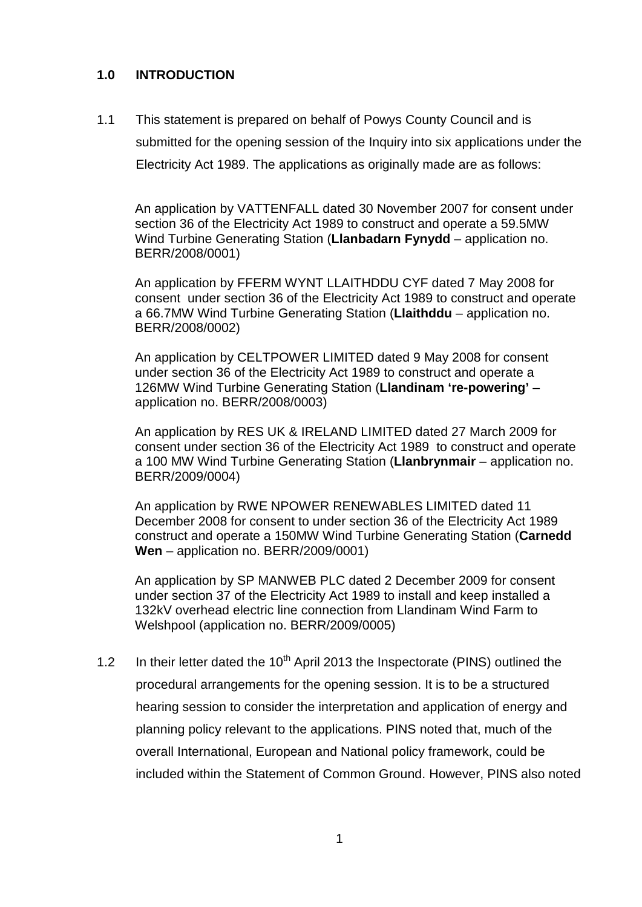## 1.0 INTRODUCTION

1.1 This statement is prepared on behalf of Powys County Council and is submitted for the opening session of the Inquiry into six applications under the Electricity Act 1989. The applications as originally made are as follows:

An application by VATTENFALL dated 30 November 2007 for consent under section 36 of the Electricity Act 1989 to construct and operate a 59.5MW Wind Turbine Generating Station (**Llanbadarn Fynydd** – application no. BERR/2008/0001)

An application by FFERM WYNT LLAITHDDU CYF dated 7 May 2008 for consent under section 36 of the Electricity Act 1989 to construct and operate a 66.7MW Wind Turbine Generating Station (**Llaithddu** – application no. BERR/2008/0002)

An application by CELTPOWER LIMITED dated 9 May 2008 for consent under section 36 of the Electricity Act 1989 to construct and operate a 126MW Wind Turbine Generating Station (**Llandinam 're-powering'** – application no. BERR/2008/0003)

An application by RES UK & IRELAND LIMITED dated 27 March 2009 for consent under section 36 of the Electricity Act 1989 to construct and operate a 100 MW Wind Turbine Generating Station (**Llanbrynmair** – application no. BERR/2009/0004)

An application by RWE NPOWER RENEWABLES LIMITED dated 11 December 2008 for consent to under section 36 of the Electricity Act 1989 construct and operate a 150MW Wind Turbine Generating Station (**Carnedd Wen** – application no. BERR/2009/0001)

An application by SP MANWEB PLC dated 2 December 2009 for consent under section 37 of the Electricity Act 1989 to install and keep installed a 132kV overhead electric line connection from Llandinam Wind Farm to Welshpool (application no. BERR/2009/0005)

1.2 In their letter dated the 10th April 2013 the Inspectorate (PINS) outlined the procedural arrangements for the opening session. It is to be a structured hearing session to consider the interpretation and application of energy and planning policy relevant to the applications. PINS noted that, much of the overall International, European and National policy framework, could be included within the Statement of Common Ground. However, PINS also noted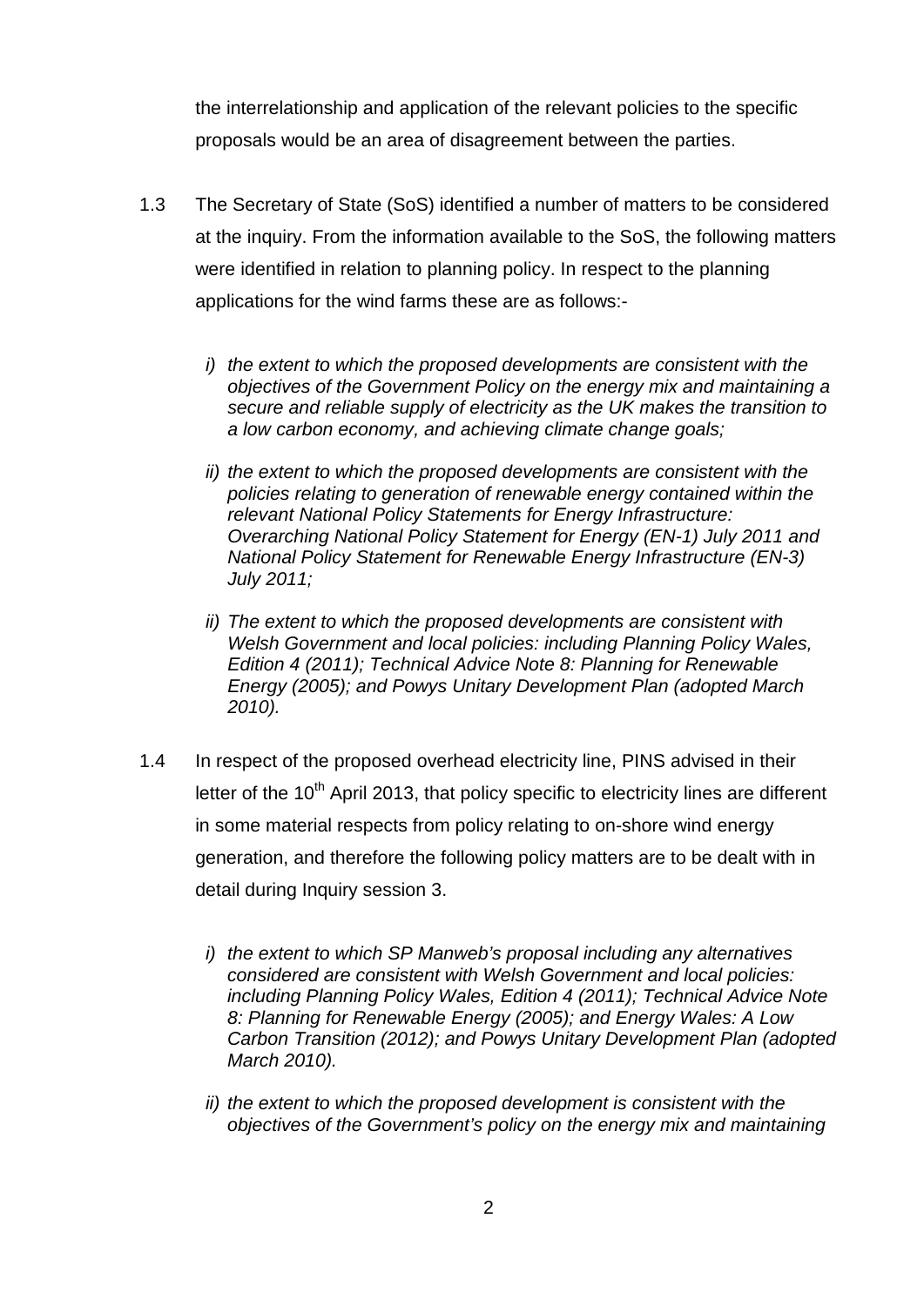the interrelationship and application of the relevant policies to the specific proposals would be an area of disagreement between the parties.

1.3 The Secretary of State (SoS) identified a number of matters to be considered at the inquiry. From the information available to the SoS, the following matters were identified in relation to planning policy. In respect to the planning applications for the wind farms these are as follows:-

*i) the extent to which the proposed developments are consistent with the objectives of the Government Policy on the energy mix and maintaining a secure and reliable supply of electricity as the UK makes the transition to a low carbon economy, and achieving climate change goals;*

*ii) the extent to which the proposed developments are consistent with the policies relating to generation of renewable energy contained within the relevant National Policy Statements for Energy Infrastructure: Overarching National Policy Statement for Energy (EN-1) July 2011 and National Policy Statement for Renewable Energy Infrastructure (EN-3) July 2011;*

*ii) The extent to which the proposed developments are consistent with Welsh Government and local policies: including Planning Policy Wales, Edition 4 (2011); Technical Advice Note 8: Planning for Renewable Energy (2005); and Powys Unitary Development Plan (adopted March 2010).*

1.4 In respect of the proposed overhead electricity line, PINS advised in their letter of the 10th April 2013, that policy specific to electricity lines are different in some material respects from policy relating to on-shore wind energy generation, and therefore the following policy matters are to be dealt with in detail during Inquiry session 3.

*i) the extent to which SP Manweb's proposal including any alternatives considered are consistent with Welsh Government and local policies: including Planning Policy Wales, Edition 4 (2011); Technical Advice Note 8: Planning for Renewable Energy (2005); and Energy Wales: A Low Carbon Transition (2012); and Powys Unitary Development Plan (adopted March 2010).*

*ii) the extent to which the proposed development is consistent with the objectives of the Government's policy on the energy mix and maintaining*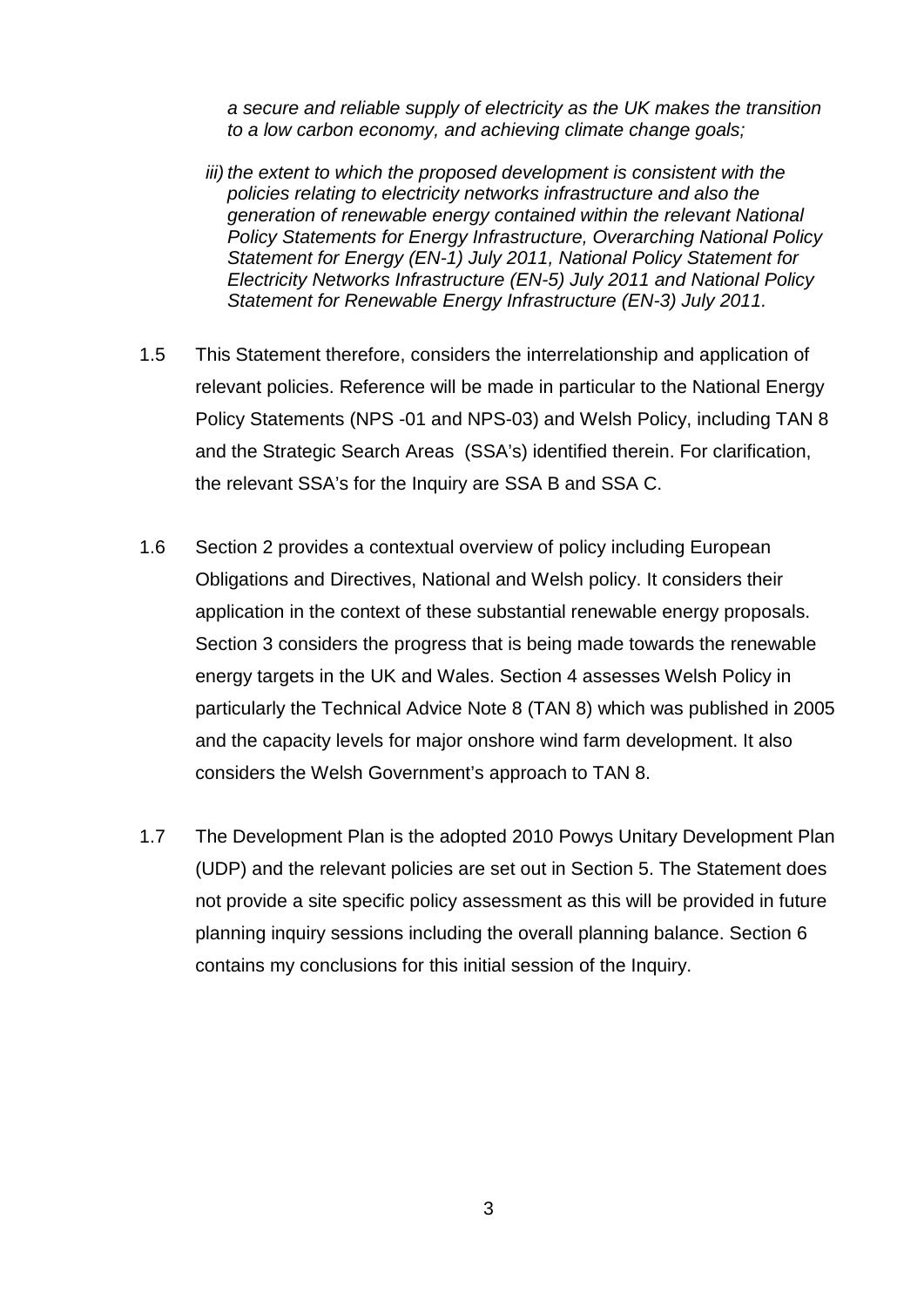*a secure and reliable supply of electricity as the UK makes the transition to a low carbon economy, and achieving climate change goals;*

*iii) the extent to which the proposed development is consistent with the policies relating to electricity networks infrastructure and also the generation of renewable energy contained within the relevant National Policy Statements for Energy Infrastructure, Overarching National Policy Statement for Energy (EN-1) July 2011, National Policy Statement for Electricity Networks Infrastructure (EN-5) July 2011 and National Policy Statement for Renewable Energy Infrastructure (EN-3) July 2011.*

1.5 This Statement therefore, considers the interrelationship and application of relevant policies. Reference will be made in particular to the National Energy Policy Statements (NPS -01 and NPS-03) and Welsh Policy, including TAN 8 and the Strategic Search Areas (SSA's) identified therein. For clarification, the relevant SSA's for the Inquiry are SSA B and SSA C.

1.6 Section 2 provides a contextual overview of policy including European Obligations and Directives, National and Welsh policy. It considers their application in the context of these substantial renewable energy proposals. Section 3 considers the progress that is being made towards the renewable energy targets in the UK and Wales. Section 4 assesses Welsh Policy in particularly the Technical Advice Note 8 (TAN 8) which was published in 2005 and the capacity levels for major onshore wind farm development. It also considers the Welsh Government's approach to TAN 8.

1.7 The Development Plan is the adopted 2010 Powys Unitary Development Plan (UDP) and the relevant policies are set out in Section 5. The Statement does not provide a site specific policy assessment as this will be provided in future planning inquiry sessions including the overall planning balance. Section 6 contains my conclusions for this initial session of the Inquiry.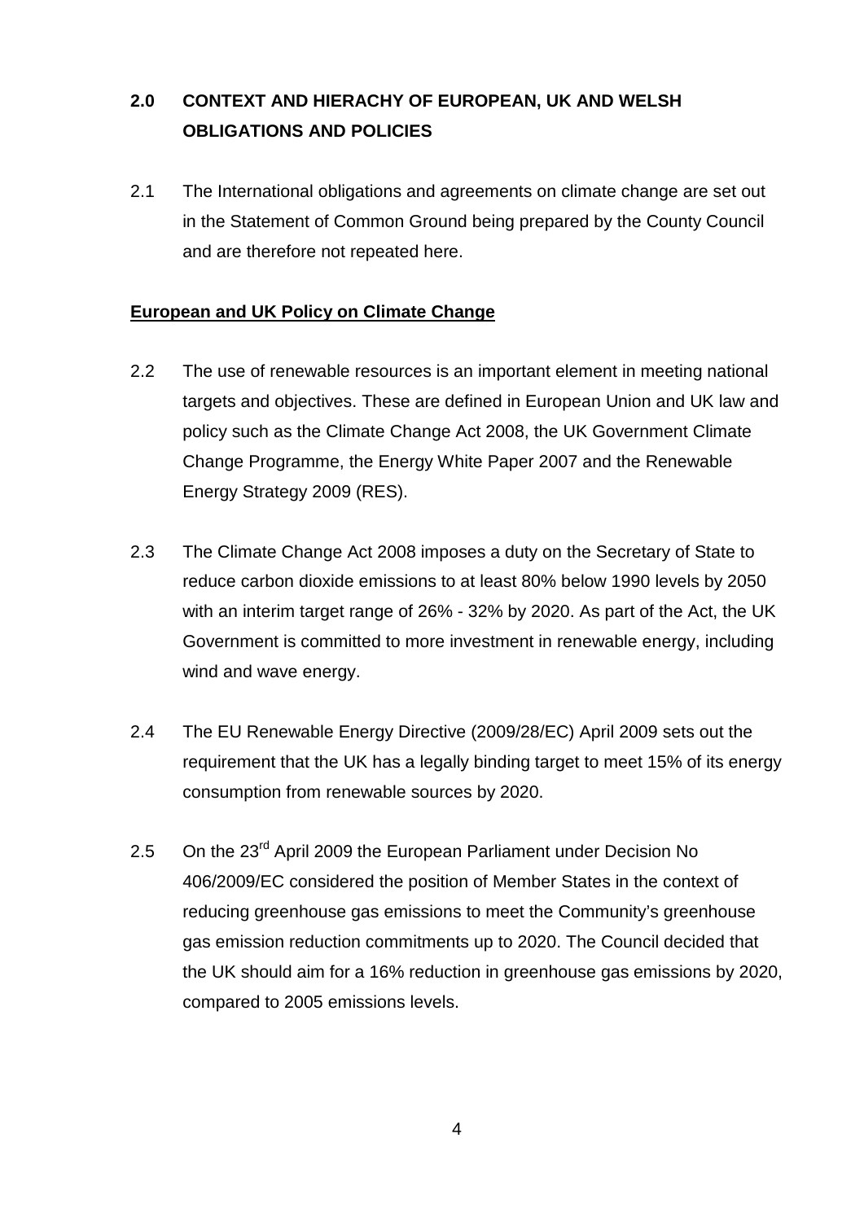## 2.0 CONTEXT AND HIERACHY OF EUROPEAN, UK AND WELSH OBLIGATIONS AND POLICIES

2.1 The International obligations and agreements on climate change are set out in the Statement of Common Ground being prepared by the County Council and are therefore not repeated here.

### European and UK Policy on Climate Change

2.2 The use of renewable resources is an important element in meeting national targets and objectives. These are defined in European Union and UK law and policy such as the Climate Change Act 2008, the UK Government Climate Change Programme, the Energy White Paper 2007 and the Renewable Energy Strategy 2009 (RES).

2.3 The Climate Change Act 2008 imposes a duty on the Secretary of State to reduce carbon dioxide emissions to at least 80% below 1990 levels by 2050 with an interim target range of 26% - 32% by 2020. As part of the Act, the UK Government is committed to more investment in renewable energy, including wind and wave energy.

2.4 The EU Renewable Energy Directive (2009/28/EC) April 2009 sets out the requirement that the UK has a legally binding target to meet 15% of its energy consumption from renewable sources by 2020.

2.5 On the 23rd April 2009 the European Parliament under Decision No 406/2009/EC considered the position of Member States in the context of reducing greenhouse gas emissions to meet the Community's greenhouse gas emission reduction commitments up to 2020. The Council decided that the UK should aim for a 16% reduction in greenhouse gas emissions by 2020, compared to 2005 emissions levels.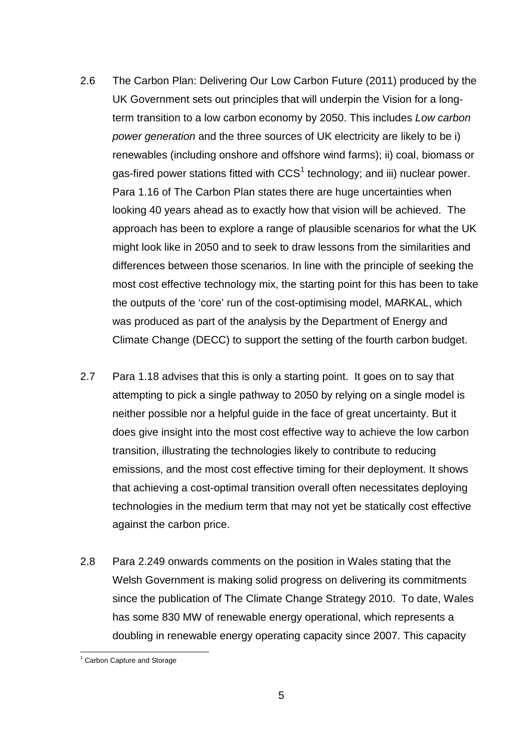2.6 The Carbon Plan: Delivering Our Low Carbon Future (2011) produced by the UK Government sets out principles that will underpin the Vision for a long-term transition to a low carbon economy by 2050. This includes *Low carbon power generation* and the three sources of UK electricity are likely to be i) renewables (including onshore and offshore wind farms); ii) coal, biomass or gas-fired power stations fitted with CCS[1] technology; and iii) nuclear power. Para 1.16 of The Carbon Plan states there are huge uncertainties when looking 40 years ahead as to exactly how that vision will be achieved. The approach has been to explore a range of plausible scenarios for what the UK might look like in 2050 and to seek to draw lessons from the similarities and differences between those scenarios. In line with the principle of seeking the most cost effective technology mix, the starting point for this has been to take the outputs of the 'core' run of the cost-optimising model, MARKAL, which was produced as part of the analysis by the Department of Energy and Climate Change (DECC) to support the setting of the fourth carbon budget.

2.7 Para 1.18 advises that this is only a starting point. It goes on to say that attempting to pick a single pathway to 2050 by relying on a single model is neither possible nor a helpful guide in the face of great uncertainty. But it does give insight into the most cost effective way to achieve the low carbon transition, illustrating the technologies likely to contribute to reducing emissions, and the most cost effective timing for their deployment. It shows that achieving a cost-optimal transition overall often necessitates deploying technologies in the medium term that may not yet be statically cost effective against the carbon price.

2.8 Para 2.249 onwards comments on the position in Wales stating that the Welsh Government is making solid progress on delivering its commitments since the publication of The Climate Change Strategy 2010. To date, Wales has some 830 MW of renewable energy operational, which represents a doubling in renewable energy operating capacity since 2007. This capacity

[1] Carbon Capture and Storage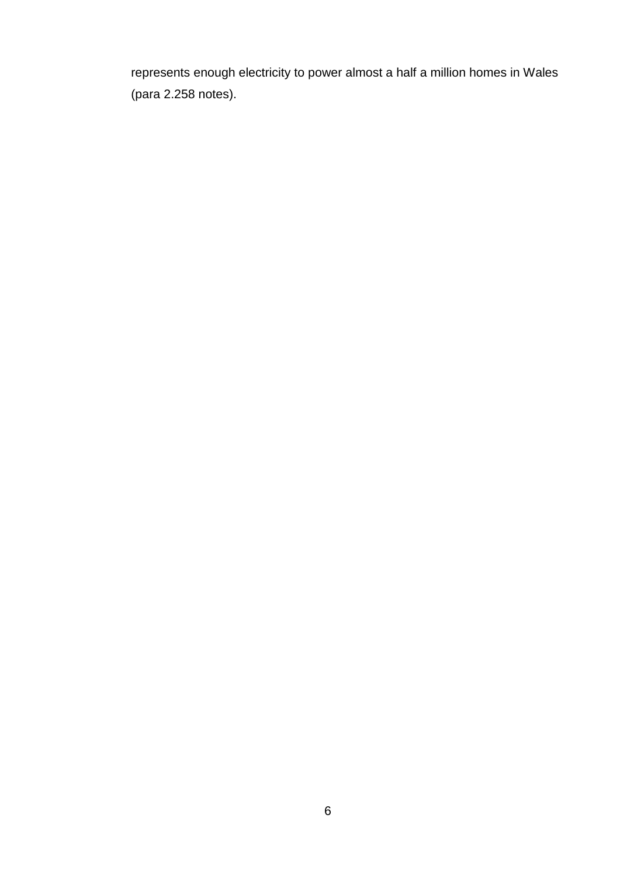represents enough electricity to power almost a half a million homes in Wales (para 2.258 notes).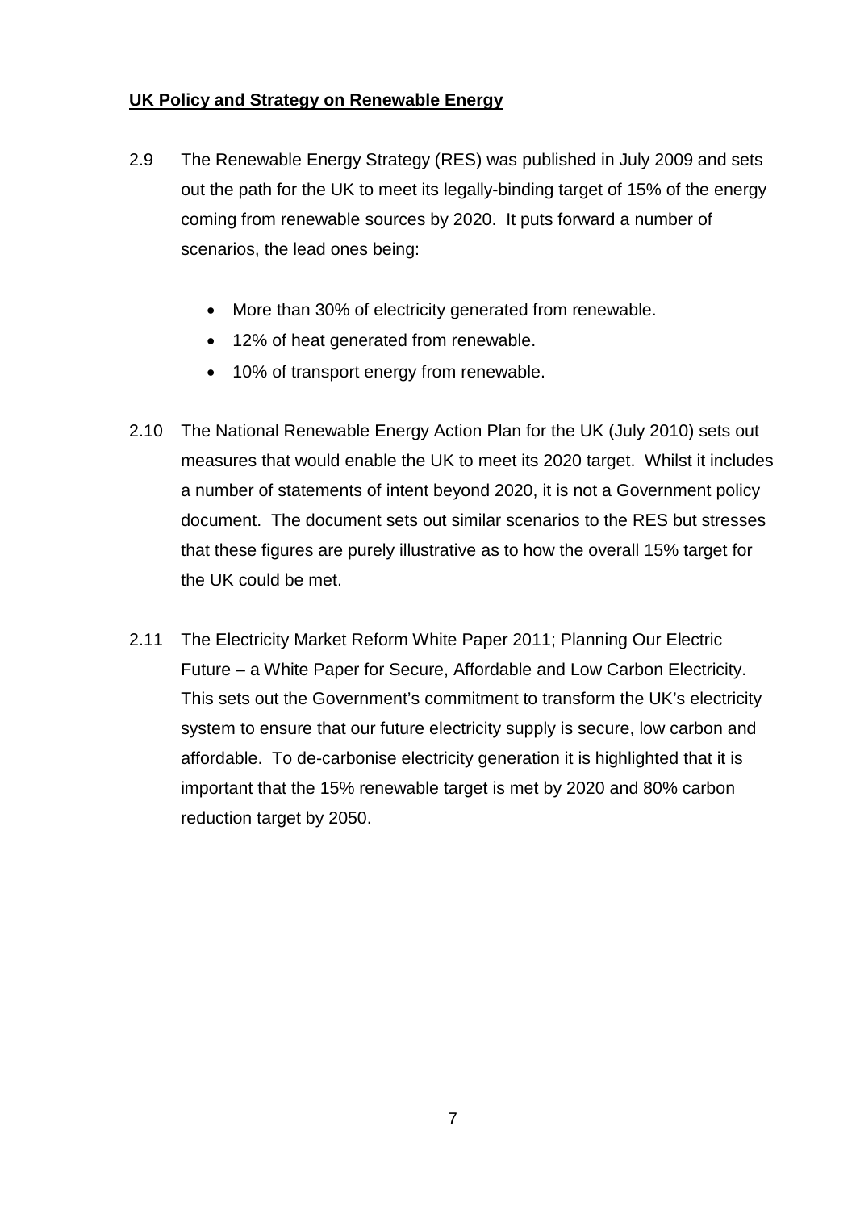**UK Policy and Strategy on Renewable Energy**

2.9 The Renewable Energy Strategy (RES) was published in July 2009 and sets out the path for the UK to meet its legally-binding target of 15% of the energy coming from renewable sources by 2020. It puts forward a number of scenarios, the lead ones being:

- More than 30% of electricity generated from renewable.
- 12% of heat generated from renewable.
- 10% of transport energy from renewable.

2.10 The National Renewable Energy Action Plan for the UK (July 2010) sets out measures that would enable the UK to meet its 2020 target. Whilst it includes a number of statements of intent beyond 2020, it is not a Government policy document. The document sets out similar scenarios to the RES but stresses that these figures are purely illustrative as to how the overall 15% target for the UK could be met.

2.11 The Electricity Market Reform White Paper 2011; Planning Our Electric Future – a White Paper for Secure, Affordable and Low Carbon Electricity. This sets out the Government's commitment to transform the UK's electricity system to ensure that our future electricity supply is secure, low carbon and affordable. To de-carbonise electricity generation it is highlighted that it is important that the 15% renewable target is met by 2020 and 80% carbon reduction target by 2050.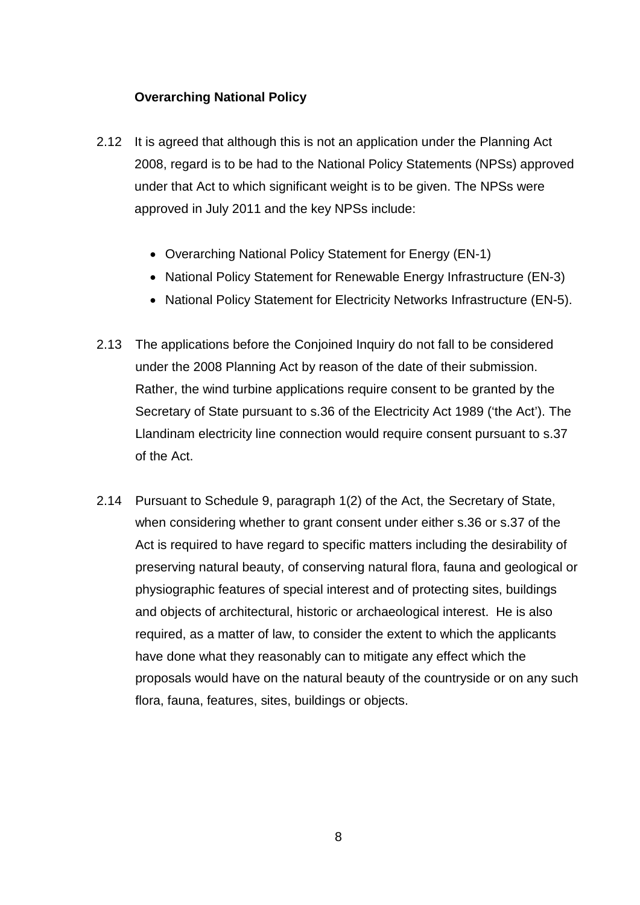### Overarching National Policy

2.12 It is agreed that although this is not an application under the Planning Act 2008, regard is to be had to the National Policy Statements (NPSs) approved under that Act to which significant weight is to be given. The NPSs were approved in July 2011 and the key NPSs include:

- Overarching National Policy Statement for Energy (EN-1)
- National Policy Statement for Renewable Energy Infrastructure (EN-3)
- National Policy Statement for Electricity Networks Infrastructure (EN-5).

2.13 The applications before the Conjoined Inquiry do not fall to be considered under the 2008 Planning Act by reason of the date of their submission. Rather, the wind turbine applications require consent to be granted by the Secretary of State pursuant to s.36 of the Electricity Act 1989 ('the Act'). The Llandinam electricity line connection would require consent pursuant to s.37 of the Act.

2.14 Pursuant to Schedule 9, paragraph 1(2) of the Act, the Secretary of State, when considering whether to grant consent under either s.36 or s.37 of the Act is required to have regard to specific matters including the desirability of preserving natural beauty, of conserving natural flora, fauna and geological or physiographic features of special interest and of protecting sites, buildings and objects of architectural, historic or archaeological interest. He is also required, as a matter of law, to consider the extent to which the applicants have done what they reasonably can to mitigate any effect which the proposals would have on the natural beauty of the countryside or on any such flora, fauna, features, sites, buildings or objects.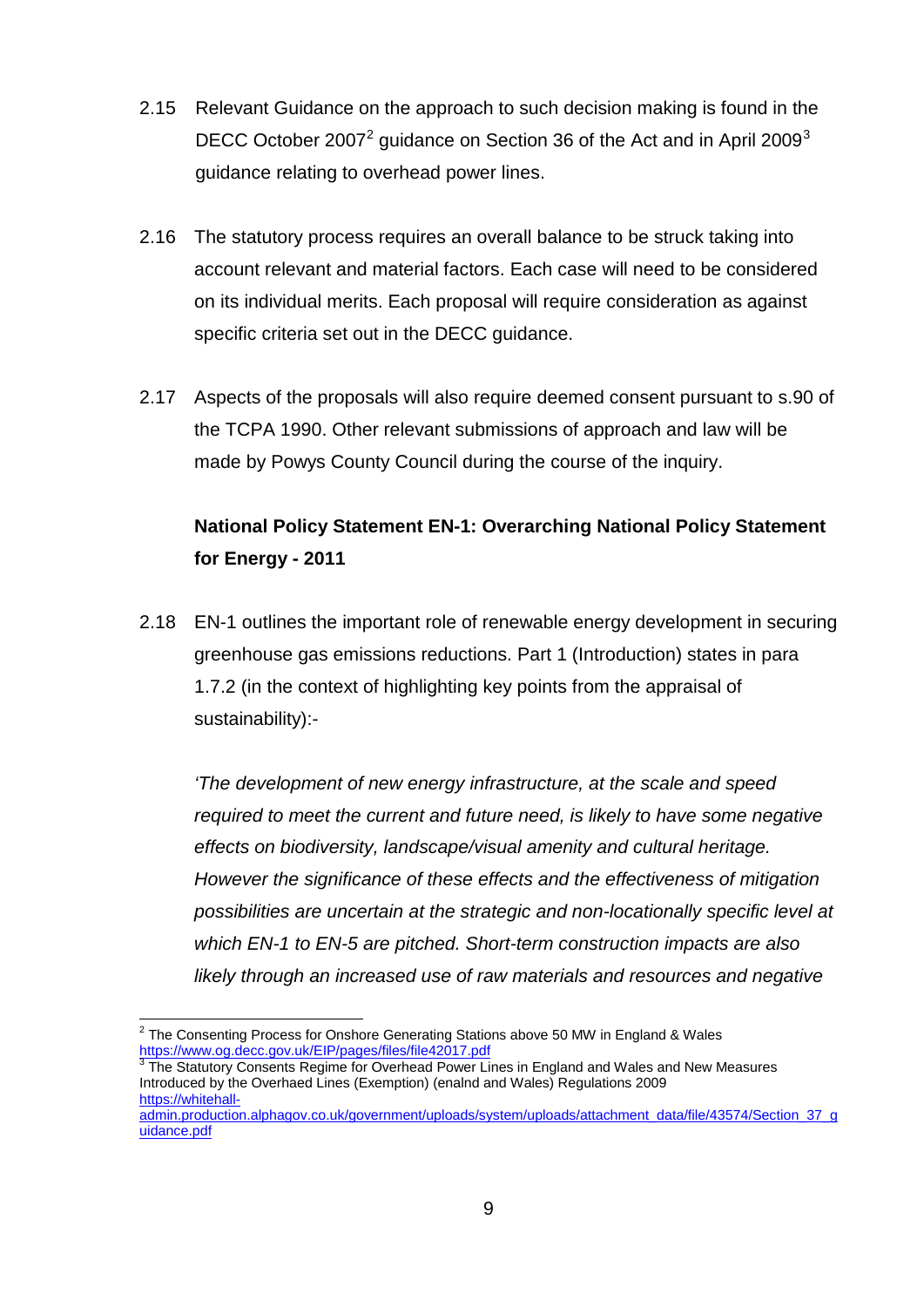2.15 Relevant Guidance on the approach to such decision making is found in the DECC October 2007[2] guidance on Section 36 of the Act and in April 2009[3] guidance relating to overhead power lines.

2.16 The statutory process requires an overall balance to be struck taking into account relevant and material factors. Each case will need to be considered on its individual merits. Each proposal will require consideration as against specific criteria set out in the DECC guidance.

2.17 Aspects of the proposals will also require deemed consent pursuant to s.90 of the TCPA 1990. Other relevant submissions of approach and law will be made by Powys County Council during the course of the inquiry.

**National Policy Statement EN-1: Overarching National Policy Statement for Energy - 2011**

2.18 EN-1 outlines the important role of renewable energy development in securing greenhouse gas emissions reductions. Part 1 (Introduction) states in para 1.7.2 (in the context of highlighting key points from the appraisal of sustainability):-

*'The development of new energy infrastructure, at the scale and speed required to meet the current and future need, is likely to have some negative effects on biodiversity, landscape/visual amenity and cultural heritage. However the significance of these effects and the effectiveness of mitigation possibilities are uncertain at the strategic and non-locationally specific level at which EN-1 to EN-5 are pitched. Short-term construction impacts are also likely through an increased use of raw materials and resources and negative*

---

[2] The Consenting Process for Onshore Generating Stations above 50 MW in England & Wales https://www.og.decc.gov.uk/EIP/pages/files/file42017.pdf

[3] The Statutory Consents Regime for Overhead Power Lines in England and Wales and New Measures Introduced by the Overhaed Lines (Exemption) (enalnd and Wales) Regulations 2009 https://whitehall-admin.production.alphagov.co.uk/government/uploads/system/uploads/attachment_data/file/43574/Section_37_guidance.pdf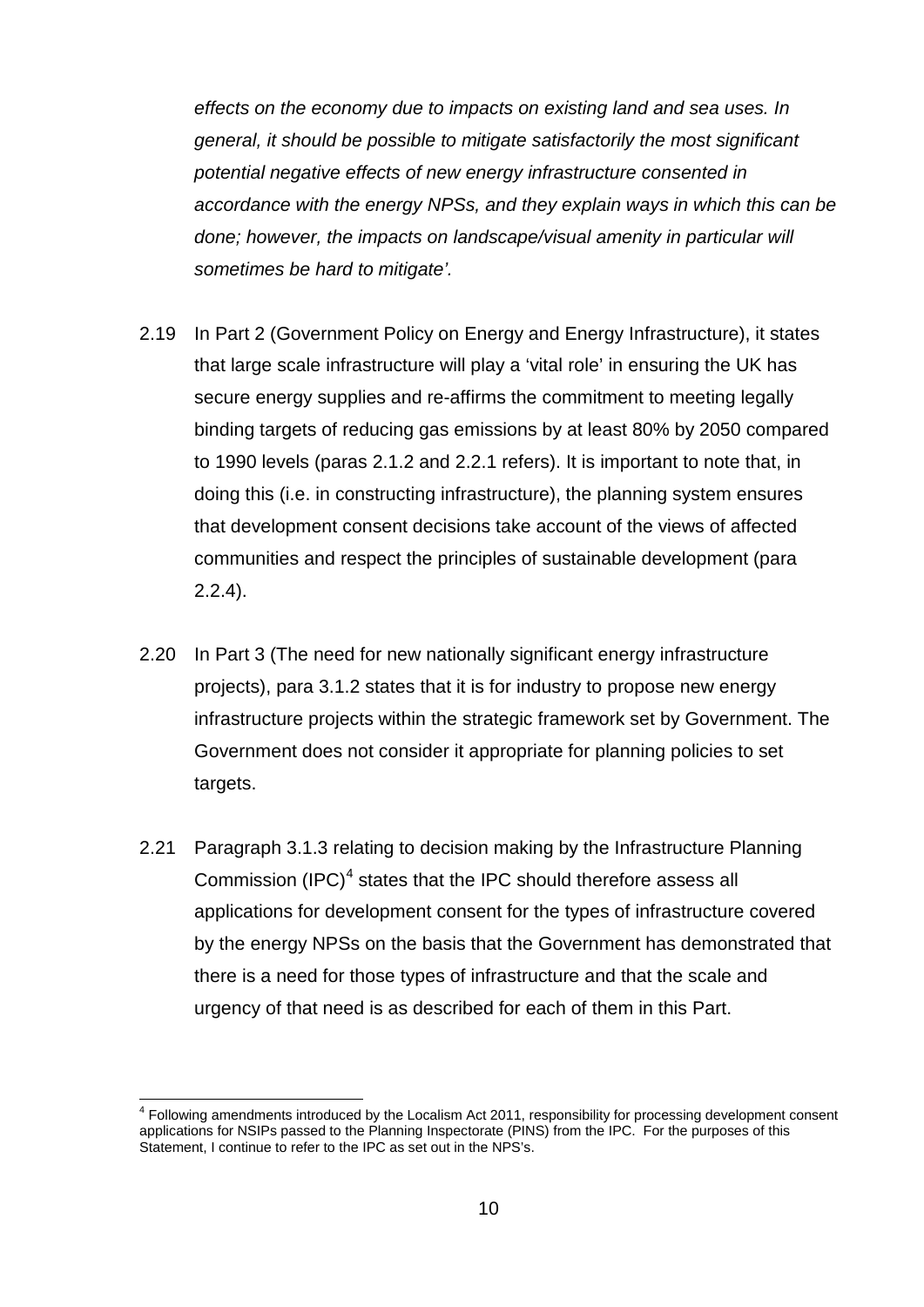*effects on the economy due to impacts on existing land and sea uses. In general, it should be possible to mitigate satisfactorily the most significant potential negative effects of new energy infrastructure consented in accordance with the energy NPSs, and they explain ways in which this can be done; however, the impacts on landscape/visual amenity in particular will sometimes be hard to mitigate'.*

2.19 In Part 2 (Government Policy on Energy and Energy Infrastructure), it states that large scale infrastructure will play a 'vital role' in ensuring the UK has secure energy supplies and re-affirms the commitment to meeting legally binding targets of reducing gas emissions by at least 80% by 2050 compared to 1990 levels (paras 2.1.2 and 2.2.1 refers). It is important to note that, in doing this (i.e. in constructing infrastructure), the planning system ensures that development consent decisions take account of the views of affected communities and respect the principles of sustainable development (para 2.2.4).

2.20 In Part 3 (The need for new nationally significant energy infrastructure projects), para 3.1.2 states that it is for industry to propose new energy infrastructure projects within the strategic framework set by Government. The Government does not consider it appropriate for planning policies to set targets.

2.21 Paragraph 3.1.3 relating to decision making by the Infrastructure Planning Commission (IPC)[4] states that the IPC should therefore assess all applications for development consent for the types of infrastructure covered by the energy NPSs on the basis that the Government has demonstrated that there is a need for those types of infrastructure and that the scale and urgency of that need is as described for each of them in this Part.

---

[4] Following amendments introduced by the Localism Act 2011, responsibility for processing development consent applications for NSIPs passed to the Planning Inspectorate (PINS) from the IPC. For the purposes of this Statement, I continue to refer to the IPC as set out in the NPS's.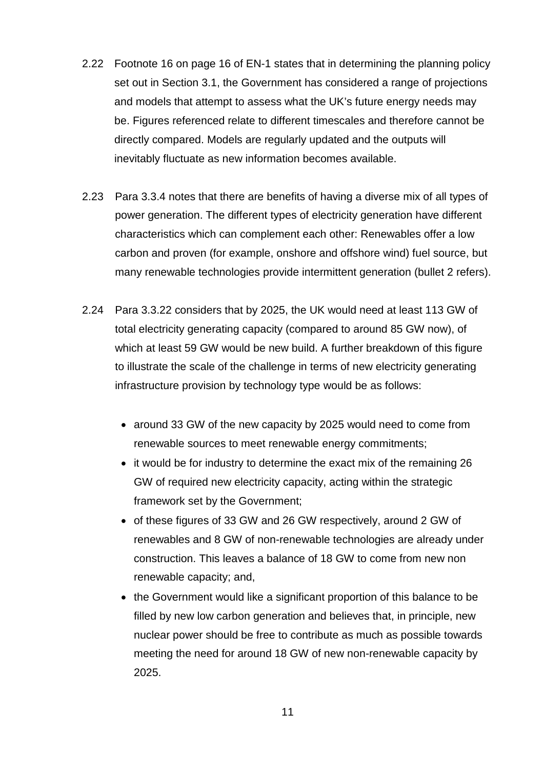2.22 Footnote 16 on page 16 of EN-1 states that in determining the planning policy set out in Section 3.1, the Government has considered a range of projections and models that attempt to assess what the UK's future energy needs may be. Figures referenced relate to different timescales and therefore cannot be directly compared. Models are regularly updated and the outputs will inevitably fluctuate as new information becomes available.

2.23 Para 3.3.4 notes that there are benefits of having a diverse mix of all types of power generation. The different types of electricity generation have different characteristics which can complement each other: Renewables offer a low carbon and proven (for example, onshore and offshore wind) fuel source, but many renewable technologies provide intermittent generation (bullet 2 refers).

2.24 Para 3.3.22 considers that by 2025, the UK would need at least 113 GW of total electricity generating capacity (compared to around 85 GW now), of which at least 59 GW would be new build. A further breakdown of this figure to illustrate the scale of the challenge in terms of new electricity generating infrastructure provision by technology type would be as follows:

- around 33 GW of the new capacity by 2025 would need to come from renewable sources to meet renewable energy commitments;
- it would be for industry to determine the exact mix of the remaining 26 GW of required new electricity capacity, acting within the strategic framework set by the Government;
- of these figures of 33 GW and 26 GW respectively, around 2 GW of renewables and 8 GW of non-renewable technologies are already under construction. This leaves a balance of 18 GW to come from new non renewable capacity; and,
- the Government would like a significant proportion of this balance to be filled by new low carbon generation and believes that, in principle, new nuclear power should be free to contribute as much as possible towards meeting the need for around 18 GW of new non-renewable capacity by 2025.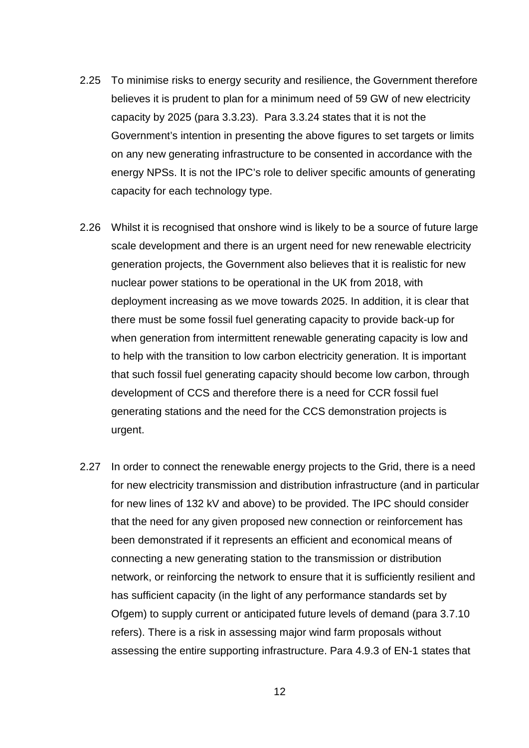2.25 To minimise risks to energy security and resilience, the Government therefore believes it is prudent to plan for a minimum need of 59 GW of new electricity capacity by 2025 (para 3.3.23). Para 3.3.24 states that it is not the Government's intention in presenting the above figures to set targets or limits on any new generating infrastructure to be consented in accordance with the energy NPSs. It is not the IPC's role to deliver specific amounts of generating capacity for each technology type.

2.26 Whilst it is recognised that onshore wind is likely to be a source of future large scale development and there is an urgent need for new renewable electricity generation projects, the Government also believes that it is realistic for new nuclear power stations to be operational in the UK from 2018, with deployment increasing as we move towards 2025. In addition, it is clear that there must be some fossil fuel generating capacity to provide back-up for when generation from intermittent renewable generating capacity is low and to help with the transition to low carbon electricity generation. It is important that such fossil fuel generating capacity should become low carbon, through development of CCS and therefore there is a need for CCR fossil fuel generating stations and the need for the CCS demonstration projects is urgent.

2.27 In order to connect the renewable energy projects to the Grid, there is a need for new electricity transmission and distribution infrastructure (and in particular for new lines of 132 kV and above) to be provided. The IPC should consider that the need for any given proposed new connection or reinforcement has been demonstrated if it represents an efficient and economical means of connecting a new generating station to the transmission or distribution network, or reinforcing the network to ensure that it is sufficiently resilient and has sufficient capacity (in the light of any performance standards set by Ofgem) to supply current or anticipated future levels of demand (para 3.7.10 refers). There is a risk in assessing major wind farm proposals without assessing the entire supporting infrastructure. Para 4.9.3 of EN-1 states that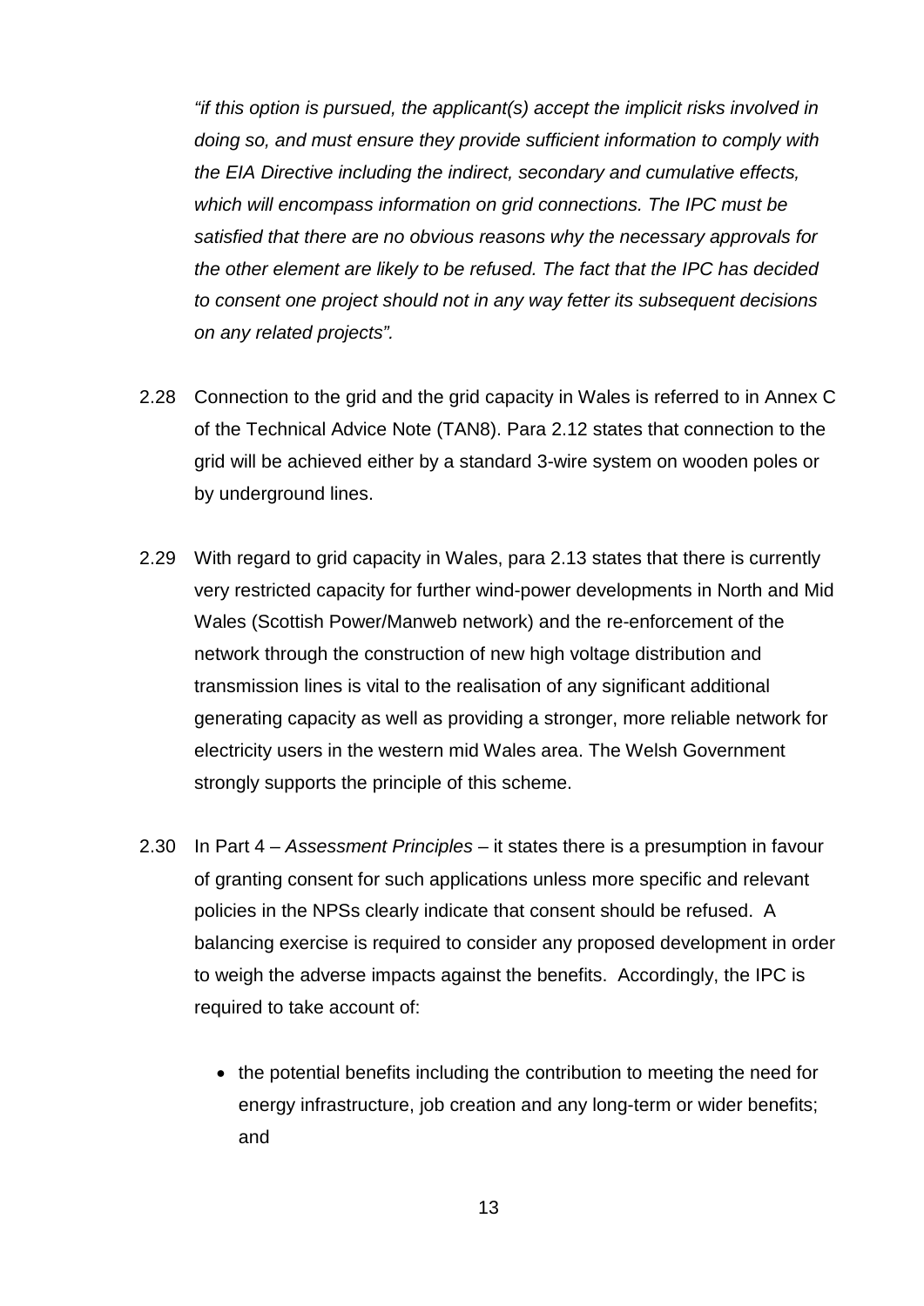*"if this option is pursued, the applicant(s) accept the implicit risks involved in doing so, and must ensure they provide sufficient information to comply with the EIA Directive including the indirect, secondary and cumulative effects, which will encompass information on grid connections. The IPC must be satisfied that there are no obvious reasons why the necessary approvals for the other element are likely to be refused. The fact that the IPC has decided to consent one project should not in any way fetter its subsequent decisions on any related projects".*

2.28 Connection to the grid and the grid capacity in Wales is referred to in Annex C of the Technical Advice Note (TAN8). Para 2.12 states that connection to the grid will be achieved either by a standard 3-wire system on wooden poles or by underground lines.

2.29 With regard to grid capacity in Wales, para 2.13 states that there is currently very restricted capacity for further wind-power developments in North and Mid Wales (Scottish Power/Manweb network) and the re-enforcement of the network through the construction of new high voltage distribution and transmission lines is vital to the realisation of any significant additional generating capacity as well as providing a stronger, more reliable network for electricity users in the western mid Wales area. The Welsh Government strongly supports the principle of this scheme.

2.30 In Part 4 – *Assessment Principles* – it states there is a presumption in favour of granting consent for such applications unless more specific and relevant policies in the NPSs clearly indicate that consent should be refused. A balancing exercise is required to consider any proposed development in order to weigh the adverse impacts against the benefits. Accordingly, the IPC is required to take account of:

- the potential benefits including the contribution to meeting the need for energy infrastructure, job creation and any long-term or wider benefits; and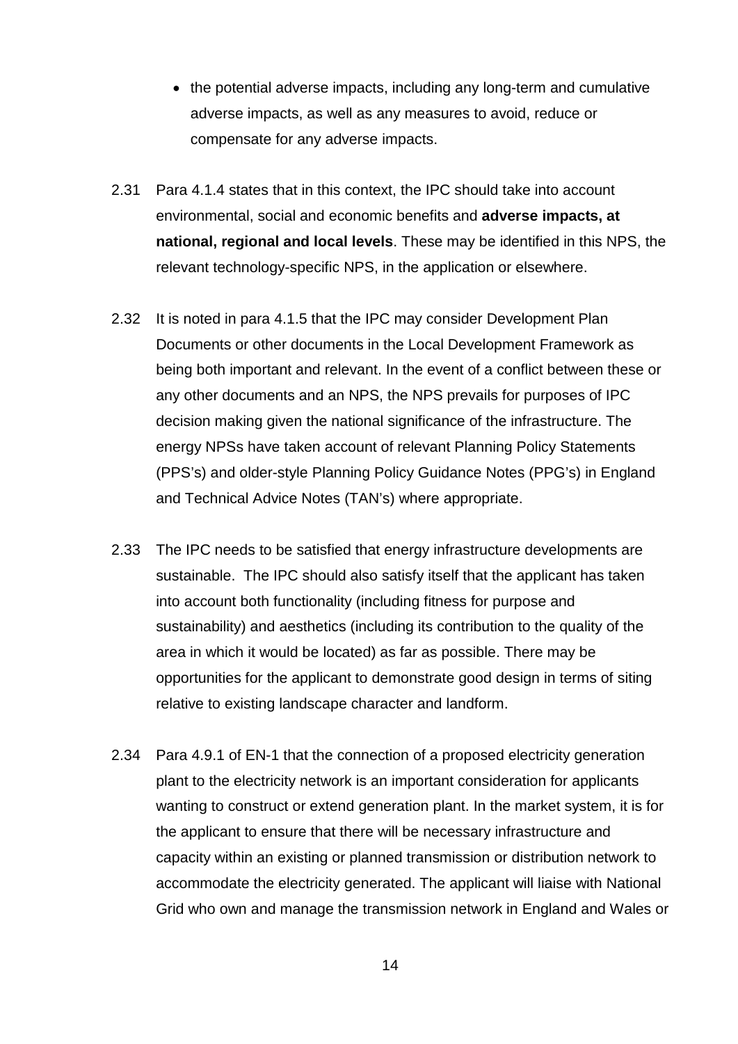- the potential adverse impacts, including any long-term and cumulative adverse impacts, as well as any measures to avoid, reduce or compensate for any adverse impacts.

2.31 Para 4.1.4 states that in this context, the IPC should take into account environmental, social and economic benefits and **adverse impacts, at national, regional and local levels**. These may be identified in this NPS, the relevant technology-specific NPS, in the application or elsewhere.

2.32 It is noted in para 4.1.5 that the IPC may consider Development Plan Documents or other documents in the Local Development Framework as being both important and relevant. In the event of a conflict between these or any other documents and an NPS, the NPS prevails for purposes of IPC decision making given the national significance of the infrastructure. The energy NPSs have taken account of relevant Planning Policy Statements (PPS's) and older-style Planning Policy Guidance Notes (PPG's) in England and Technical Advice Notes (TAN's) where appropriate.

2.33 The IPC needs to be satisfied that energy infrastructure developments are sustainable. The IPC should also satisfy itself that the applicant has taken into account both functionality (including fitness for purpose and sustainability) and aesthetics (including its contribution to the quality of the area in which it would be located) as far as possible. There may be opportunities for the applicant to demonstrate good design in terms of siting relative to existing landscape character and landform.

2.34 Para 4.9.1 of EN-1 that the connection of a proposed electricity generation plant to the electricity network is an important consideration for applicants wanting to construct or extend generation plant. In the market system, it is for the applicant to ensure that there will be necessary infrastructure and capacity within an existing or planned transmission or distribution network to accommodate the electricity generated. The applicant will liaise with National Grid who own and manage the transmission network in England and Wales or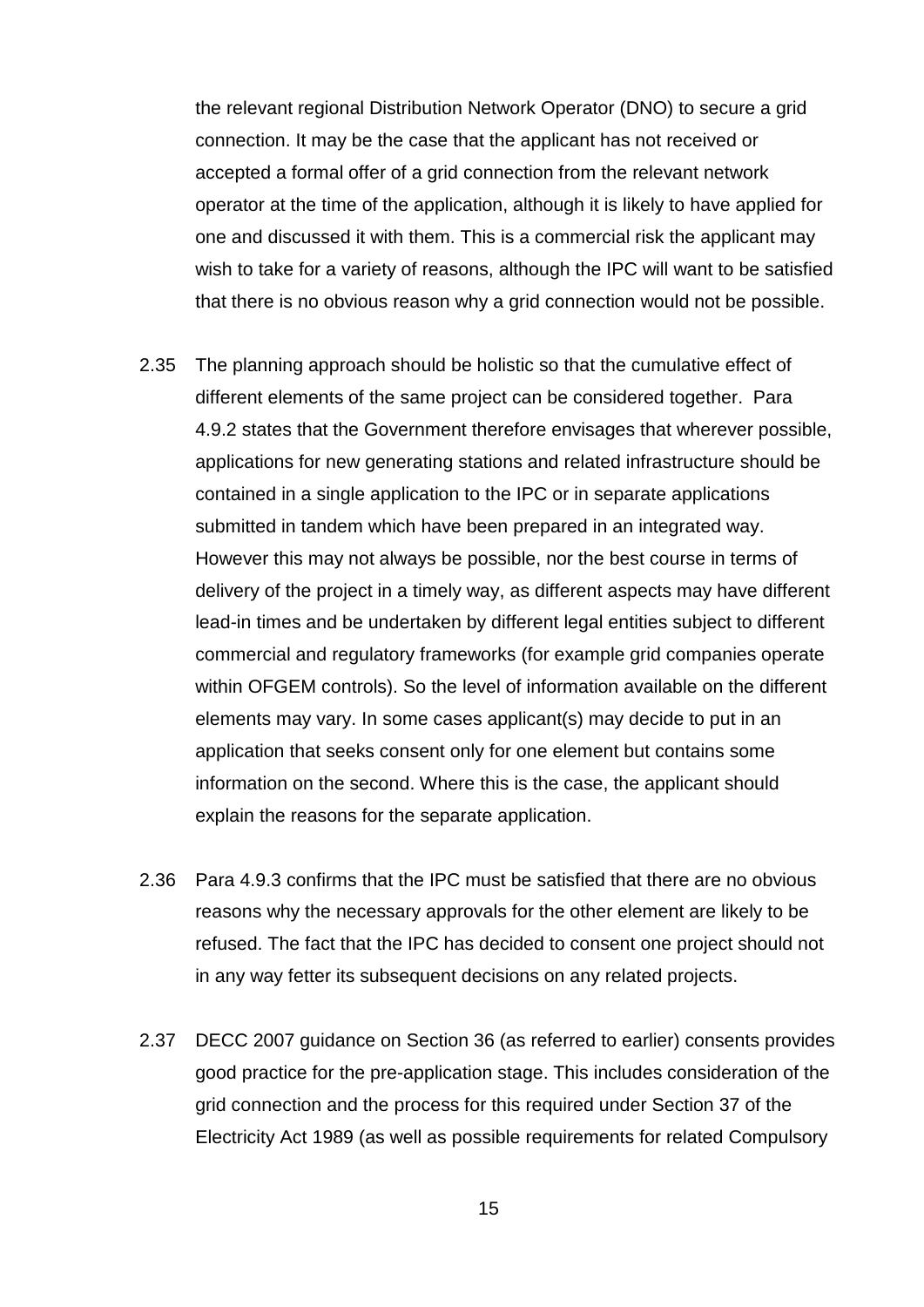the relevant regional Distribution Network Operator (DNO) to secure a grid connection. It may be the case that the applicant has not received or accepted a formal offer of a grid connection from the relevant network operator at the time of the application, although it is likely to have applied for one and discussed it with them. This is a commercial risk the applicant may wish to take for a variety of reasons, although the IPC will want to be satisfied that there is no obvious reason why a grid connection would not be possible.

2.35 The planning approach should be holistic so that the cumulative effect of different elements of the same project can be considered together. Para 4.9.2 states that the Government therefore envisages that wherever possible, applications for new generating stations and related infrastructure should be contained in a single application to the IPC or in separate applications submitted in tandem which have been prepared in an integrated way. However this may not always be possible, nor the best course in terms of delivery of the project in a timely way, as different aspects may have different lead-in times and be undertaken by different legal entities subject to different commercial and regulatory frameworks (for example grid companies operate within OFGEM controls). So the level of information available on the different elements may vary. In some cases applicant(s) may decide to put in an application that seeks consent only for one element but contains some information on the second. Where this is the case, the applicant should explain the reasons for the separate application.

2.36 Para 4.9.3 confirms that the IPC must be satisfied that there are no obvious reasons why the necessary approvals for the other element are likely to be refused. The fact that the IPC has decided to consent one project should not in any way fetter its subsequent decisions on any related projects.

2.37 DECC 2007 guidance on Section 36 (as referred to earlier) consents provides good practice for the pre-application stage. This includes consideration of the grid connection and the process for this required under Section 37 of the Electricity Act 1989 (as well as possible requirements for related Compulsory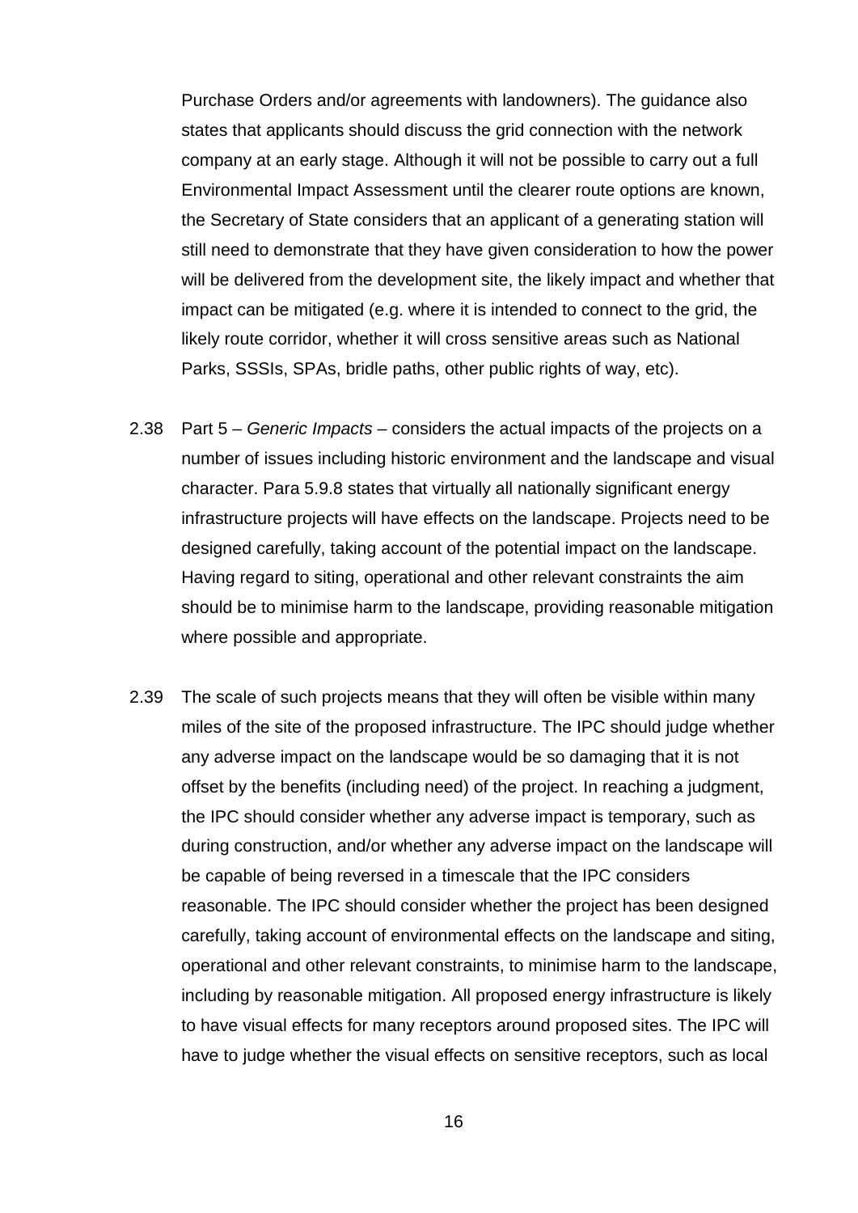Purchase Orders and/or agreements with landowners). The guidance also states that applicants should discuss the grid connection with the network company at an early stage. Although it will not be possible to carry out a full Environmental Impact Assessment until the clearer route options are known, the Secretary of State considers that an applicant of a generating station will still need to demonstrate that they have given consideration to how the power will be delivered from the development site, the likely impact and whether that impact can be mitigated (e.g. where it is intended to connect to the grid, the likely route corridor, whether it will cross sensitive areas such as National Parks, SSSIs, SPAs, bridle paths, other public rights of way, etc).

2.38 Part 5 – *Generic Impacts* – considers the actual impacts of the projects on a number of issues including historic environment and the landscape and visual character. Para 5.9.8 states that virtually all nationally significant energy infrastructure projects will have effects on the landscape. Projects need to be designed carefully, taking account of the potential impact on the landscape. Having regard to siting, operational and other relevant constraints the aim should be to minimise harm to the landscape, providing reasonable mitigation where possible and appropriate.

2.39 The scale of such projects means that they will often be visible within many miles of the site of the proposed infrastructure. The IPC should judge whether any adverse impact on the landscape would be so damaging that it is not offset by the benefits (including need) of the project. In reaching a judgment, the IPC should consider whether any adverse impact is temporary, such as during construction, and/or whether any adverse impact on the landscape will be capable of being reversed in a timescale that the IPC considers reasonable. The IPC should consider whether the project has been designed carefully, taking account of environmental effects on the landscape and siting, operational and other relevant constraints, to minimise harm to the landscape, including by reasonable mitigation. All proposed energy infrastructure is likely to have visual effects for many receptors around proposed sites. The IPC will have to judge whether the visual effects on sensitive receptors, such as local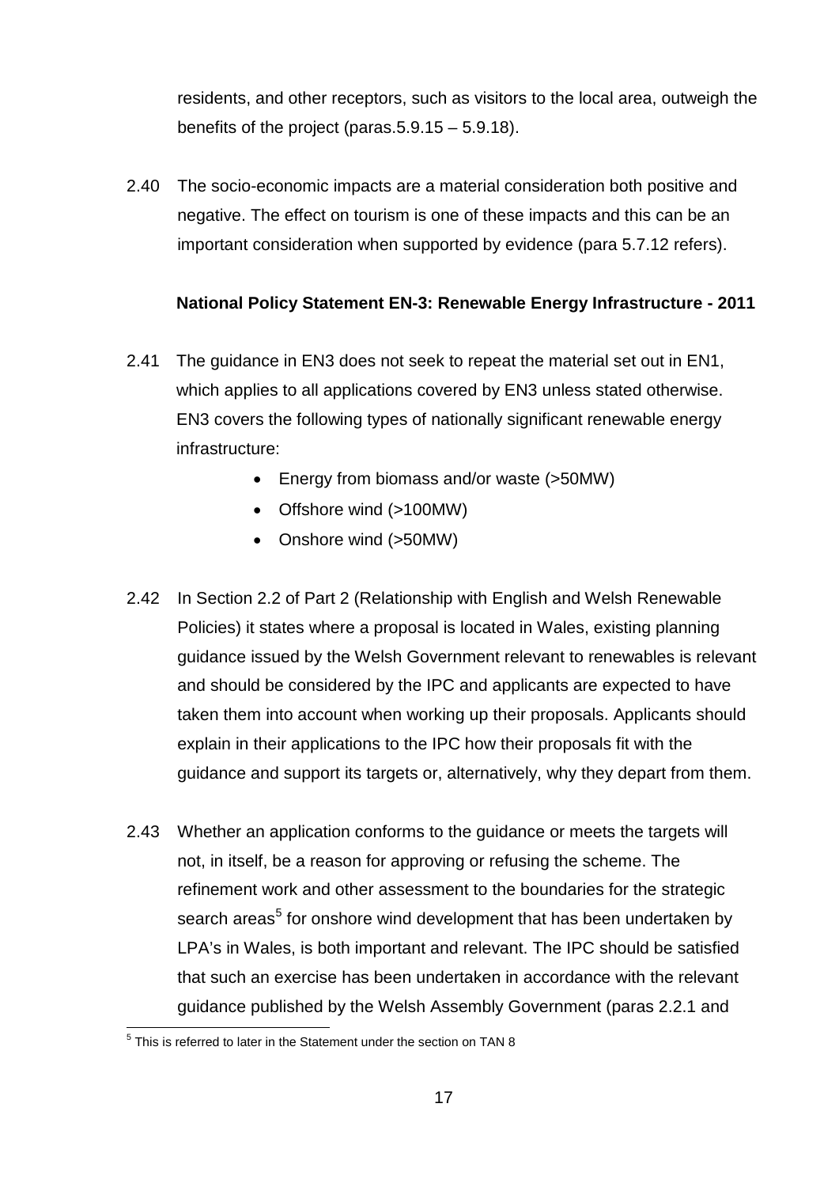residents, and other receptors, such as visitors to the local area, outweigh the benefits of the project (paras.5.9.15 – 5.9.18).

2.40 The socio-economic impacts are a material consideration both positive and negative. The effect on tourism is one of these impacts and this can be an important consideration when supported by evidence (para 5.7.12 refers).

**National Policy Statement EN-3: Renewable Energy Infrastructure - 2011**

2.41 The guidance in EN3 does not seek to repeat the material set out in EN1, which applies to all applications covered by EN3 unless stated otherwise. EN3 covers the following types of nationally significant renewable energy infrastructure:

- Energy from biomass and/or waste (>50MW)
- Offshore wind (>100MW)
- Onshore wind (>50MW)

2.42 In Section 2.2 of Part 2 (Relationship with English and Welsh Renewable Policies) it states where a proposal is located in Wales, existing planning guidance issued by the Welsh Government relevant to renewables is relevant and should be considered by the IPC and applicants are expected to have taken them into account when working up their proposals. Applicants should explain in their applications to the IPC how their proposals fit with the guidance and support its targets or, alternatively, why they depart from them.

2.43 Whether an application conforms to the guidance or meets the targets will not, in itself, be a reason for approving or refusing the scheme. The refinement work and other assessment to the boundaries for the strategic search areas[5] for onshore wind development that has been undertaken by LPA's in Wales, is both important and relevant. The IPC should be satisfied that such an exercise has been undertaken in accordance with the relevant guidance published by the Welsh Assembly Government (paras 2.2.1 and

[5] This is referred to later in the Statement under the section on TAN 8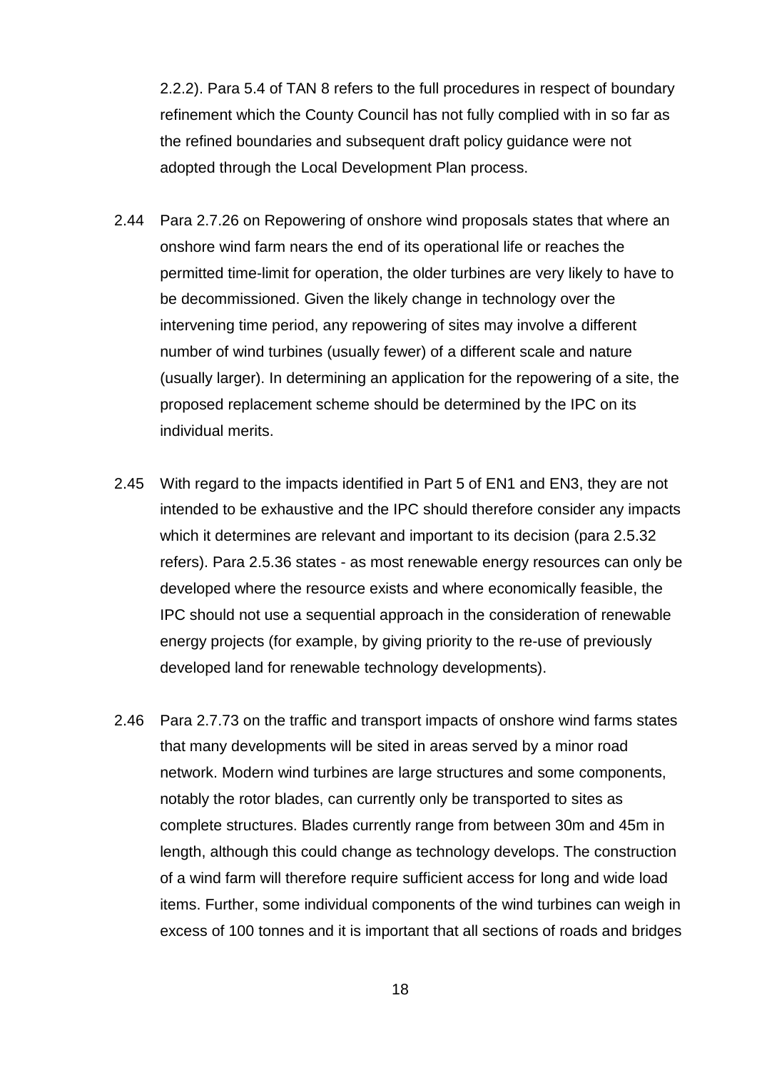2.2.2). Para 5.4 of TAN 8 refers to the full procedures in respect of boundary refinement which the County Council has not fully complied with in so far as the refined boundaries and subsequent draft policy guidance were not adopted through the Local Development Plan process.

2.44 Para 2.7.26 on Repowering of onshore wind proposals states that where an onshore wind farm nears the end of its operational life or reaches the permitted time-limit for operation, the older turbines are very likely to have to be decommissioned. Given the likely change in technology over the intervening time period, any repowering of sites may involve a different number of wind turbines (usually fewer) of a different scale and nature (usually larger). In determining an application for the repowering of a site, the proposed replacement scheme should be determined by the IPC on its individual merits.

2.45 With regard to the impacts identified in Part 5 of EN1 and EN3, they are not intended to be exhaustive and the IPC should therefore consider any impacts which it determines are relevant and important to its decision (para 2.5.32 refers). Para 2.5.36 states - as most renewable energy resources can only be developed where the resource exists and where economically feasible, the IPC should not use a sequential approach in the consideration of renewable energy projects (for example, by giving priority to the re-use of previously developed land for renewable technology developments).

2.46 Para 2.7.73 on the traffic and transport impacts of onshore wind farms states that many developments will be sited in areas served by a minor road network. Modern wind turbines are large structures and some components, notably the rotor blades, can currently only be transported to sites as complete structures. Blades currently range from between 30m and 45m in length, although this could change as technology develops. The construction of a wind farm will therefore require sufficient access for long and wide load items. Further, some individual components of the wind turbines can weigh in excess of 100 tonnes and it is important that all sections of roads and bridges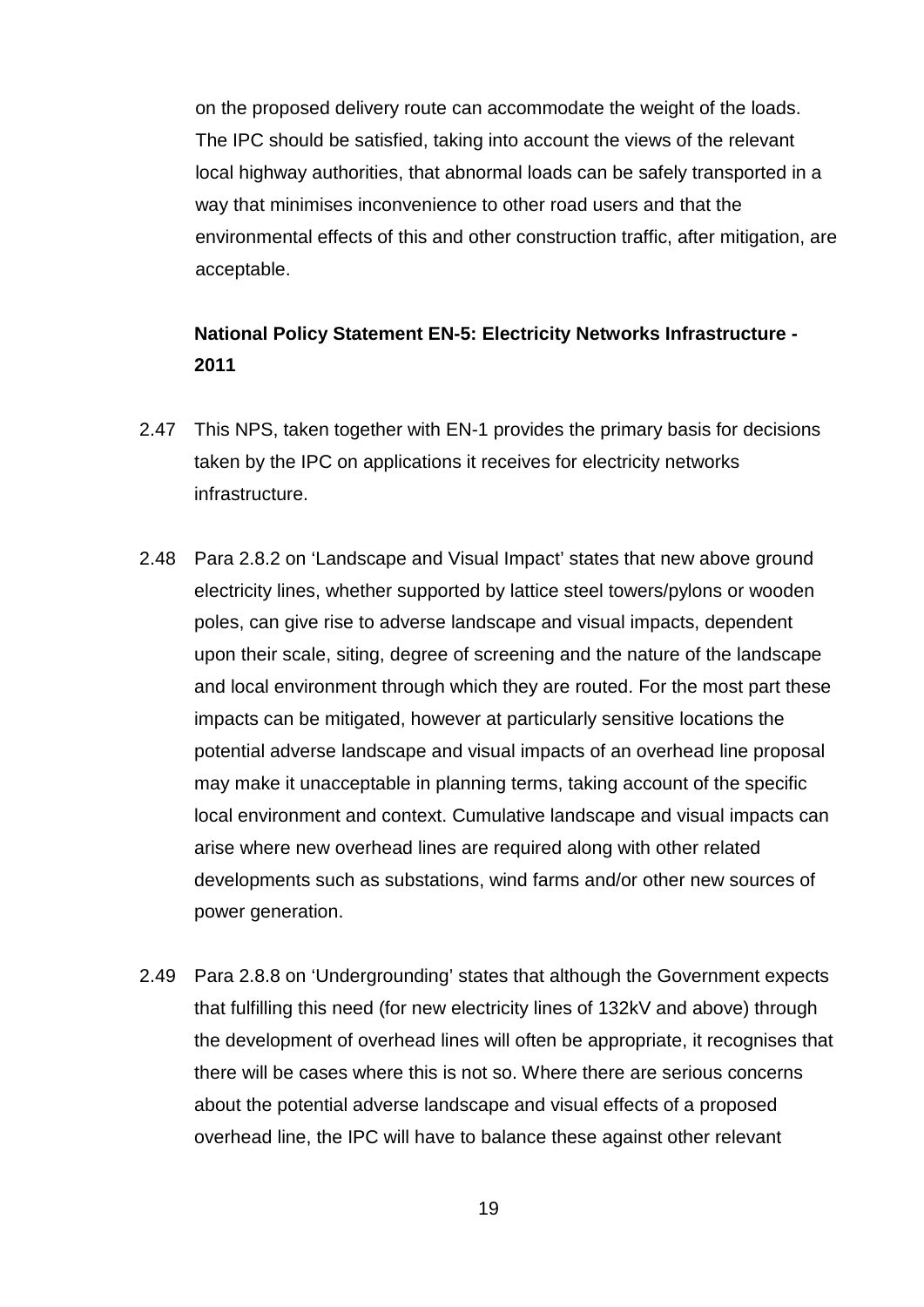on the proposed delivery route can accommodate the weight of the loads. The IPC should be satisfied, taking into account the views of the relevant local highway authorities, that abnormal loads can be safely transported in a way that minimises inconvenience to other road users and that the environmental effects of this and other construction traffic, after mitigation, are acceptable.

**National Policy Statement EN-5: Electricity Networks Infrastructure - 2011**

2.47 This NPS, taken together with EN-1 provides the primary basis for decisions taken by the IPC on applications it receives for electricity networks infrastructure.

2.48 Para 2.8.2 on 'Landscape and Visual Impact' states that new above ground electricity lines, whether supported by lattice steel towers/pylons or wooden poles, can give rise to adverse landscape and visual impacts, dependent upon their scale, siting, degree of screening and the nature of the landscape and local environment through which they are routed. For the most part these impacts can be mitigated, however at particularly sensitive locations the potential adverse landscape and visual impacts of an overhead line proposal may make it unacceptable in planning terms, taking account of the specific local environment and context. Cumulative landscape and visual impacts can arise where new overhead lines are required along with other related developments such as substations, wind farms and/or other new sources of power generation.

2.49 Para 2.8.8 on 'Undergrounding' states that although the Government expects that fulfilling this need (for new electricity lines of 132kV and above) through the development of overhead lines will often be appropriate, it recognises that there will be cases where this is not so. Where there are serious concerns about the potential adverse landscape and visual effects of a proposed overhead line, the IPC will have to balance these against other relevant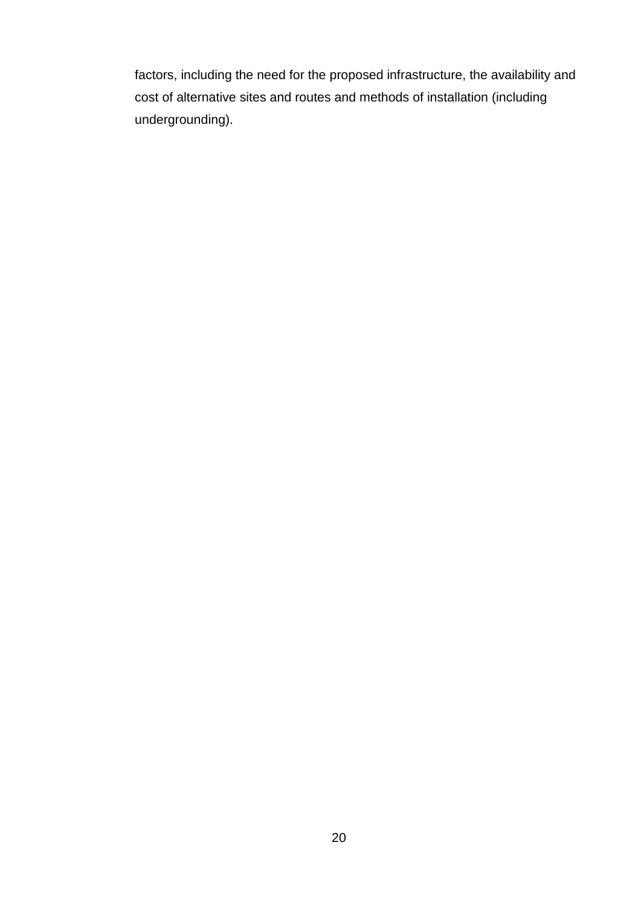factors, including the need for the proposed infrastructure, the availability and cost of alternative sites and routes and methods of installation (including undergrounding).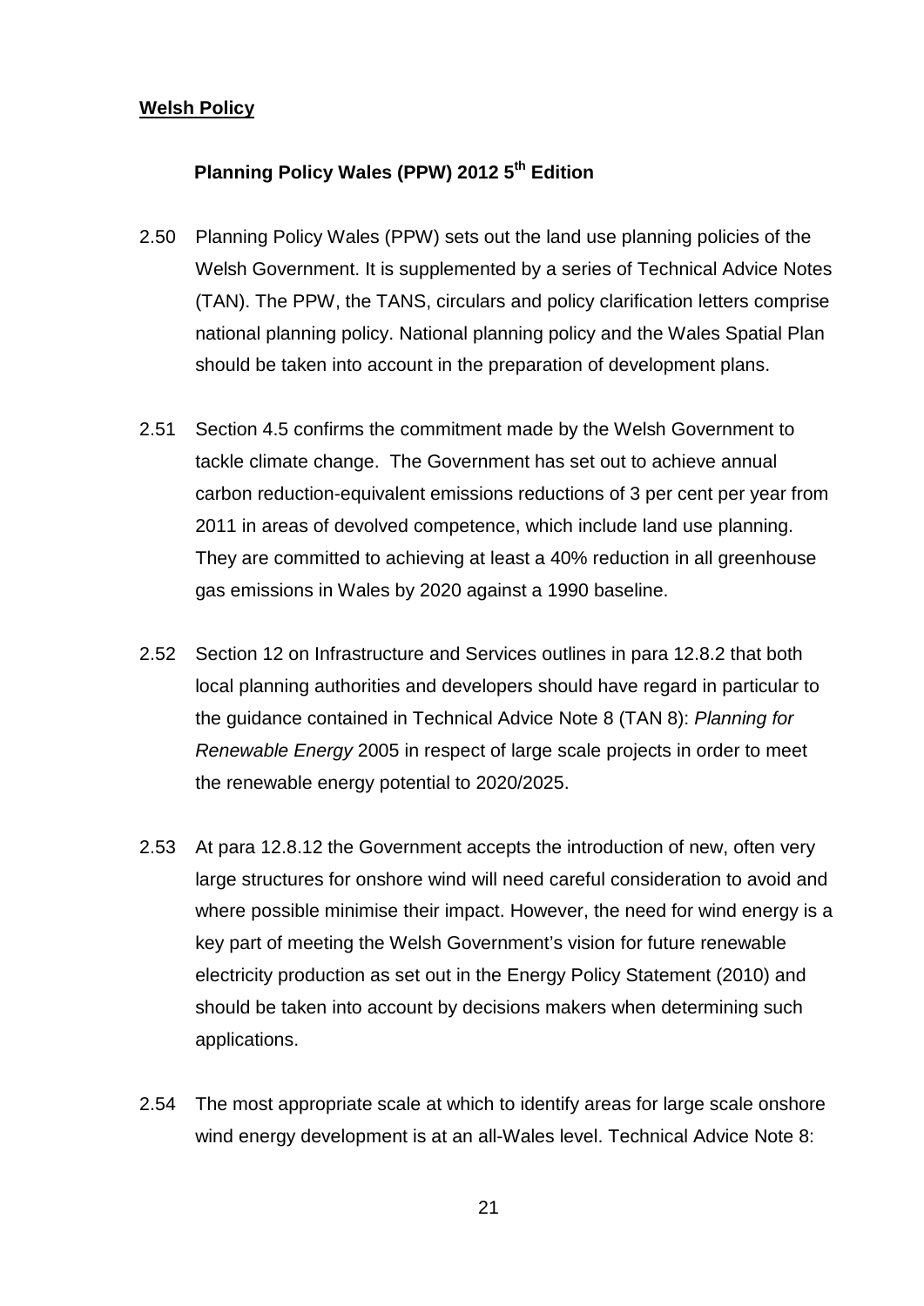**Welsh Policy**

## Planning Policy Wales (PPW) 2012 5th Edition

2.50 Planning Policy Wales (PPW) sets out the land use planning policies of the Welsh Government. It is supplemented by a series of Technical Advice Notes (TAN). The PPW, the TANS, circulars and policy clarification letters comprise national planning policy. National planning policy and the Wales Spatial Plan should be taken into account in the preparation of development plans.

2.51 Section 4.5 confirms the commitment made by the Welsh Government to tackle climate change. The Government has set out to achieve annual carbon reduction-equivalent emissions reductions of 3 per cent per year from 2011 in areas of devolved competence, which include land use planning. They are committed to achieving at least a 40% reduction in all greenhouse gas emissions in Wales by 2020 against a 1990 baseline.

2.52 Section 12 on Infrastructure and Services outlines in para 12.8.2 that both local planning authorities and developers should have regard in particular to the guidance contained in Technical Advice Note 8 (TAN 8): *Planning for Renewable Energy* 2005 in respect of large scale projects in order to meet the renewable energy potential to 2020/2025.

2.53 At para 12.8.12 the Government accepts the introduction of new, often very large structures for onshore wind will need careful consideration to avoid and where possible minimise their impact. However, the need for wind energy is a key part of meeting the Welsh Government's vision for future renewable electricity production as set out in the Energy Policy Statement (2010) and should be taken into account by decisions makers when determining such applications.

2.54 The most appropriate scale at which to identify areas for large scale onshore wind energy development is at an all-Wales level. Technical Advice Note 8: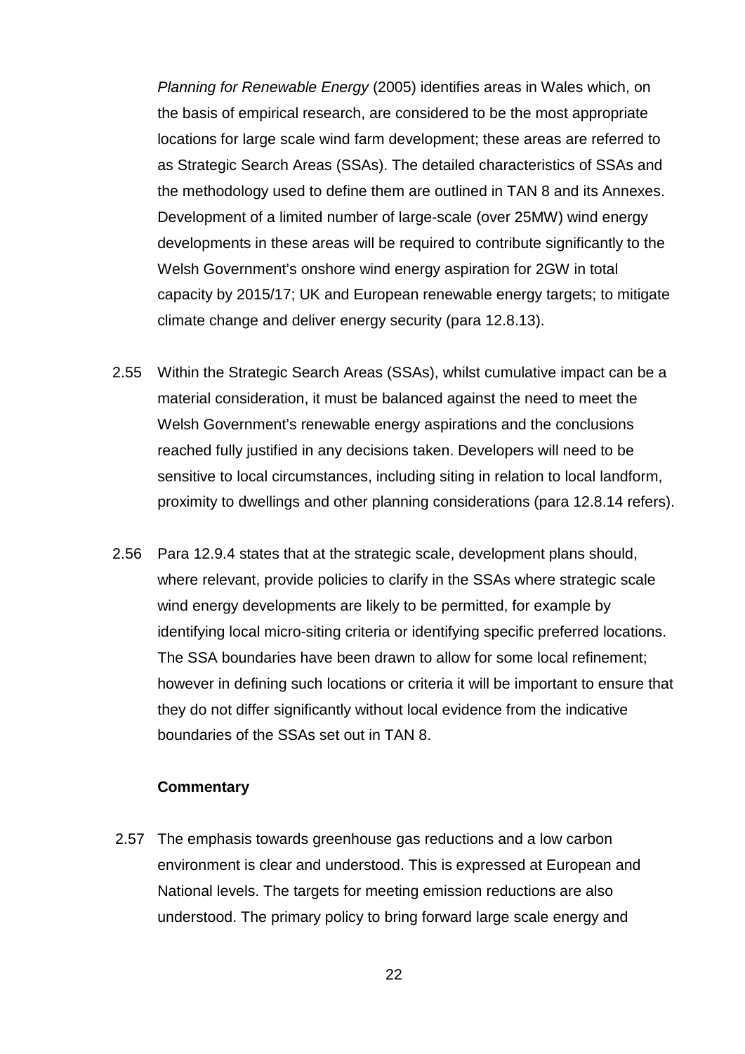*Planning for Renewable Energy* (2005) identifies areas in Wales which, on the basis of empirical research, are considered to be the most appropriate locations for large scale wind farm development; these areas are referred to as Strategic Search Areas (SSAs). The detailed characteristics of SSAs and the methodology used to define them are outlined in TAN 8 and its Annexes. Development of a limited number of large-scale (over 25MW) wind energy developments in these areas will be required to contribute significantly to the Welsh Government's onshore wind energy aspiration for 2GW in total capacity by 2015/17; UK and European renewable energy targets; to mitigate climate change and deliver energy security (para 12.8.13).

2.55 Within the Strategic Search Areas (SSAs), whilst cumulative impact can be a material consideration, it must be balanced against the need to meet the Welsh Government's renewable energy aspirations and the conclusions reached fully justified in any decisions taken. Developers will need to be sensitive to local circumstances, including siting in relation to local landform, proximity to dwellings and other planning considerations (para 12.8.14 refers).

2.56 Para 12.9.4 states that at the strategic scale, development plans should, where relevant, provide policies to clarify in the SSAs where strategic scale wind energy developments are likely to be permitted, for example by identifying local micro-siting criteria or identifying specific preferred locations. The SSA boundaries have been drawn to allow for some local refinement; however in defining such locations or criteria it will be important to ensure that they do not differ significantly without local evidence from the indicative boundaries of the SSAs set out in TAN 8.

**Commentary**

2.57 The emphasis towards greenhouse gas reductions and a low carbon environment is clear and understood. This is expressed at European and National levels. The targets for meeting emission reductions are also understood. The primary policy to bring forward large scale energy and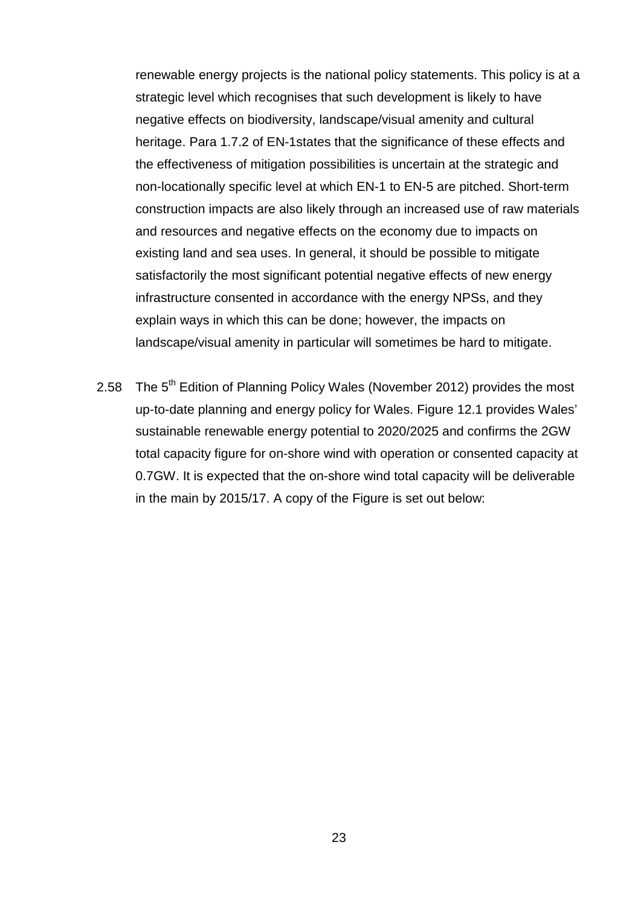renewable energy projects is the national policy statements. This policy is at a strategic level which recognises that such development is likely to have negative effects on biodiversity, landscape/visual amenity and cultural heritage. Para 1.7.2 of EN-1states that the significance of these effects and the effectiveness of mitigation possibilities is uncertain at the strategic and non-locationally specific level at which EN-1 to EN-5 are pitched. Short-term construction impacts are also likely through an increased use of raw materials and resources and negative effects on the economy due to impacts on existing land and sea uses. In general, it should be possible to mitigate satisfactorily the most significant potential negative effects of new energy infrastructure consented in accordance with the energy NPSs, and they explain ways in which this can be done; however, the impacts on landscape/visual amenity in particular will sometimes be hard to mitigate.

2.58 The 5th Edition of Planning Policy Wales (November 2012) provides the most up-to-date planning and energy policy for Wales. Figure 12.1 provides Wales' sustainable renewable energy potential to 2020/2025 and confirms the 2GW total capacity figure for on-shore wind with operation or consented capacity at 0.7GW. It is expected that the on-shore wind total capacity will be deliverable in the main by 2015/17. A copy of the Figure is set out below: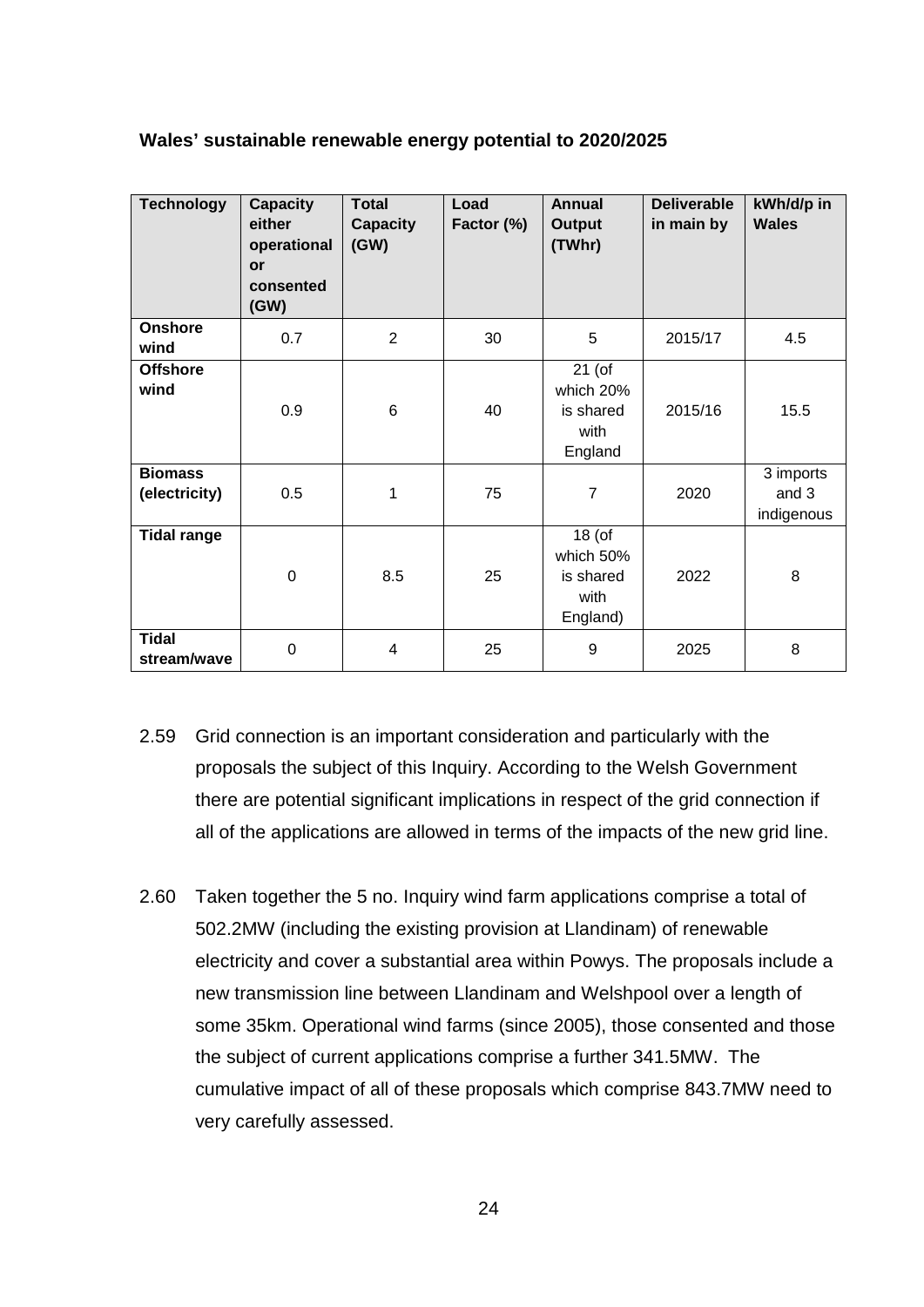**Wales' sustainable renewable energy potential to 2020/2025**

| Technology | Capacity either operational or consented (GW) | Total Capacity (GW) | Load Factor (%) | Annual Output (TWhr) | Deliverable in main by | kWh/d/p in Wales |
|---|---|---|---|---|---|---|
| **Onshore wind** | 0.7 | 2 | 30 | 5 | 2015/17 | 4.5 |
| **Offshore wind** | 0.9 | 6 | 40 | 21 (of which 20% is shared with England | 2015/16 | 15.5 |
| **Biomass (electricity)** | 0.5 | 1 | 75 | 7 | 2020 | 3 imports and 3 indigenous |
| **Tidal range** | 0 | 8.5 | 25 | 18 (of which 50% is shared with England) | 2022 | 8 |
| **Tidal stream/wave** | 0 | 4 | 25 | 9 | 2025 | 8 |

2.59 Grid connection is an important consideration and particularly with the proposals the subject of this Inquiry. According to the Welsh Government there are potential significant implications in respect of the grid connection if all of the applications are allowed in terms of the impacts of the new grid line.

2.60 Taken together the 5 no. Inquiry wind farm applications comprise a total of 502.2MW (including the existing provision at Llandinam) of renewable electricity and cover a substantial area within Powys. The proposals include a new transmission line between Llandinam and Welshpool over a length of some 35km. Operational wind farms (since 2005), those consented and those the subject of current applications comprise a further 341.5MW. The cumulative impact of all of these proposals which comprise 843.7MW need to very carefully assessed.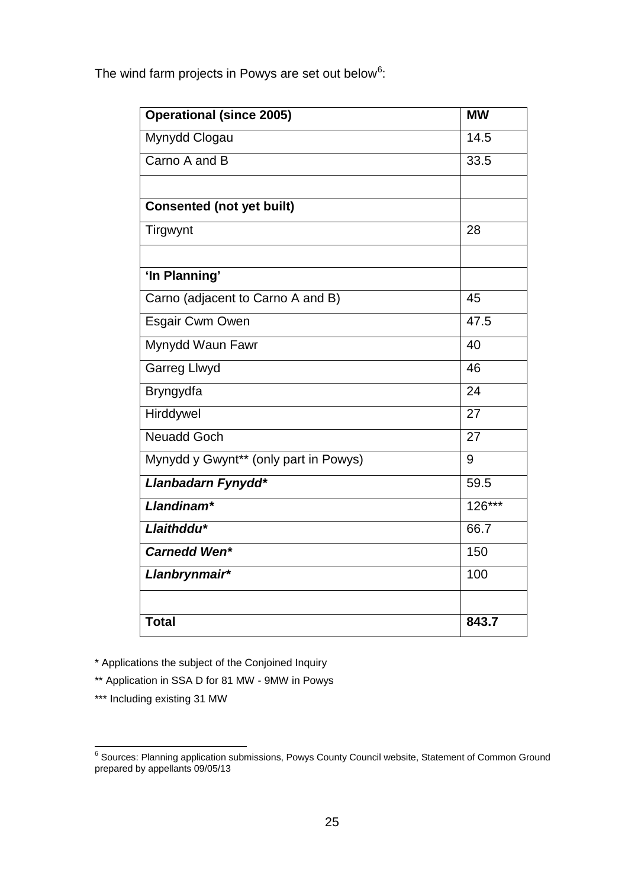The wind farm projects in Powys are set out below[6]:

| **Operational (since 2005)** | **MW** |
|---|---|
| Mynydd Clogau | 14.5 |
| Carno A and B | 33.5 |
| | |
| **Consented (not yet built)** | |
| Tirgwynt | 28 |
| | |
| **'In Planning'** | |
| Carno (adjacent to Carno A and B) | 45 |
| Esgair Cwm Owen | 47.5 |
| Mynydd Waun Fawr | 40 |
| Garreg Llwyd | 46 |
| Bryngydfa | 24 |
| Hirddywel | 27 |
| Neuadd Goch | 27 |
| Mynydd y Gwynt** (only part in Powys) | 9 |
| ***Llanbadarn Fynydd**** | 59.5 |
| ***Llandinam**** | 126*** |
| ***Llaithddu**** | 66.7 |
| ***Carnedd Wen**** | 150 |
| ***Llanbrynmair**** | 100 |
| | |
| **Total** | **843.7** |

\* Applications the subject of the Conjoined Inquiry

** Application in SSA D for 81 MW - 9MW in Powys

*** Including existing 31 MW

[6] Sources: Planning application submissions, Powys County Council website, Statement of Common Ground prepared by appellants 09/05/13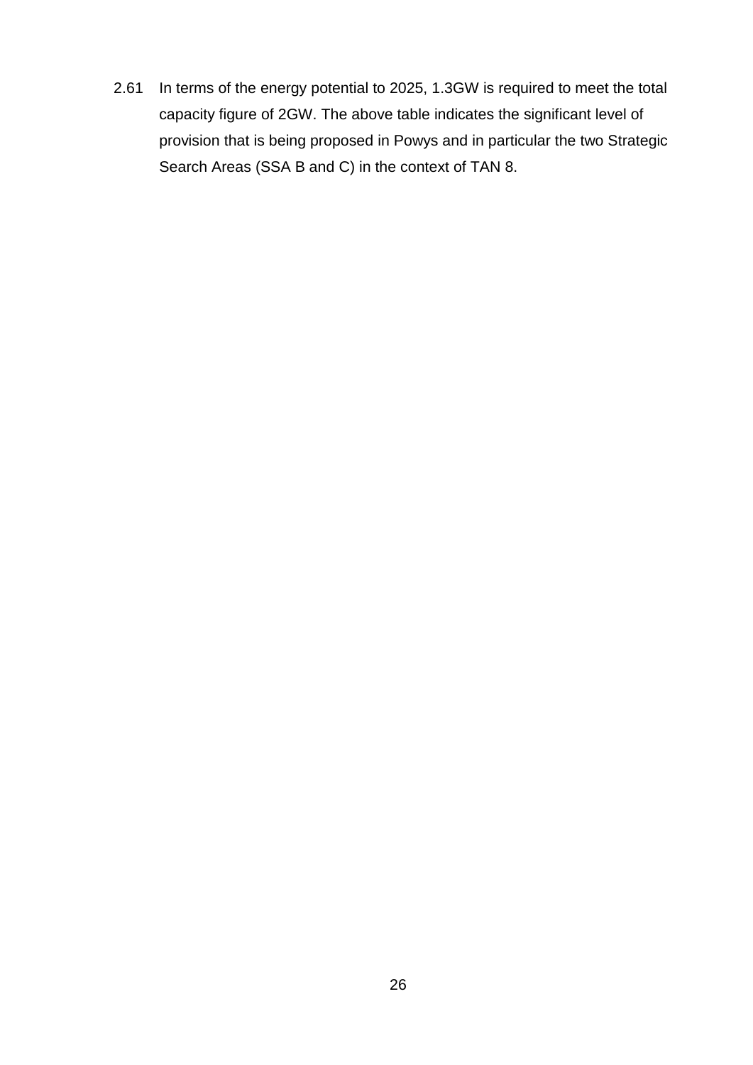2.61 In terms of the energy potential to 2025, 1.3GW is required to meet the total capacity figure of 2GW. The above table indicates the significant level of provision that is being proposed in Powys and in particular the two Strategic Search Areas (SSA B and C) in the context of TAN 8.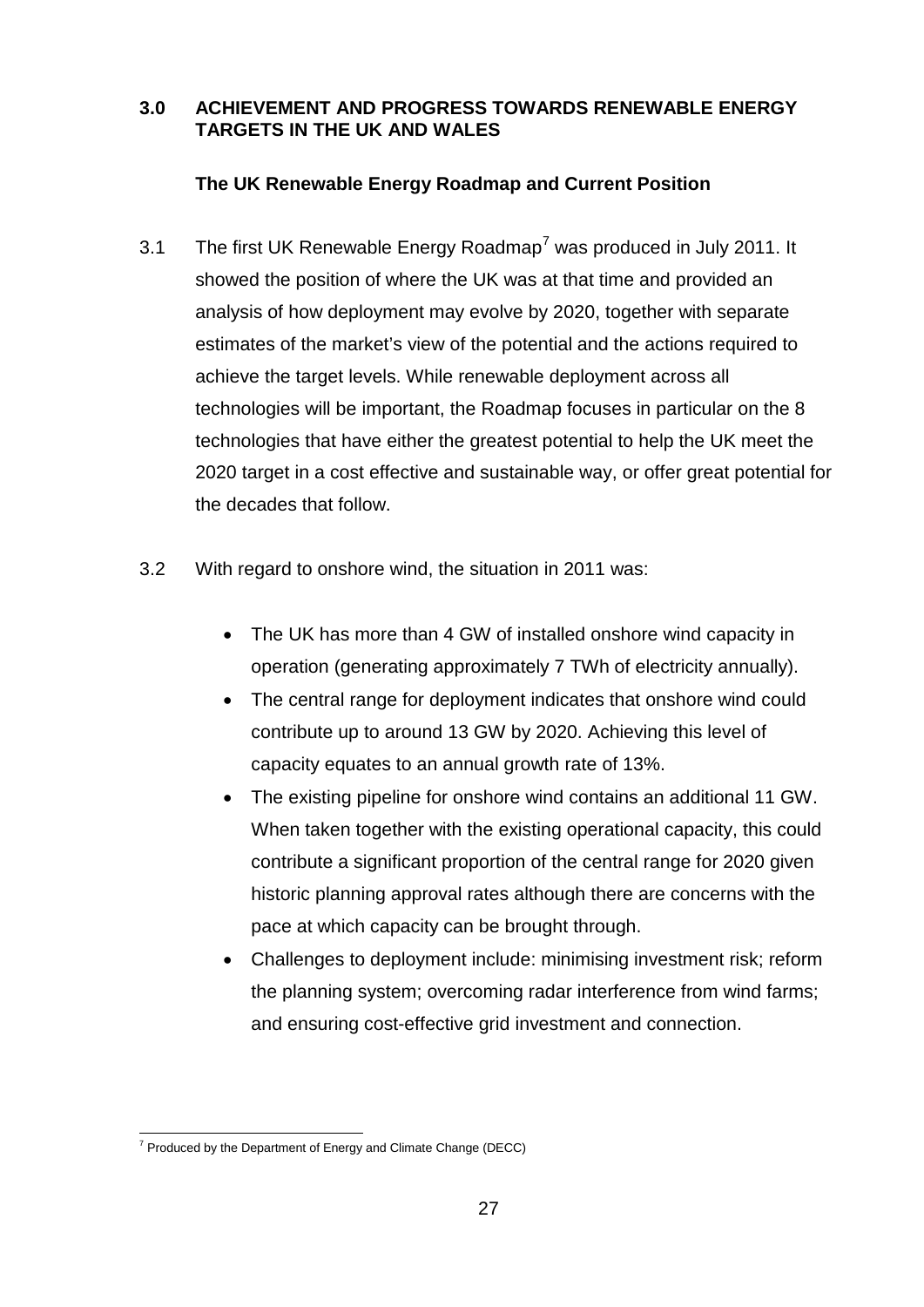## 3.0 ACHIEVEMENT AND PROGRESS TOWARDS RENEWABLE ENERGY TARGETS IN THE UK AND WALES

### The UK Renewable Energy Roadmap and Current Position

3.1 The first UK Renewable Energy Roadmap[7] was produced in July 2011. It showed the position of where the UK was at that time and provided an analysis of how deployment may evolve by 2020, together with separate estimates of the market's view of the potential and the actions required to achieve the target levels. While renewable deployment across all technologies will be important, the Roadmap focuses in particular on the 8 technologies that have either the greatest potential to help the UK meet the 2020 target in a cost effective and sustainable way, or offer great potential for the decades that follow.

3.2 With regard to onshore wind, the situation in 2011 was:

- The UK has more than 4 GW of installed onshore wind capacity in operation (generating approximately 7 TWh of electricity annually).
- The central range for deployment indicates that onshore wind could contribute up to around 13 GW by 2020. Achieving this level of capacity equates to an annual growth rate of 13%.
- The existing pipeline for onshore wind contains an additional 11 GW. When taken together with the existing operational capacity, this could contribute a significant proportion of the central range for 2020 given historic planning approval rates although there are concerns with the pace at which capacity can be brought through.
- Challenges to deployment include: minimising investment risk; reform the planning system; overcoming radar interference from wind farms; and ensuring cost-effective grid investment and connection.

[7] Produced by the Department of Energy and Climate Change (DECC)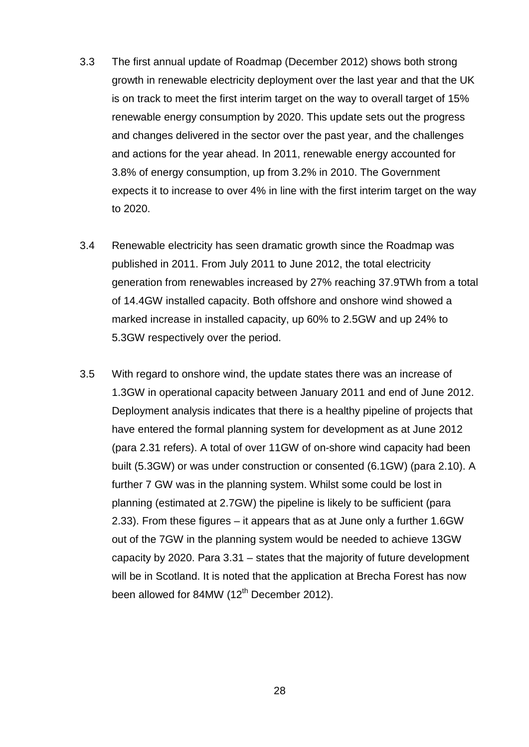3.3 The first annual update of Roadmap (December 2012) shows both strong growth in renewable electricity deployment over the last year and that the UK is on track to meet the first interim target on the way to overall target of 15% renewable energy consumption by 2020. This update sets out the progress and changes delivered in the sector over the past year, and the challenges and actions for the year ahead. In 2011, renewable energy accounted for 3.8% of energy consumption, up from 3.2% in 2010. The Government expects it to increase to over 4% in line with the first interim target on the way to 2020.

3.4 Renewable electricity has seen dramatic growth since the Roadmap was published in 2011. From July 2011 to June 2012, the total electricity generation from renewables increased by 27% reaching 37.9TWh from a total of 14.4GW installed capacity. Both offshore and onshore wind showed a marked increase in installed capacity, up 60% to 2.5GW and up 24% to 5.3GW respectively over the period.

3.5 With regard to onshore wind, the update states there was an increase of 1.3GW in operational capacity between January 2011 and end of June 2012. Deployment analysis indicates that there is a healthy pipeline of projects that have entered the formal planning system for development as at June 2012 (para 2.31 refers). A total of over 11GW of on-shore wind capacity had been built (5.3GW) or was under construction or consented (6.1GW) (para 2.10). A further 7 GW was in the planning system. Whilst some could be lost in planning (estimated at 2.7GW) the pipeline is likely to be sufficient (para 2.33). From these figures – it appears that as at June only a further 1.6GW out of the 7GW in the planning system would be needed to achieve 13GW capacity by 2020. Para 3.31 – states that the majority of future development will be in Scotland. It is noted that the application at Brecha Forest has now been allowed for 84MW (12th December 2012).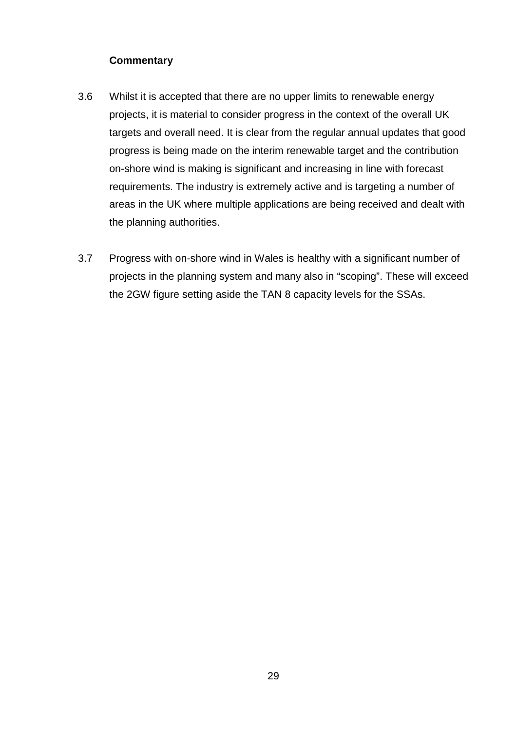**Commentary**

3.6 Whilst it is accepted that there are no upper limits to renewable energy projects, it is material to consider progress in the context of the overall UK targets and overall need. It is clear from the regular annual updates that good progress is being made on the interim renewable target and the contribution on-shore wind is making is significant and increasing in line with forecast requirements. The industry is extremely active and is targeting a number of areas in the UK where multiple applications are being received and dealt with the planning authorities.

3.7 Progress with on-shore wind in Wales is healthy with a significant number of projects in the planning system and many also in "scoping". These will exceed the 2GW figure setting aside the TAN 8 capacity levels for the SSAs.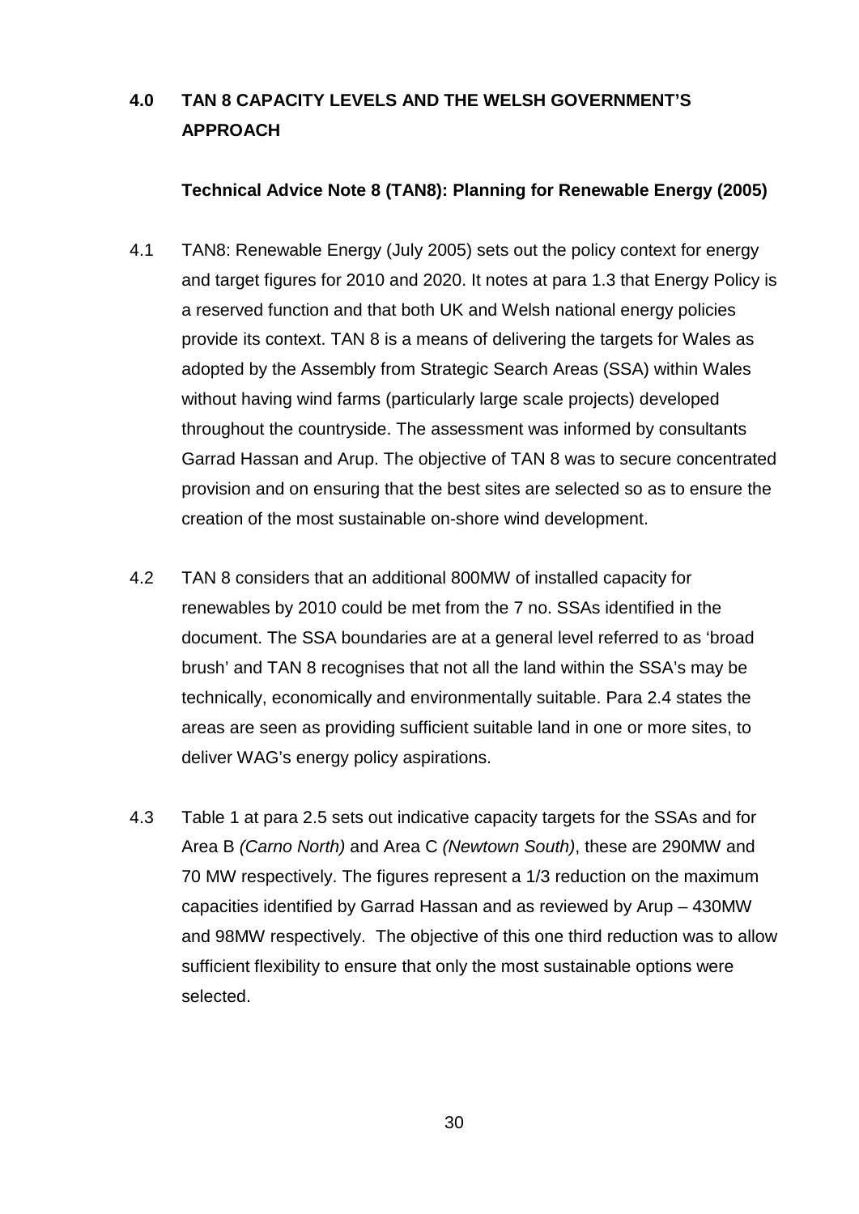## 4.0 TAN 8 CAPACITY LEVELS AND THE WELSH GOVERNMENT'S APPROACH

### Technical Advice Note 8 (TAN8): Planning for Renewable Energy (2005)

4.1 TAN8: Renewable Energy (July 2005) sets out the policy context for energy and target figures for 2010 and 2020. It notes at para 1.3 that Energy Policy is a reserved function and that both UK and Welsh national energy policies provide its context. TAN 8 is a means of delivering the targets for Wales as adopted by the Assembly from Strategic Search Areas (SSA) within Wales without having wind farms (particularly large scale projects) developed throughout the countryside. The assessment was informed by consultants Garrad Hassan and Arup. The objective of TAN 8 was to secure concentrated provision and on ensuring that the best sites are selected so as to ensure the creation of the most sustainable on-shore wind development.

4.2 TAN 8 considers that an additional 800MW of installed capacity for renewables by 2010 could be met from the 7 no. SSAs identified in the document. The SSA boundaries are at a general level referred to as 'broad brush' and TAN 8 recognises that not all the land within the SSA's may be technically, economically and environmentally suitable. Para 2.4 states the areas are seen as providing sufficient suitable land in one or more sites, to deliver WAG's energy policy aspirations.

4.3 Table 1 at para 2.5 sets out indicative capacity targets for the SSAs and for Area B *(Carno North)* and Area C *(Newtown South)*, these are 290MW and 70 MW respectively. The figures represent a 1/3 reduction on the maximum capacities identified by Garrad Hassan and as reviewed by Arup – 430MW and 98MW respectively. The objective of this one third reduction was to allow sufficient flexibility to ensure that only the most sustainable options were selected.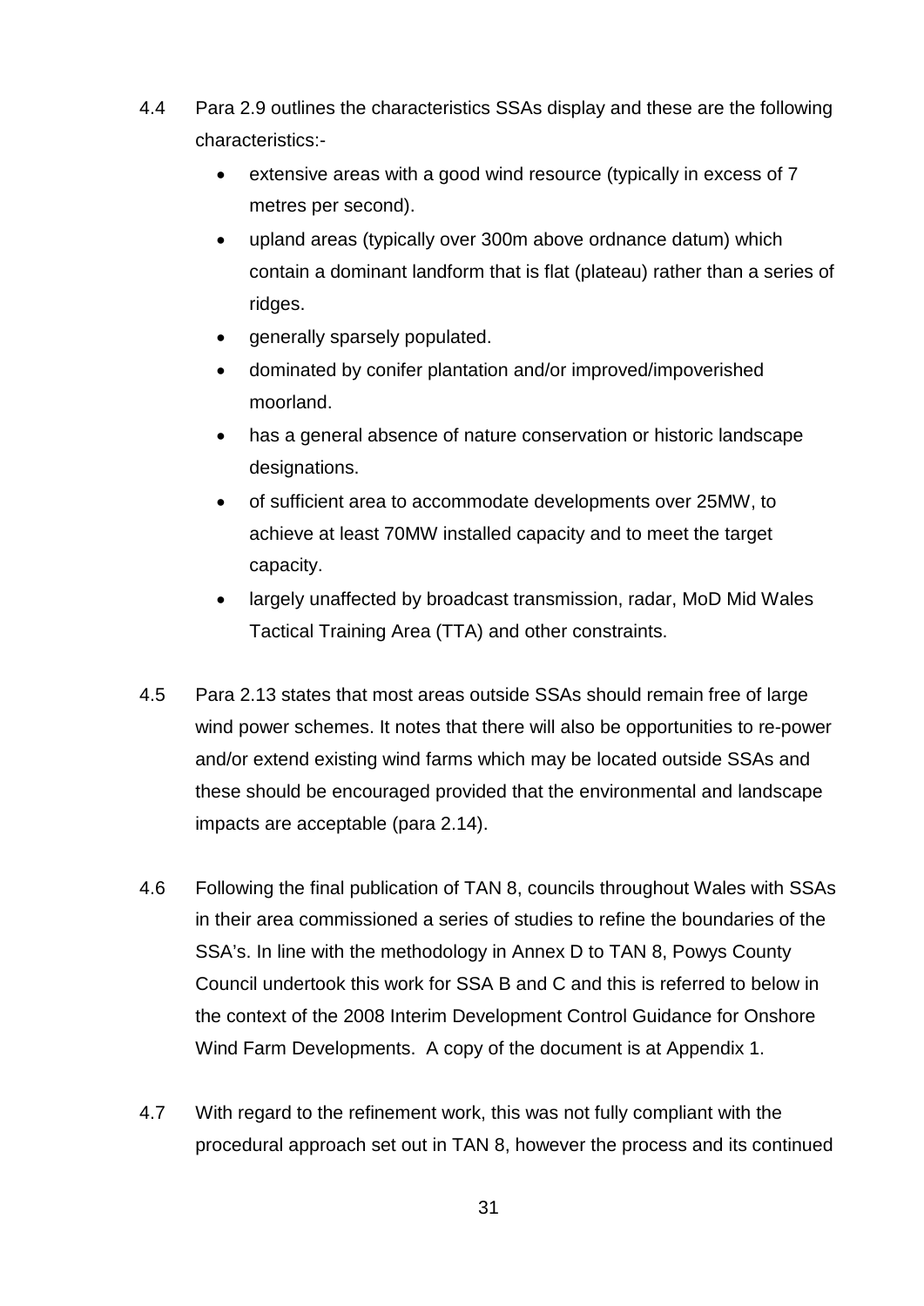4.4 Para 2.9 outlines the characteristics SSAs display and these are the following characteristics:-

- extensive areas with a good wind resource (typically in excess of 7 metres per second).
- upland areas (typically over 300m above ordnance datum) which contain a dominant landform that is flat (plateau) rather than a series of ridges.
- generally sparsely populated.
- dominated by conifer plantation and/or improved/impoverished moorland.
- has a general absence of nature conservation or historic landscape designations.
- of sufficient area to accommodate developments over 25MW, to achieve at least 70MW installed capacity and to meet the target capacity.
- largely unaffected by broadcast transmission, radar, MoD Mid Wales Tactical Training Area (TTA) and other constraints.

4.5 Para 2.13 states that most areas outside SSAs should remain free of large wind power schemes. It notes that there will also be opportunities to re-power and/or extend existing wind farms which may be located outside SSAs and these should be encouraged provided that the environmental and landscape impacts are acceptable (para 2.14).

4.6 Following the final publication of TAN 8, councils throughout Wales with SSAs in their area commissioned a series of studies to refine the boundaries of the SSA's. In line with the methodology in Annex D to TAN 8, Powys County Council undertook this work for SSA B and C and this is referred to below in the context of the 2008 Interim Development Control Guidance for Onshore Wind Farm Developments. A copy of the document is at Appendix 1.

4.7 With regard to the refinement work, this was not fully compliant with the procedural approach set out in TAN 8, however the process and its continued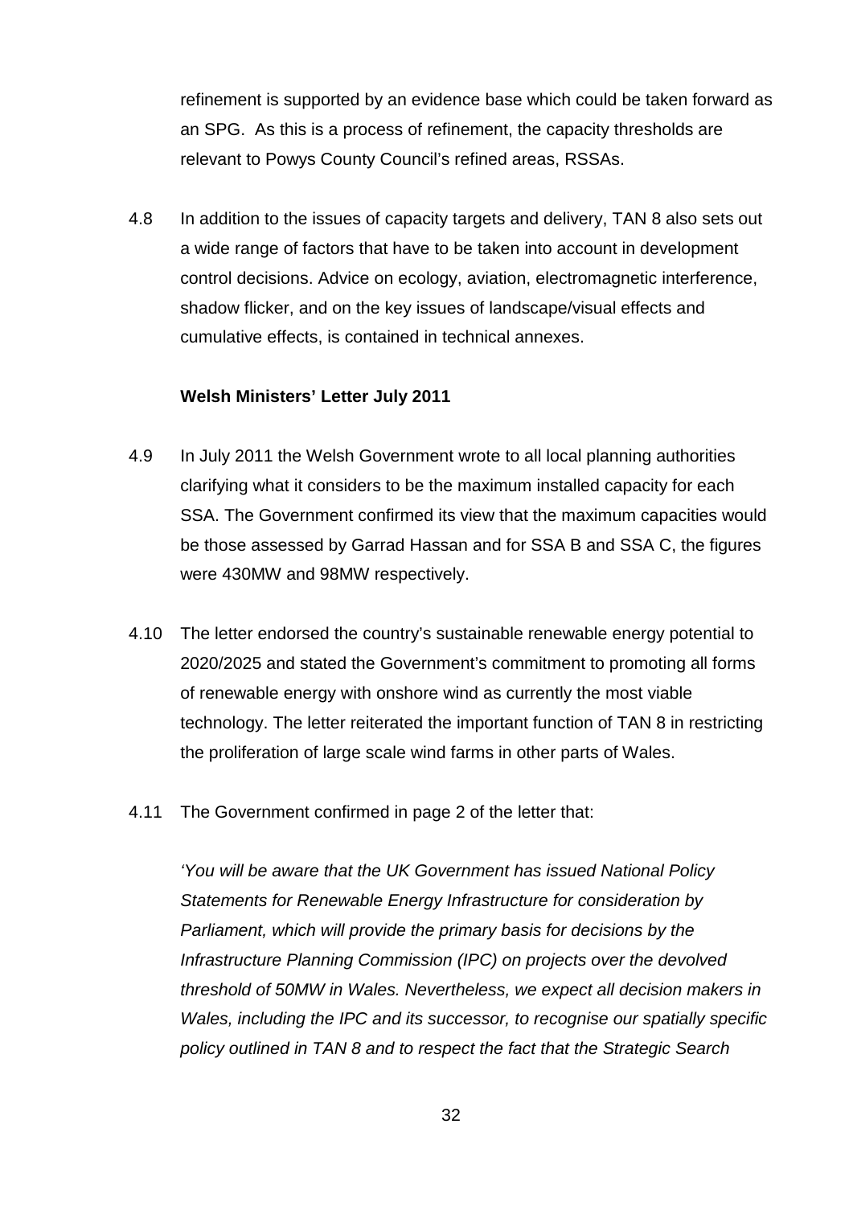refinement is supported by an evidence base which could be taken forward as an SPG. As this is a process of refinement, the capacity thresholds are relevant to Powys County Council's refined areas, RSSAs.

4.8 In addition to the issues of capacity targets and delivery, TAN 8 also sets out a wide range of factors that have to be taken into account in development control decisions. Advice on ecology, aviation, electromagnetic interference, shadow flicker, and on the key issues of landscape/visual effects and cumulative effects, is contained in technical annexes.

**Welsh Ministers' Letter July 2011**

4.9 In July 2011 the Welsh Government wrote to all local planning authorities clarifying what it considers to be the maximum installed capacity for each SSA. The Government confirmed its view that the maximum capacities would be those assessed by Garrad Hassan and for SSA B and SSA C, the figures were 430MW and 98MW respectively.

4.10 The letter endorsed the country's sustainable renewable energy potential to 2020/2025 and stated the Government's commitment to promoting all forms of renewable energy with onshore wind as currently the most viable technology. The letter reiterated the important function of TAN 8 in restricting the proliferation of large scale wind farms in other parts of Wales.

4.11 The Government confirmed in page 2 of the letter that:

*'You will be aware that the UK Government has issued National Policy Statements for Renewable Energy Infrastructure for consideration by Parliament, which will provide the primary basis for decisions by the Infrastructure Planning Commission (IPC) on projects over the devolved threshold of 50MW in Wales. Nevertheless, we expect all decision makers in Wales, including the IPC and its successor, to recognise our spatially specific policy outlined in TAN 8 and to respect the fact that the Strategic Search*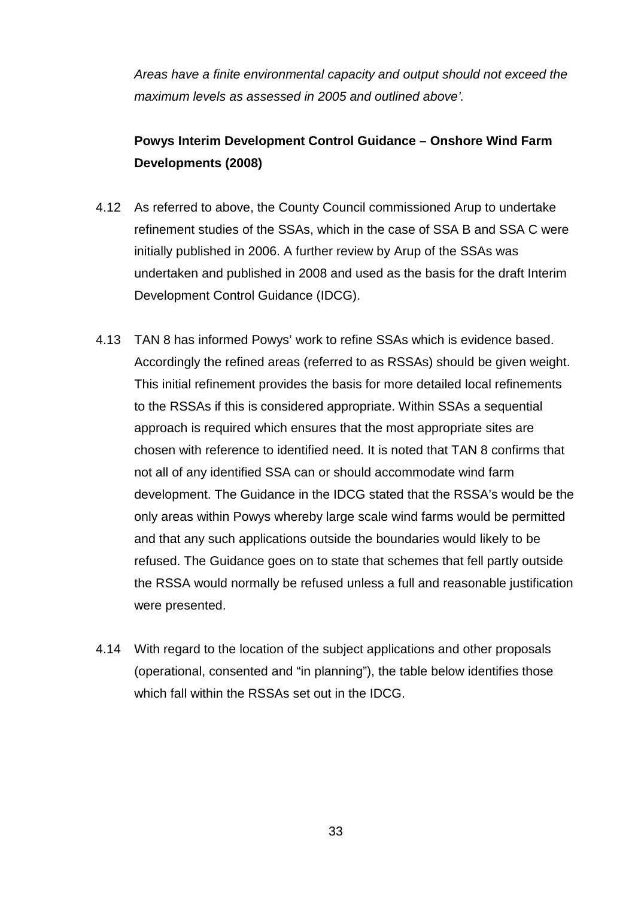*Areas have a finite environmental capacity and output should not exceed the maximum levels as assessed in 2005 and outlined above'.*

**Powys Interim Development Control Guidance – Onshore Wind Farm Developments (2008)**

4.12 As referred to above, the County Council commissioned Arup to undertake refinement studies of the SSAs, which in the case of SSA B and SSA C were initially published in 2006. A further review by Arup of the SSAs was undertaken and published in 2008 and used as the basis for the draft Interim Development Control Guidance (IDCG).

4.13 TAN 8 has informed Powys' work to refine SSAs which is evidence based. Accordingly the refined areas (referred to as RSSAs) should be given weight. This initial refinement provides the basis for more detailed local refinements to the RSSAs if this is considered appropriate. Within SSAs a sequential approach is required which ensures that the most appropriate sites are chosen with reference to identified need. It is noted that TAN 8 confirms that not all of any identified SSA can or should accommodate wind farm development. The Guidance in the IDCG stated that the RSSA's would be the only areas within Powys whereby large scale wind farms would be permitted and that any such applications outside the boundaries would likely to be refused. The Guidance goes on to state that schemes that fell partly outside the RSSA would normally be refused unless a full and reasonable justification were presented.

4.14 With regard to the location of the subject applications and other proposals (operational, consented and "in planning"), the table below identifies those which fall within the RSSAs set out in the IDCG.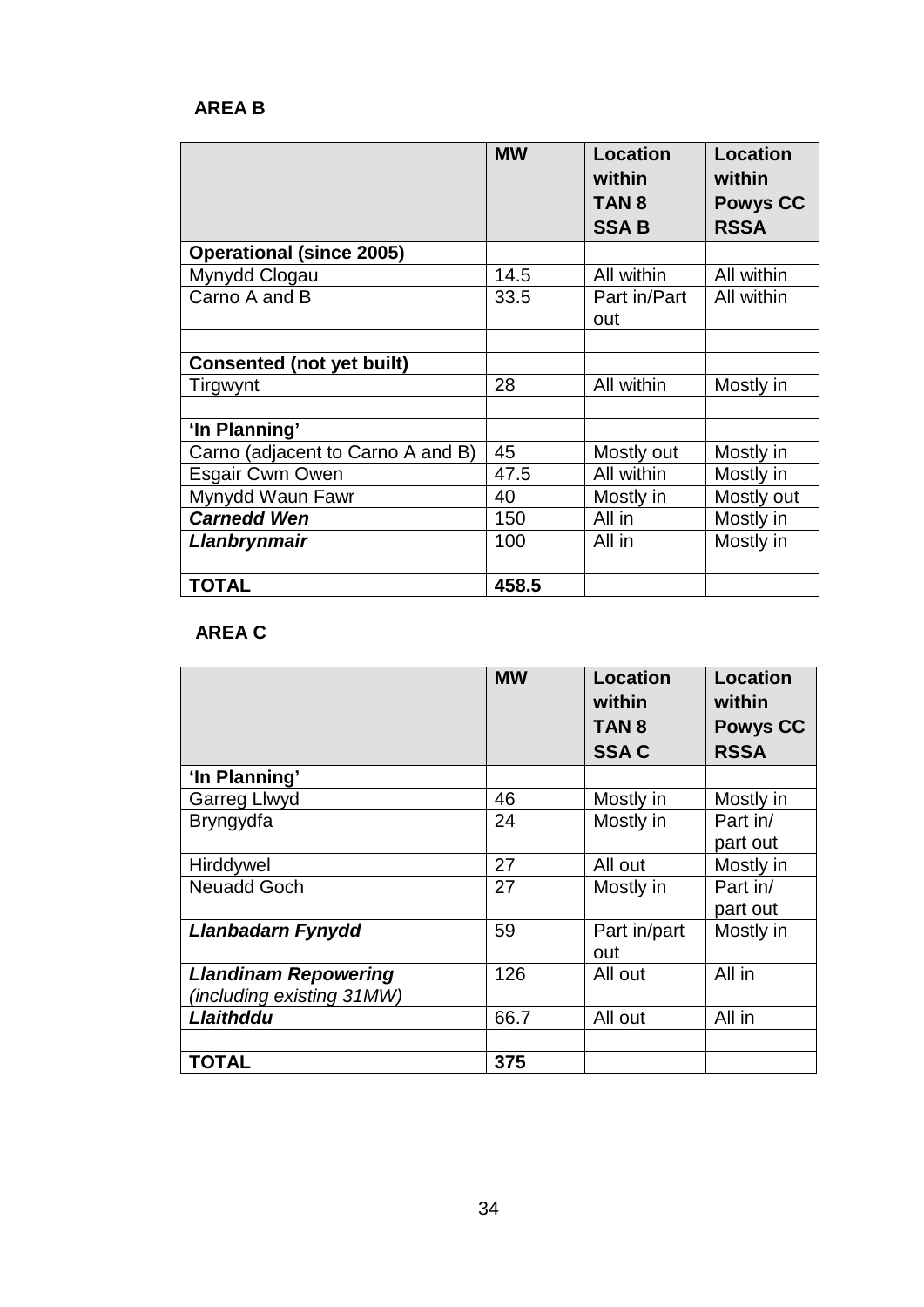**AREA B**

| | MW | Location within TAN 8 SSA B | Location within Powys CC RSSA |
|---|---|---|---|
| **Operational (since 2005)** | | | |
| Mynydd Clogau | 14.5 | All within | All within |
| Carno A and B | 33.5 | Part in/Part out | All within |
| | | | |
| **Consented (not yet built)** | | | |
| Tirgwynt | 28 | All within | Mostly in |
| | | | |
| **'In Planning'** | | | |
| Carno (adjacent to Carno A and B) | 45 | Mostly out | Mostly in |
| Esgair Cwm Owen | 47.5 | All within | Mostly in |
| Mynydd Waun Fawr | 40 | Mostly in | Mostly out |
| ***Carnedd Wen*** | 150 | All in | Mostly in |
| ***Llanbrynmair*** | 100 | All in | Mostly in |
| | | | |
| **TOTAL** | **458.5** | | |

**AREA C**

| | MW | Location within TAN 8 SSA C | Location within Powys CC RSSA |
|---|---|---|---|
| **'In Planning'** | | | |
| Garreg Llwyd | 46 | Mostly in | Mostly in |
| Bryngydfa | 24 | Mostly in | Part in/ part out |
| Hirddywel | 27 | All out | Mostly in |
| Neuadd Goch | 27 | Mostly in | Part in/ part out |
| ***Llanbadarn Fynydd*** | 59 | Part in/part out | Mostly in |
| ***Llandinam Repowering*** *(including existing 31MW)* | 126 | All out | All in |
| ***Llaithddu*** | 66.7 | All out | All in |
| | | | |
| **TOTAL** | **375** | | |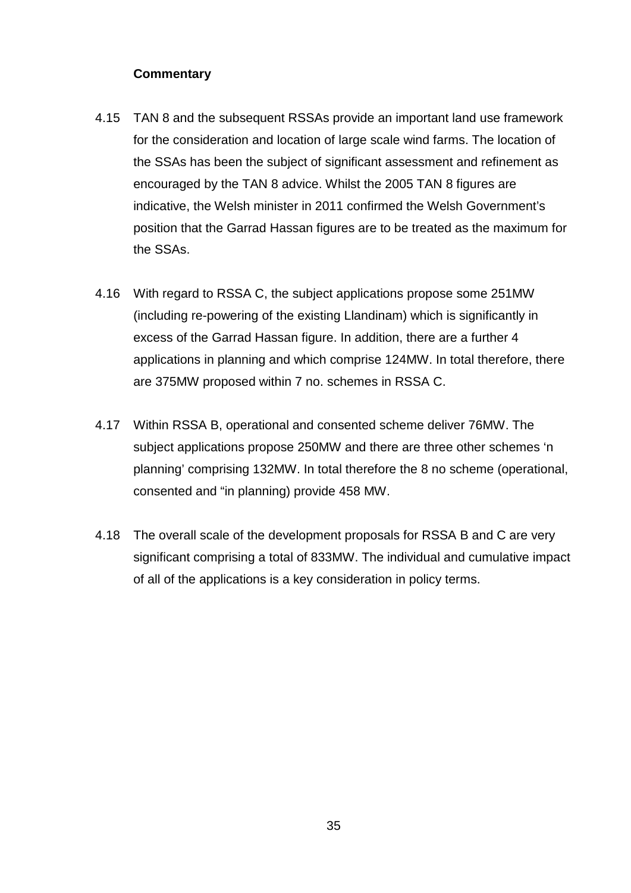**Commentary**

4.15 TAN 8 and the subsequent RSSAs provide an important land use framework for the consideration and location of large scale wind farms. The location of the SSAs has been the subject of significant assessment and refinement as encouraged by the TAN 8 advice. Whilst the 2005 TAN 8 figures are indicative, the Welsh minister in 2011 confirmed the Welsh Government's position that the Garrad Hassan figures are to be treated as the maximum for the SSAs.

4.16 With regard to RSSA C, the subject applications propose some 251MW (including re-powering of the existing Llandinam) which is significantly in excess of the Garrad Hassan figure. In addition, there are a further 4 applications in planning and which comprise 124MW. In total therefore, there are 375MW proposed within 7 no. schemes in RSSA C.

4.17 Within RSSA B, operational and consented scheme deliver 76MW. The subject applications propose 250MW and there are three other schemes 'n planning' comprising 132MW. In total therefore the 8 no scheme (operational, consented and "in planning) provide 458 MW.

4.18 The overall scale of the development proposals for RSSA B and C are very significant comprising a total of 833MW. The individual and cumulative impact of all of the applications is a key consideration in policy terms.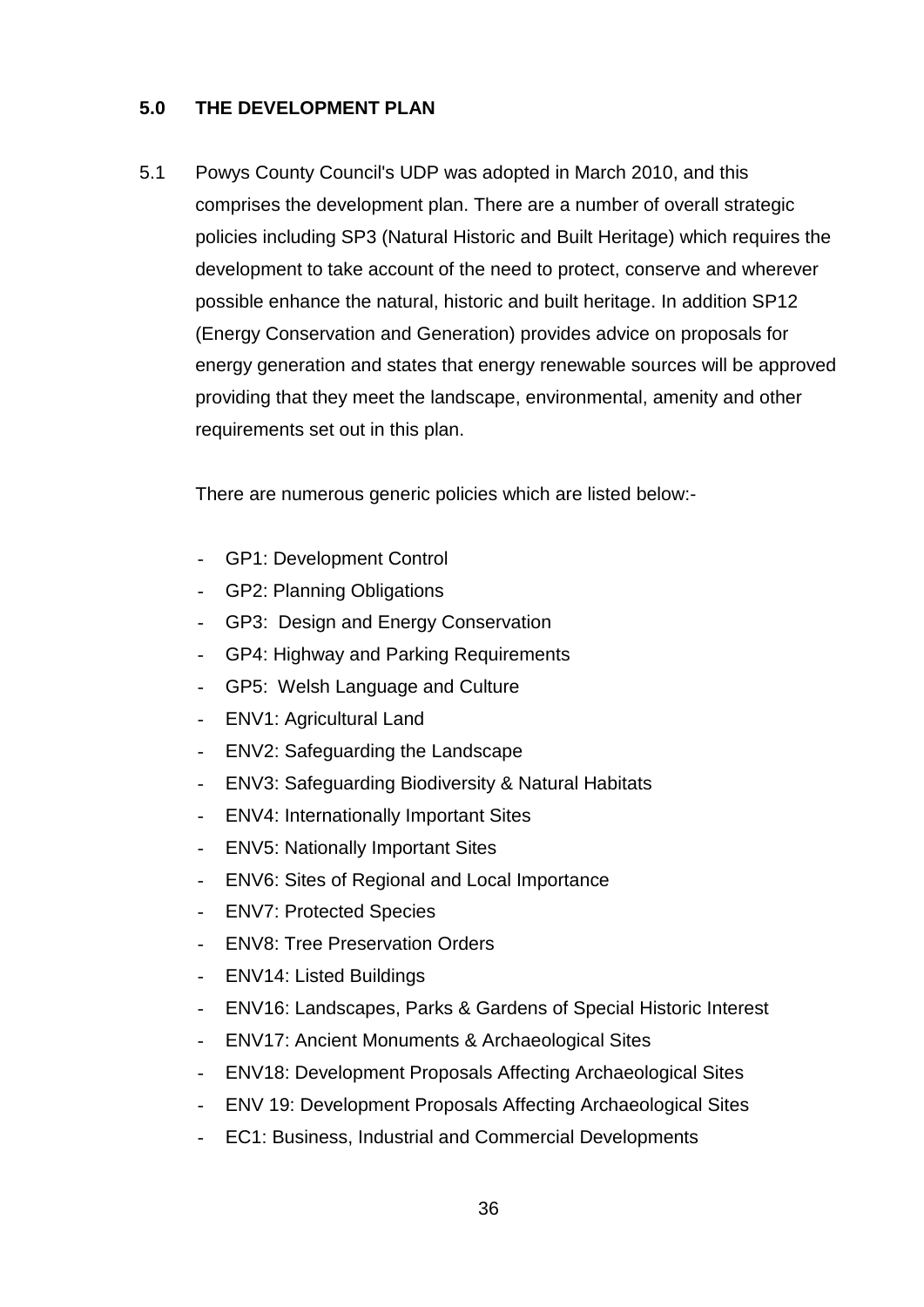## 5.0 THE DEVELOPMENT PLAN

5.1 Powys County Council's UDP was adopted in March 2010, and this comprises the development plan. There are a number of overall strategic policies including SP3 (Natural Historic and Built Heritage) which requires the development to take account of the need to protect, conserve and wherever possible enhance the natural, historic and built heritage. In addition SP12 (Energy Conservation and Generation) provides advice on proposals for energy generation and states that energy renewable sources will be approved providing that they meet the landscape, environmental, amenity and other requirements set out in this plan.

There are numerous generic policies which are listed below:-

- GP1: Development Control
- GP2: Planning Obligations
- GP3: Design and Energy Conservation
- GP4: Highway and Parking Requirements
- GP5: Welsh Language and Culture
- ENV1: Agricultural Land
- ENV2: Safeguarding the Landscape
- ENV3: Safeguarding Biodiversity & Natural Habitats
- ENV4: Internationally Important Sites
- ENV5: Nationally Important Sites
- ENV6: Sites of Regional and Local Importance
- ENV7: Protected Species
- ENV8: Tree Preservation Orders
- ENV14: Listed Buildings
- ENV16: Landscapes, Parks & Gardens of Special Historic Interest
- ENV17: Ancient Monuments & Archaeological Sites
- ENV18: Development Proposals Affecting Archaeological Sites
- ENV 19: Development Proposals Affecting Archaeological Sites
- EC1: Business, Industrial and Commercial Developments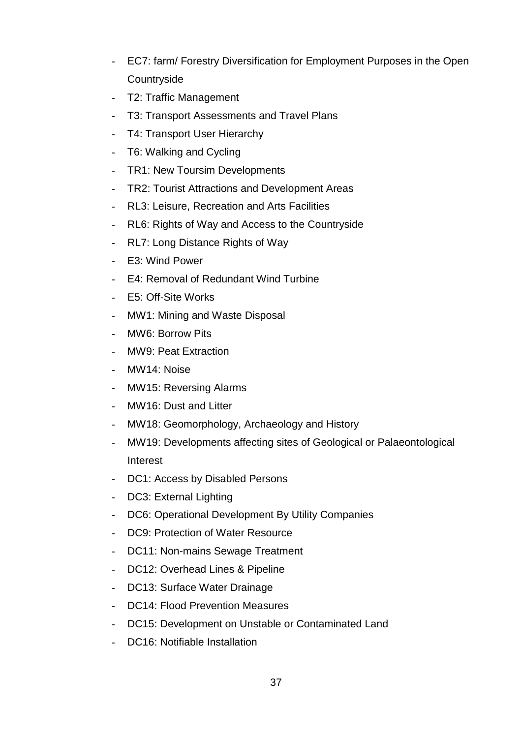- EC7: farm/ Forestry Diversification for Employment Purposes in the Open Countryside
- T2: Traffic Management
- T3: Transport Assessments and Travel Plans
- T4: Transport User Hierarchy
- T6: Walking and Cycling
- TR1: New Toursim Developments
- TR2: Tourist Attractions and Development Areas
- RL3: Leisure, Recreation and Arts Facilities
- RL6: Rights of Way and Access to the Countryside
- RL7: Long Distance Rights of Way
- E3: Wind Power
- E4: Removal of Redundant Wind Turbine
- E5: Off-Site Works
- MW1: Mining and Waste Disposal
- MW6: Borrow Pits
- MW9: Peat Extraction
- MW14: Noise
- MW15: Reversing Alarms
- MW16: Dust and Litter
- MW18: Geomorphology, Archaeology and History
- MW19: Developments affecting sites of Geological or Palaeontological Interest
- DC1: Access by Disabled Persons
- DC3: External Lighting
- DC6: Operational Development By Utility Companies
- DC9: Protection of Water Resource
- DC11: Non-mains Sewage Treatment
- DC12: Overhead Lines & Pipeline
- DC13: Surface Water Drainage
- DC14: Flood Prevention Measures
- DC15: Development on Unstable or Contaminated Land
- DC16: Notifiable Installation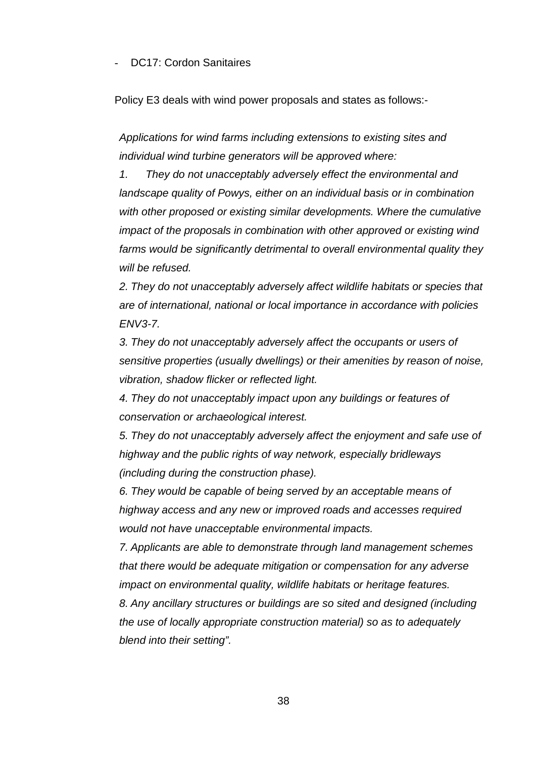- DC17: Cordon Sanitaires

Policy E3 deals with wind power proposals and states as follows:-

*Applications for wind farms including extensions to existing sites and individual wind turbine generators will be approved where:*

*1. They do not unacceptably adversely effect the environmental and landscape quality of Powys, either on an individual basis or in combination with other proposed or existing similar developments. Where the cumulative impact of the proposals in combination with other approved or existing wind farms would be significantly detrimental to overall environmental quality they will be refused.*

*2. They do not unacceptably adversely affect wildlife habitats or species that are of international, national or local importance in accordance with policies ENV3-7.*

*3. They do not unacceptably adversely affect the occupants or users of sensitive properties (usually dwellings) or their amenities by reason of noise, vibration, shadow flicker or reflected light.*

*4. They do not unacceptably impact upon any buildings or features of conservation or archaeological interest.*

*5. They do not unacceptably adversely affect the enjoyment and safe use of highway and the public rights of way network, especially bridleways (including during the construction phase).*

*6. They would be capable of being served by an acceptable means of highway access and any new or improved roads and accesses required would not have unacceptable environmental impacts.*

*7. Applicants are able to demonstrate through land management schemes that there would be adequate mitigation or compensation for any adverse impact on environmental quality, wildlife habitats or heritage features.*

*8. Any ancillary structures or buildings are so sited and designed (including the use of locally appropriate construction material) so as to adequately blend into their setting".*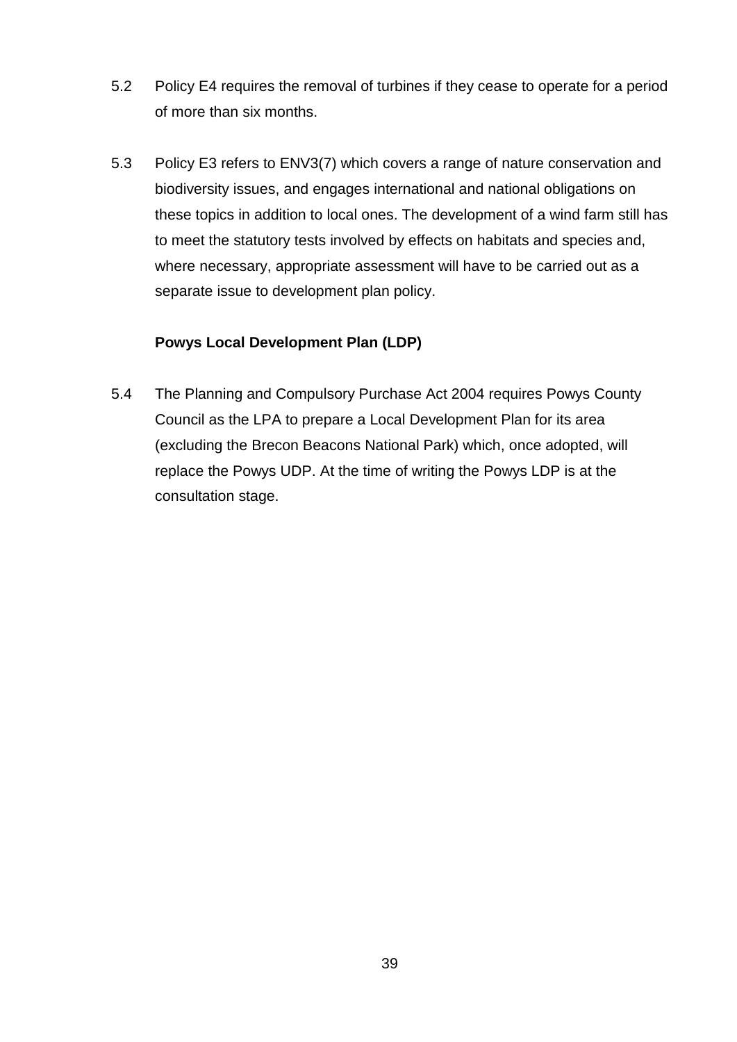5.2 Policy E4 requires the removal of turbines if they cease to operate for a period of more than six months.

5.3 Policy E3 refers to ENV3(7) which covers a range of nature conservation and biodiversity issues, and engages international and national obligations on these topics in addition to local ones. The development of a wind farm still has to meet the statutory tests involved by effects on habitats and species and, where necessary, appropriate assessment will have to be carried out as a separate issue to development plan policy.

**Powys Local Development Plan (LDP)**

5.4 The Planning and Compulsory Purchase Act 2004 requires Powys County Council as the LPA to prepare a Local Development Plan for its area (excluding the Brecon Beacons National Park) which, once adopted, will replace the Powys UDP. At the time of writing the Powys LDP is at the consultation stage.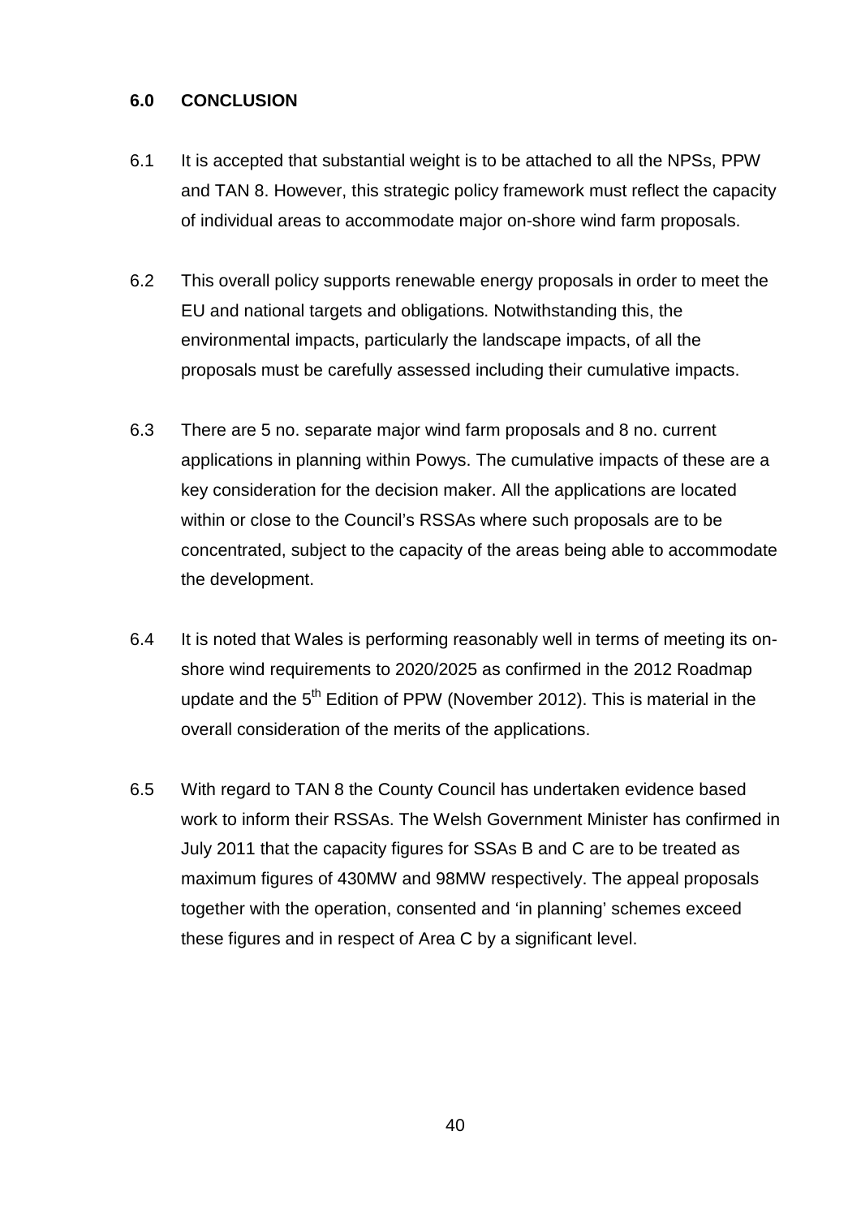## 6.0 CONCLUSION

6.1 It is accepted that substantial weight is to be attached to all the NPSs, PPW and TAN 8. However, this strategic policy framework must reflect the capacity of individual areas to accommodate major on-shore wind farm proposals.

6.2 This overall policy supports renewable energy proposals in order to meet the EU and national targets and obligations. Notwithstanding this, the environmental impacts, particularly the landscape impacts, of all the proposals must be carefully assessed including their cumulative impacts.

6.3 There are 5 no. separate major wind farm proposals and 8 no. current applications in planning within Powys. The cumulative impacts of these are a key consideration for the decision maker. All the applications are located within or close to the Council's RSSAs where such proposals are to be concentrated, subject to the capacity of the areas being able to accommodate the development.

6.4 It is noted that Wales is performing reasonably well in terms of meeting its on-shore wind requirements to 2020/2025 as confirmed in the 2012 Roadmap update and the 5th Edition of PPW (November 2012). This is material in the overall consideration of the merits of the applications.

6.5 With regard to TAN 8 the County Council has undertaken evidence based work to inform their RSSAs. The Welsh Government Minister has confirmed in July 2011 that the capacity figures for SSAs B and C are to be treated as maximum figures of 430MW and 98MW respectively. The appeal proposals together with the operation, consented and 'in planning' schemes exceed these figures and in respect of Area C by a significant level.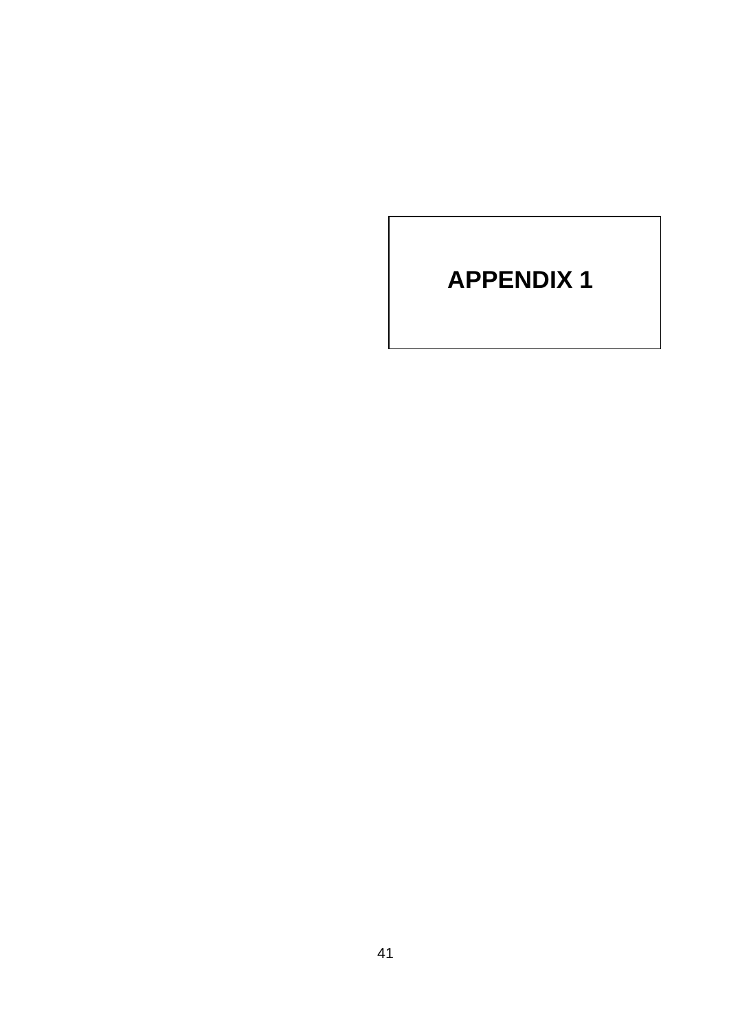# APPENDIX 1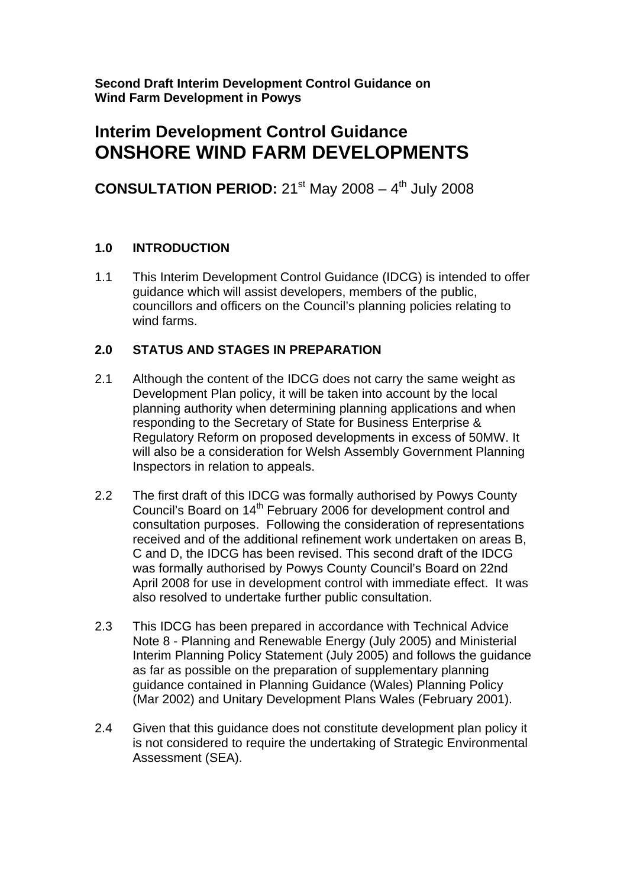**Second Draft Interim Development Control Guidance on Wind Farm Development in Powys**

# Interim Development Control Guidance
# ONSHORE WIND FARM DEVELOPMENTS

## CONSULTATION PERIOD: 21st May 2008 – 4th July 2008

### 1.0 INTRODUCTION

1.1 This Interim Development Control Guidance (IDCG) is intended to offer guidance which will assist developers, members of the public, councillors and officers on the Council's planning policies relating to wind farms.

### 2.0 STATUS AND STAGES IN PREPARATION

2.1 Although the content of the IDCG does not carry the same weight as Development Plan policy, it will be taken into account by the local planning authority when determining planning applications and when responding to the Secretary of State for Business Enterprise & Regulatory Reform on proposed developments in excess of 50MW. It will also be a consideration for Welsh Assembly Government Planning Inspectors in relation to appeals.

2.2 The first draft of this IDCG was formally authorised by Powys County Council's Board on 14th February 2006 for development control and consultation purposes. Following the consideration of representations received and of the additional refinement work undertaken on areas B, C and D, the IDCG has been revised. This second draft of the IDCG was formally authorised by Powys County Council's Board on 22nd April 2008 for use in development control with immediate effect. It was also resolved to undertake further public consultation.

2.3 This IDCG has been prepared in accordance with Technical Advice Note 8 - Planning and Renewable Energy (July 2005) and Ministerial Interim Planning Policy Statement (July 2005) and follows the guidance as far as possible on the preparation of supplementary planning guidance contained in Planning Guidance (Wales) Planning Policy (Mar 2002) and Unitary Development Plans Wales (February 2001).

2.4 Given that this guidance does not constitute development plan policy it is not considered to require the undertaking of Strategic Environmental Assessment (SEA).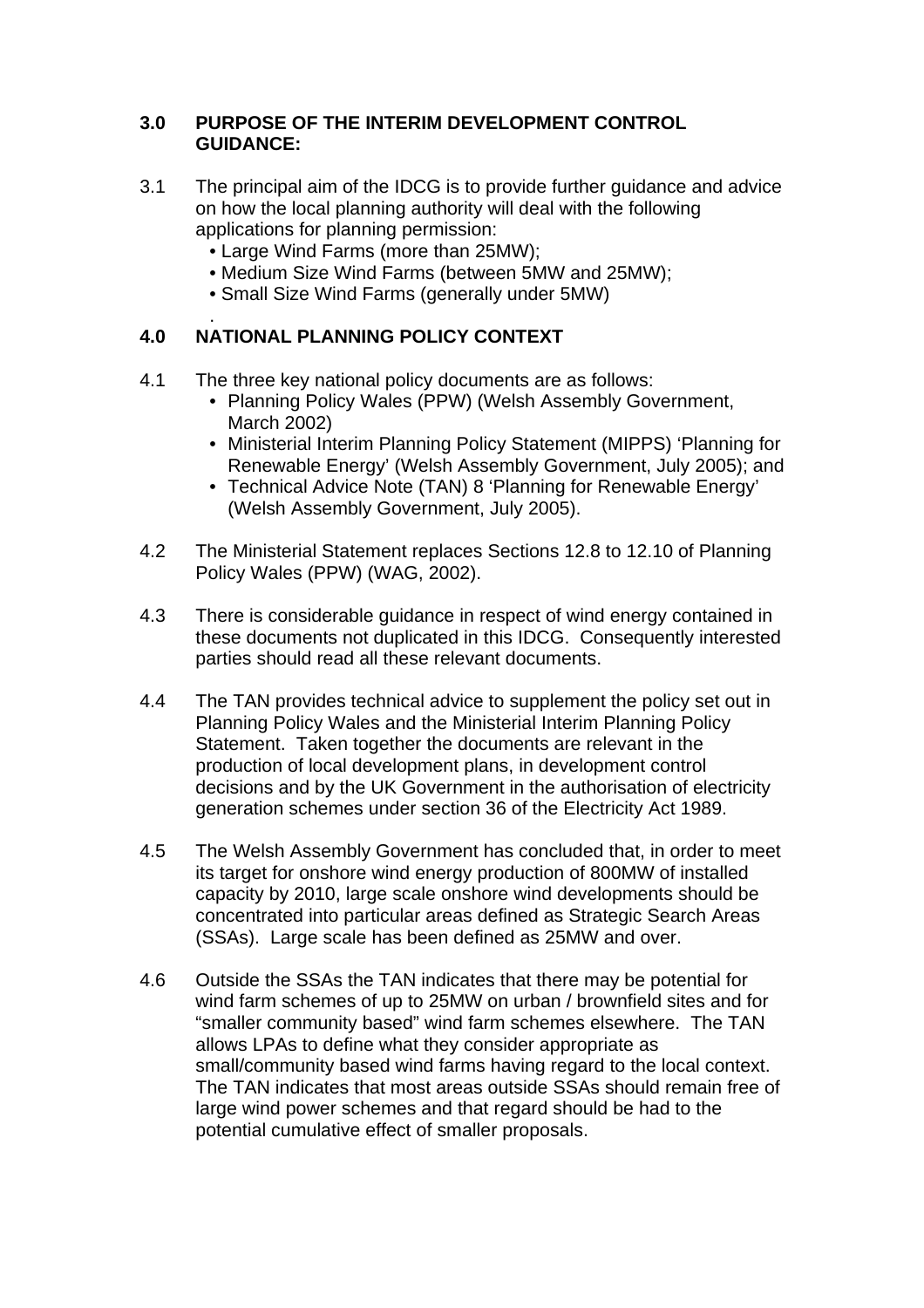## 3.0 PURPOSE OF THE INTERIM DEVELOPMENT CONTROL GUIDANCE:

3.1 The principal aim of the IDCG is to provide further guidance and advice on how the local planning authority will deal with the following applications for planning permission:

- Large Wind Farms (more than 25MW);
- Medium Size Wind Farms (between 5MW and 25MW);
- Small Size Wind Farms (generally under 5MW)

.

## 4.0 NATIONAL PLANNING POLICY CONTEXT

4.1 The three key national policy documents are as follows:

- Planning Policy Wales (PPW) (Welsh Assembly Government, March 2002)
- Ministerial Interim Planning Policy Statement (MIPPS) 'Planning for Renewable Energy' (Welsh Assembly Government, July 2005); and
- Technical Advice Note (TAN) 8 'Planning for Renewable Energy' (Welsh Assembly Government, July 2005).

4.2 The Ministerial Statement replaces Sections 12.8 to 12.10 of Planning Policy Wales (PPW) (WAG, 2002).

4.3 There is considerable guidance in respect of wind energy contained in these documents not duplicated in this IDCG. Consequently interested parties should read all these relevant documents.

4.4 The TAN provides technical advice to supplement the policy set out in Planning Policy Wales and the Ministerial Interim Planning Policy Statement. Taken together the documents are relevant in the production of local development plans, in development control decisions and by the UK Government in the authorisation of electricity generation schemes under section 36 of the Electricity Act 1989.

4.5 The Welsh Assembly Government has concluded that, in order to meet its target for onshore wind energy production of 800MW of installed capacity by 2010, large scale onshore wind developments should be concentrated into particular areas defined as Strategic Search Areas (SSAs). Large scale has been defined as 25MW and over.

4.6 Outside the SSAs the TAN indicates that there may be potential for wind farm schemes of up to 25MW on urban / brownfield sites and for "smaller community based" wind farm schemes elsewhere. The TAN allows LPAs to define what they consider appropriate as small/community based wind farms having regard to the local context. The TAN indicates that most areas outside SSAs should remain free of large wind power schemes and that regard should be had to the potential cumulative effect of smaller proposals.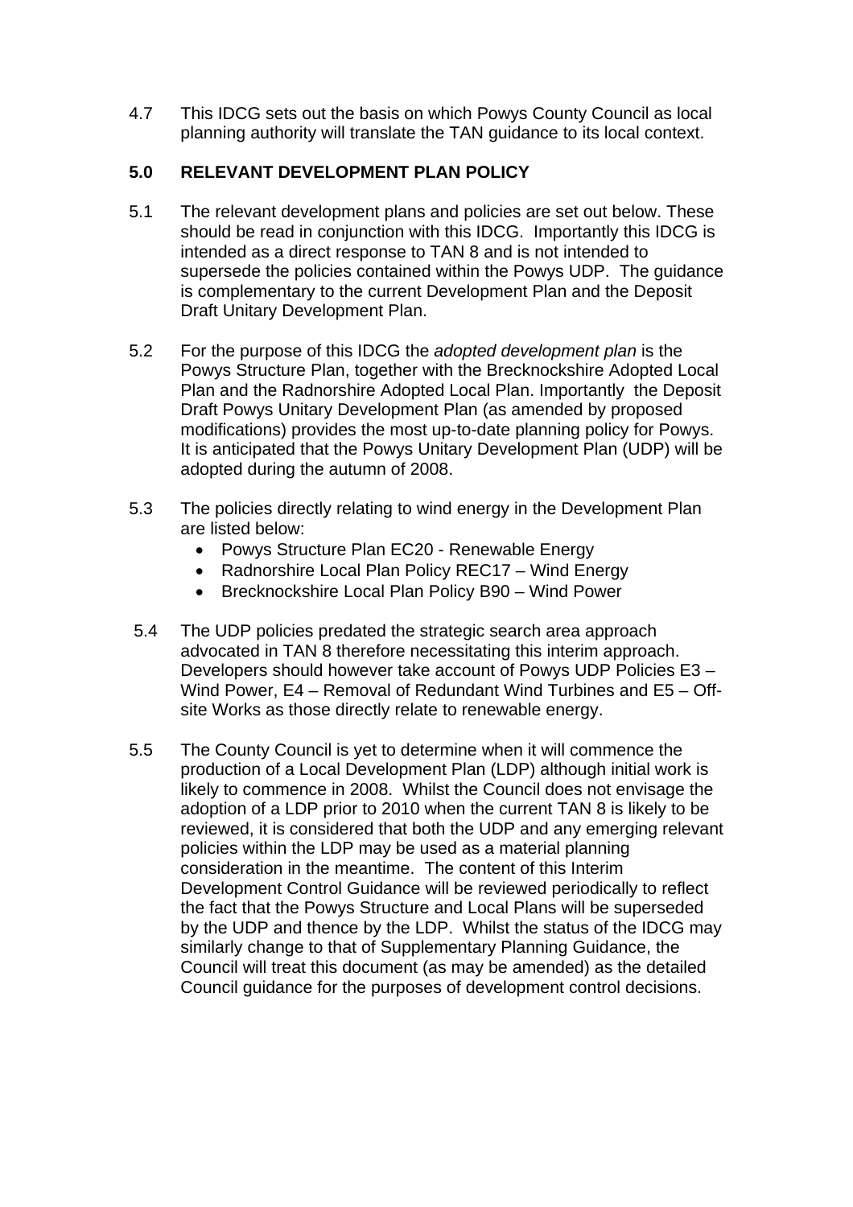4.7 This IDCG sets out the basis on which Powys County Council as local planning authority will translate the TAN guidance to its local context.

## 5.0 RELEVANT DEVELOPMENT PLAN POLICY

5.1 The relevant development plans and policies are set out below. These should be read in conjunction with this IDCG. Importantly this IDCG is intended as a direct response to TAN 8 and is not intended to supersede the policies contained within the Powys UDP. The guidance is complementary to the current Development Plan and the Deposit Draft Unitary Development Plan.

5.2 For the purpose of this IDCG the *adopted development plan* is the Powys Structure Plan, together with the Brecknockshire Adopted Local Plan and the Radnorshire Adopted Local Plan. Importantly the Deposit Draft Powys Unitary Development Plan (as amended by proposed modifications) provides the most up-to-date planning policy for Powys. It is anticipated that the Powys Unitary Development Plan (UDP) will be adopted during the autumn of 2008.

5.3 The policies directly relating to wind energy in the Development Plan are listed below:

- Powys Structure Plan EC20 - Renewable Energy
- Radnorshire Local Plan Policy REC17 – Wind Energy
- Brecknockshire Local Plan Policy B90 – Wind Power

5.4 The UDP policies predated the strategic search area approach advocated in TAN 8 therefore necessitating this interim approach. Developers should however take account of Powys UDP Policies E3 – Wind Power, E4 – Removal of Redundant Wind Turbines and E5 – Off-site Works as those directly relate to renewable energy.

5.5 The County Council is yet to determine when it will commence the production of a Local Development Plan (LDP) although initial work is likely to commence in 2008. Whilst the Council does not envisage the adoption of a LDP prior to 2010 when the current TAN 8 is likely to be reviewed, it is considered that both the UDP and any emerging relevant policies within the LDP may be used as a material planning consideration in the meantime. The content of this Interim Development Control Guidance will be reviewed periodically to reflect the fact that the Powys Structure and Local Plans will be superseded by the UDP and thence by the LDP. Whilst the status of the IDCG may similarly change to that of Supplementary Planning Guidance, the Council will treat this document (as may be amended) as the detailed Council guidance for the purposes of development control decisions.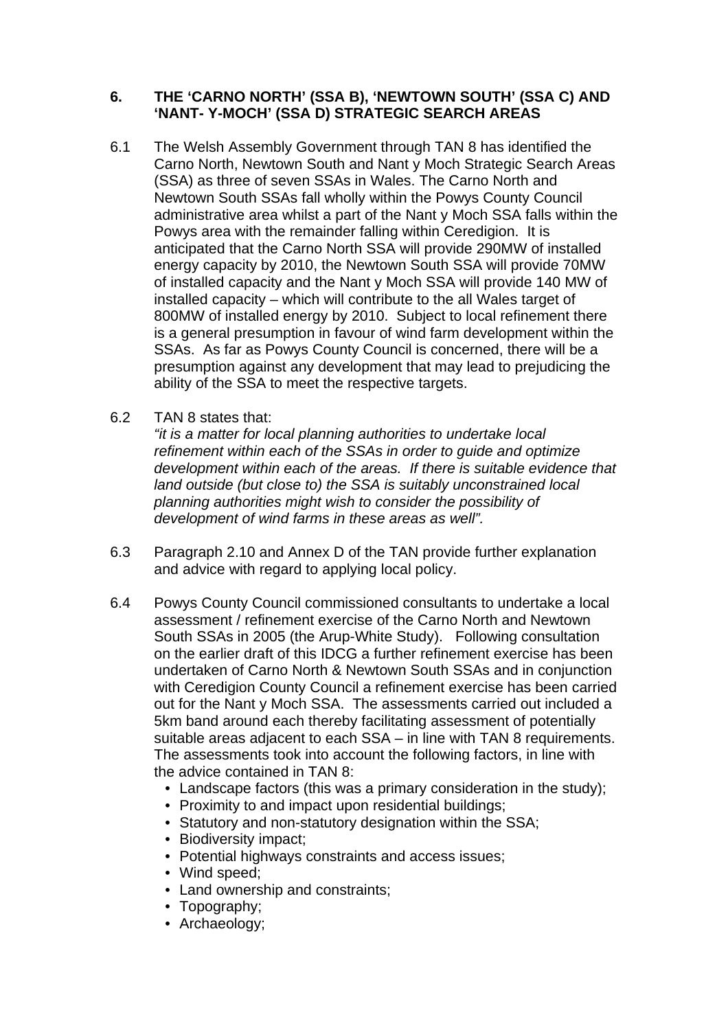## 6. THE 'CARNO NORTH' (SSA B), 'NEWTOWN SOUTH' (SSA C) AND 'NANT- Y-MOCH' (SSA D) STRATEGIC SEARCH AREAS

6.1 The Welsh Assembly Government through TAN 8 has identified the Carno North, Newtown South and Nant y Moch Strategic Search Areas (SSA) as three of seven SSAs in Wales. The Carno North and Newtown South SSAs fall wholly within the Powys County Council administrative area whilst a part of the Nant y Moch SSA falls within the Powys area with the remainder falling within Ceredigion. It is anticipated that the Carno North SSA will provide 290MW of installed energy capacity by 2010, the Newtown South SSA will provide 70MW of installed capacity and the Nant y Moch SSA will provide 140 MW of installed capacity – which will contribute to the all Wales target of 800MW of installed energy by 2010. Subject to local refinement there is a general presumption in favour of wind farm development within the SSAs. As far as Powys County Council is concerned, there will be a presumption against any development that may lead to prejudicing the ability of the SSA to meet the respective targets.

6.2 TAN 8 states that:
*"it is a matter for local planning authorities to undertake local refinement within each of the SSAs in order to guide and optimize development within each of the areas. If there is suitable evidence that land outside (but close to) the SSA is suitably unconstrained local planning authorities might wish to consider the possibility of development of wind farms in these areas as well".*

6.3 Paragraph 2.10 and Annex D of the TAN provide further explanation and advice with regard to applying local policy.

6.4 Powys County Council commissioned consultants to undertake a local assessment / refinement exercise of the Carno North and Newtown South SSAs in 2005 (the Arup-White Study). Following consultation on the earlier draft of this IDCG a further refinement exercise has been undertaken of Carno North & Newtown South SSAs and in conjunction with Ceredigion County Council a refinement exercise has been carried out for the Nant y Moch SSA. The assessments carried out included a 5km band around each thereby facilitating assessment of potentially suitable areas adjacent to each SSA – in line with TAN 8 requirements. The assessments took into account the following factors, in line with the advice contained in TAN 8:

- Landscape factors (this was a primary consideration in the study);
- Proximity to and impact upon residential buildings;
- Statutory and non-statutory designation within the SSA;
- Biodiversity impact;
- Potential highways constraints and access issues;
- Wind speed;
- Land ownership and constraints;
- Topography;
- Archaeology;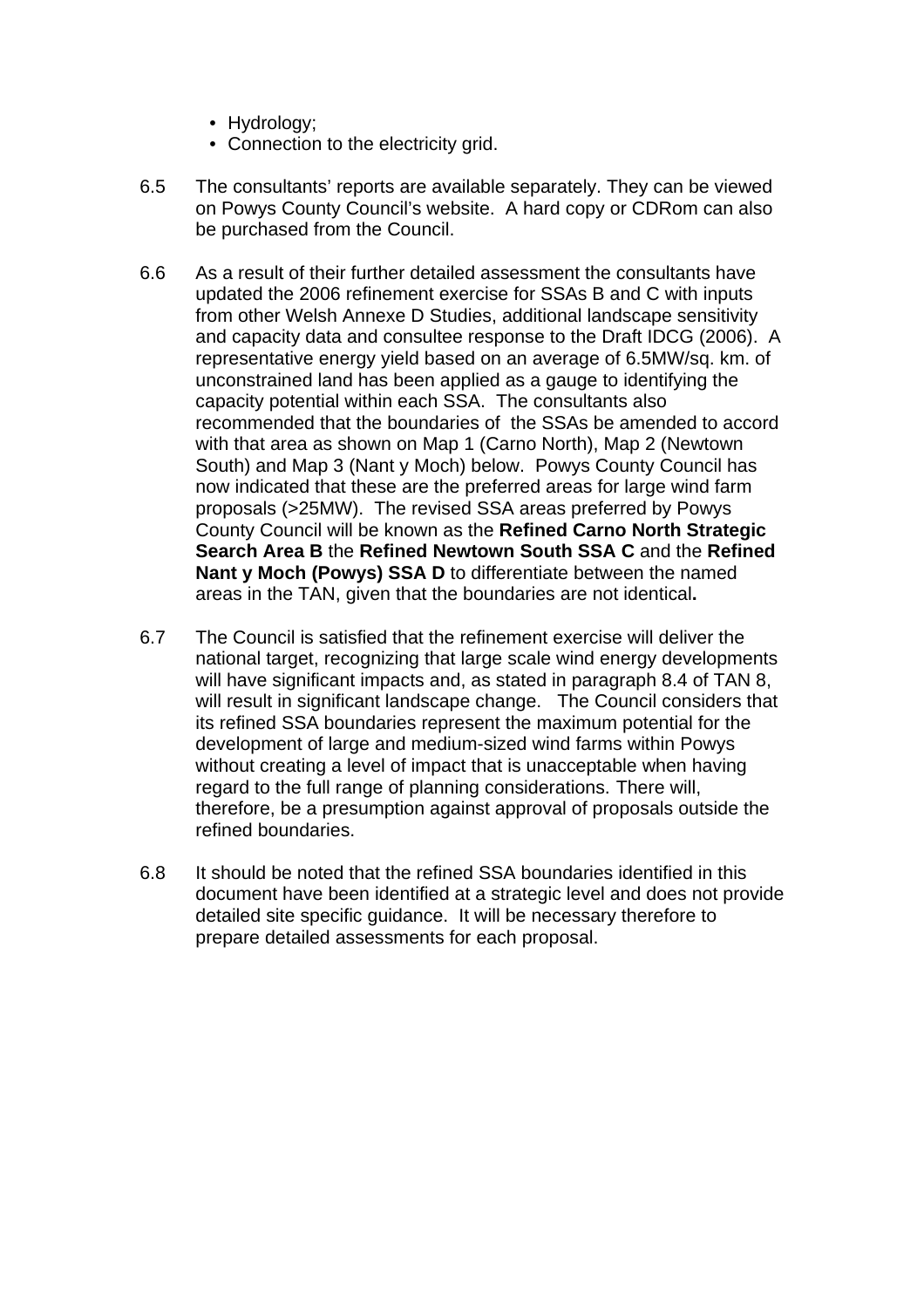- Hydrology;
- Connection to the electricity grid.

6.5 The consultants' reports are available separately. They can be viewed on Powys County Council's website. A hard copy or CDRom can also be purchased from the Council.

6.6 As a result of their further detailed assessment the consultants have updated the 2006 refinement exercise for SSAs B and C with inputs from other Welsh Annexe D Studies, additional landscape sensitivity and capacity data and consultee response to the Draft IDCG (2006). A representative energy yield based on an average of 6.5MW/sq. km. of unconstrained land has been applied as a gauge to identifying the capacity potential within each SSA. The consultants also recommended that the boundaries of the SSAs be amended to accord with that area as shown on Map 1 (Carno North), Map 2 (Newtown South) and Map 3 (Nant y Moch) below. Powys County Council has now indicated that these are the preferred areas for large wind farm proposals (>25MW). The revised SSA areas preferred by Powys County Council will be known as the **Refined Carno North Strategic Search Area B** the **Refined Newtown South SSA C** and the **Refined Nant y Moch (Powys) SSA D** to differentiate between the named areas in the TAN, given that the boundaries are not identical**.**

6.7 The Council is satisfied that the refinement exercise will deliver the national target, recognizing that large scale wind energy developments will have significant impacts and, as stated in paragraph 8.4 of TAN 8, will result in significant landscape change. The Council considers that its refined SSA boundaries represent the maximum potential for the development of large and medium-sized wind farms within Powys without creating a level of impact that is unacceptable when having regard to the full range of planning considerations. There will, therefore, be a presumption against approval of proposals outside the refined boundaries.

6.8 It should be noted that the refined SSA boundaries identified in this document have been identified at a strategic level and does not provide detailed site specific guidance. It will be necessary therefore to prepare detailed assessments for each proposal.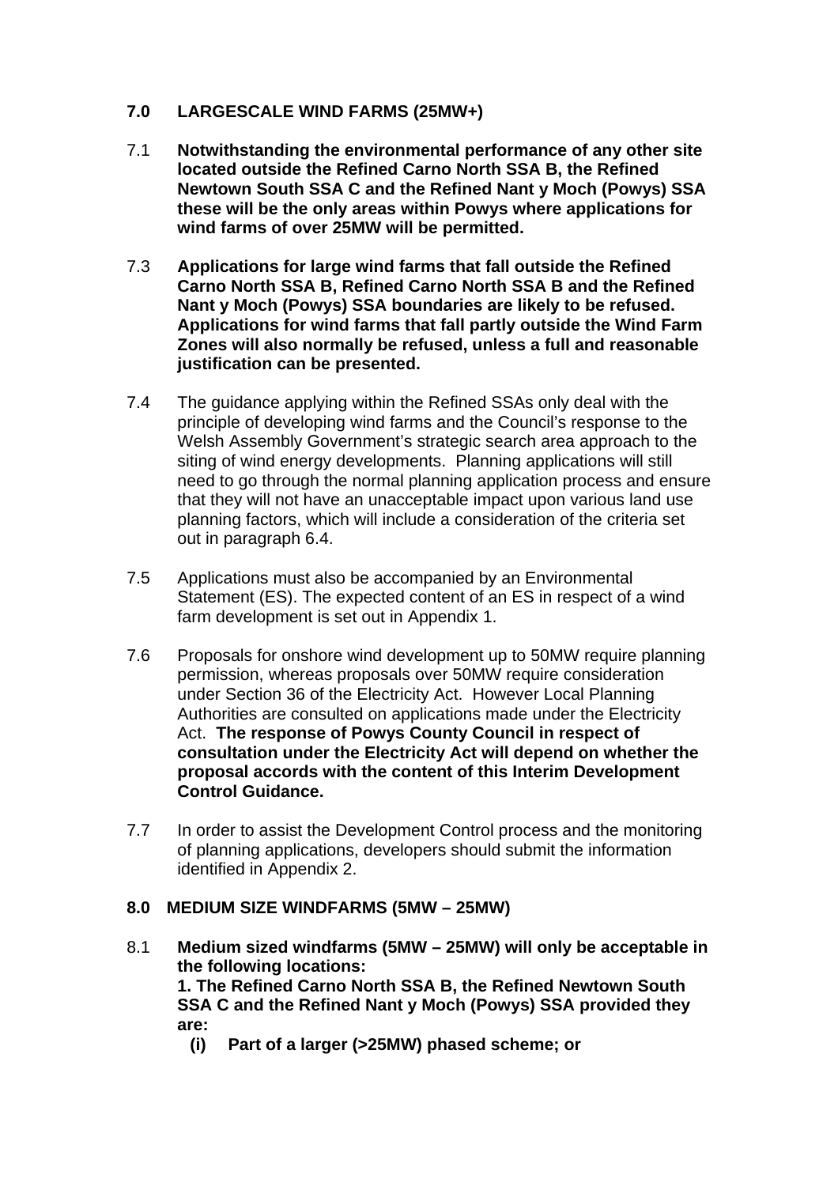## 7.0 LARGESCALE WIND FARMS (25MW+)

7.1 **Notwithstanding the environmental performance of any other site located outside the Refined Carno North SSA B, the Refined Newtown South SSA C and the Refined Nant y Moch (Powys) SSA these will be the only areas within Powys where applications for wind farms of over 25MW will be permitted.**

7.3 **Applications for large wind farms that fall outside the Refined Carno North SSA B, Refined Carno North SSA B and the Refined Nant y Moch (Powys) SSA boundaries are likely to be refused. Applications for wind farms that fall partly outside the Wind Farm Zones will also normally be refused, unless a full and reasonable justification can be presented.**

7.4 The guidance applying within the Refined SSAs only deal with the principle of developing wind farms and the Council's response to the Welsh Assembly Government's strategic search area approach to the siting of wind energy developments. Planning applications will still need to go through the normal planning application process and ensure that they will not have an unacceptable impact upon various land use planning factors, which will include a consideration of the criteria set out in paragraph 6.4.

7.5 Applications must also be accompanied by an Environmental Statement (ES). The expected content of an ES in respect of a wind farm development is set out in Appendix 1.

7.6 Proposals for onshore wind development up to 50MW require planning permission, whereas proposals over 50MW require consideration under Section 36 of the Electricity Act. However Local Planning Authorities are consulted on applications made under the Electricity Act. **The response of Powys County Council in respect of consultation under the Electricity Act will depend on whether the proposal accords with the content of this Interim Development Control Guidance.**

7.7 In order to assist the Development Control process and the monitoring of planning applications, developers should submit the information identified in Appendix 2.

## 8.0 MEDIUM SIZE WINDFARMS (5MW – 25MW)

8.1 **Medium sized windfarms (5MW – 25MW) will only be acceptable in the following locations:**
**1. The Refined Carno North SSA B, the Refined Newtown South SSA C and the Refined Nant y Moch (Powys) SSA provided they are:**
- **(i) Part of a larger (>25MW) phased scheme; or**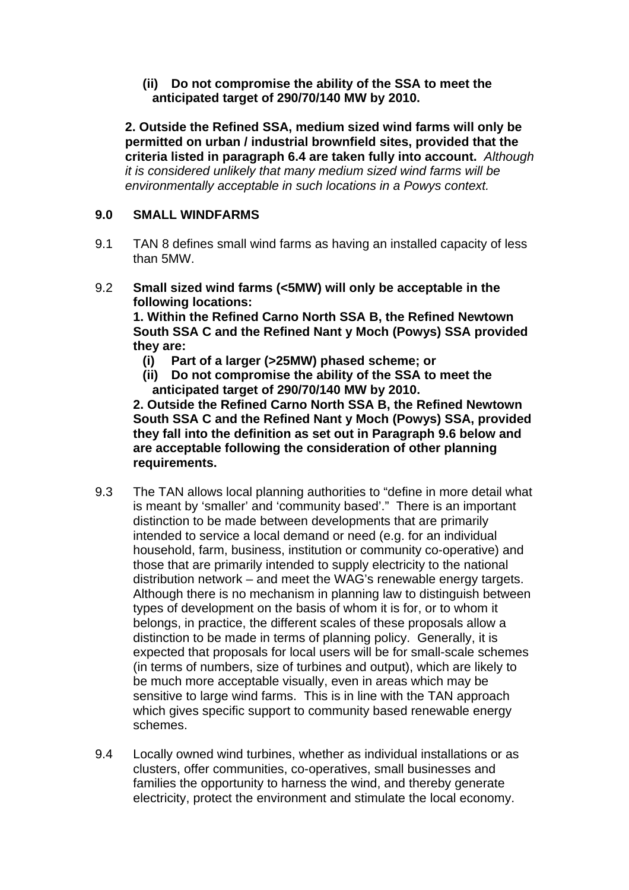**(ii) Do not compromise the ability of the SSA to meet the anticipated target of 290/70/140 MW by 2010.**

**2. Outside the Refined SSA, medium sized wind farms will only be permitted on urban / industrial brownfield sites, provided that the criteria listed in paragraph 6.4 are taken fully into account.** *Although it is considered unlikely that many medium sized wind farms will be environmentally acceptable in such locations in a Powys context.*

## 9.0 SMALL WINDFARMS

9.1 TAN 8 defines small wind farms as having an installed capacity of less than 5MW.

9.2 **Small sized wind farms (<5MW) will only be acceptable in the following locations:**

**1. Within the Refined Carno North SSA B, the Refined Newtown South SSA C and the Refined Nant y Moch (Powys) SSA provided they are:**

- **(i) Part of a larger (>25MW) phased scheme; or**
- **(ii) Do not compromise the ability of the SSA to meet the anticipated target of 290/70/140 MW by 2010.**

**2. Outside the Refined Carno North SSA B, the Refined Newtown South SSA C and the Refined Nant y Moch (Powys) SSA, provided they fall into the definition as set out in Paragraph 9.6 below and are acceptable following the consideration of other planning requirements.**

9.3 The TAN allows local planning authorities to "define in more detail what is meant by 'smaller' and 'community based'." There is an important distinction to be made between developments that are primarily intended to service a local demand or need (e.g. for an individual household, farm, business, institution or community co-operative) and those that are primarily intended to supply electricity to the national distribution network – and meet the WAG's renewable energy targets. Although there is no mechanism in planning law to distinguish between types of development on the basis of whom it is for, or to whom it belongs, in practice, the different scales of these proposals allow a distinction to be made in terms of planning policy. Generally, it is expected that proposals for local users will be for small-scale schemes (in terms of numbers, size of turbines and output), which are likely to be much more acceptable visually, even in areas which may be sensitive to large wind farms. This is in line with the TAN approach which gives specific support to community based renewable energy schemes.

9.4 Locally owned wind turbines, whether as individual installations or as clusters, offer communities, co-operatives, small businesses and families the opportunity to harness the wind, and thereby generate electricity, protect the environment and stimulate the local economy.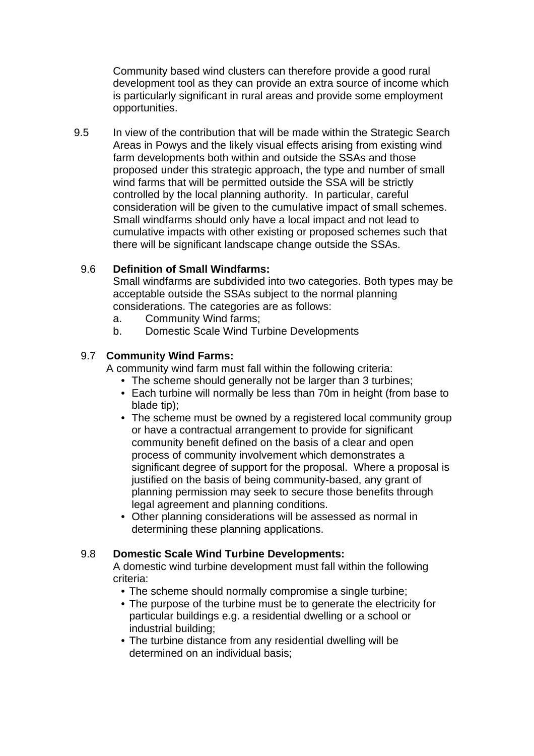Community based wind clusters can therefore provide a good rural development tool as they can provide an extra source of income which is particularly significant in rural areas and provide some employment opportunities.

9.5 In view of the contribution that will be made within the Strategic Search Areas in Powys and the likely visual effects arising from existing wind farm developments both within and outside the SSAs and those proposed under this strategic approach, the type and number of small wind farms that will be permitted outside the SSA will be strictly controlled by the local planning authority. In particular, careful consideration will be given to the cumulative impact of small schemes. Small windfarms should only have a local impact and not lead to cumulative impacts with other existing or proposed schemes such that there will be significant landscape change outside the SSAs.

9.6 **Definition of Small Windfarms:**
Small windfarms are subdivided into two categories. Both types may be acceptable outside the SSAs subject to the normal planning considerations. The categories are as follows:

a. Community Wind farms;
b. Domestic Scale Wind Turbine Developments

9.7 **Community Wind Farms:**
A community wind farm must fall within the following criteria:

- The scheme should generally not be larger than 3 turbines;
- Each turbine will normally be less than 70m in height (from base to blade tip);
- The scheme must be owned by a registered local community group or have a contractual arrangement to provide for significant community benefit defined on the basis of a clear and open process of community involvement which demonstrates a significant degree of support for the proposal. Where a proposal is justified on the basis of being community-based, any grant of planning permission may seek to secure those benefits through legal agreement and planning conditions.
- Other planning considerations will be assessed as normal in determining these planning applications.

9.8 **Domestic Scale Wind Turbine Developments:**
A domestic wind turbine development must fall within the following criteria:

- The scheme should normally compromise a single turbine;
- The purpose of the turbine must be to generate the electricity for particular buildings e.g. a residential dwelling or a school or industrial building;
- The turbine distance from any residential dwelling will be determined on an individual basis;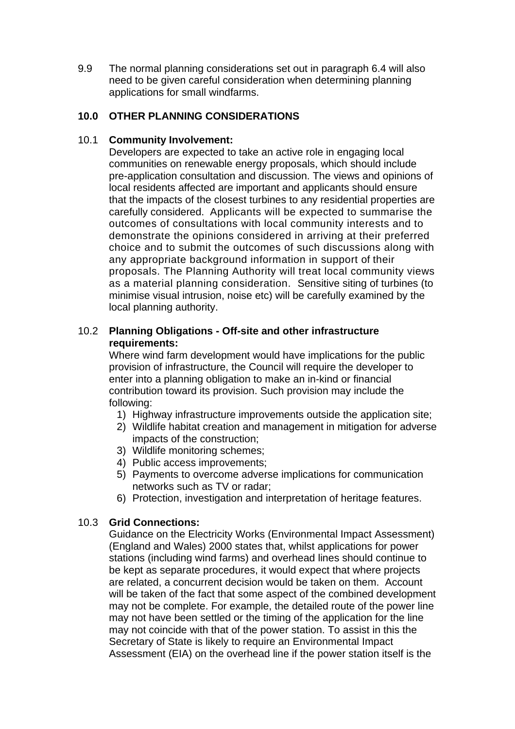9.9 The normal planning considerations set out in paragraph 6.4 will also need to be given careful consideration when determining planning applications for small windfarms.

## 10.0 OTHER PLANNING CONSIDERATIONS

10.1 **Community Involvement:**

Developers are expected to take an active role in engaging local communities on renewable energy proposals, which should include pre-application consultation and discussion. The views and opinions of local residents affected are important and applicants should ensure that the impacts of the closest turbines to any residential properties are carefully considered. Applicants will be expected to summarise the outcomes of consultations with local community interests and to demonstrate the opinions considered in arriving at their preferred choice and to submit the outcomes of such discussions along with any appropriate background information in support of their proposals. The Planning Authority will treat local community views as a material planning consideration. Sensitive siting of turbines (to minimise visual intrusion, noise etc) will be carefully examined by the local planning authority.

10.2 **Planning Obligations - Off-site and other infrastructure requirements:**

Where wind farm development would have implications for the public provision of infrastructure, the Council will require the developer to enter into a planning obligation to make an in-kind or financial contribution toward its provision. Such provision may include the following:

1) Highway infrastructure improvements outside the application site;
2) Wildlife habitat creation and management in mitigation for adverse impacts of the construction;
3) Wildlife monitoring schemes;
4) Public access improvements;
5) Payments to overcome adverse implications for communication networks such as TV or radar;
6) Protection, investigation and interpretation of heritage features.

10.3 **Grid Connections:**

Guidance on the Electricity Works (Environmental Impact Assessment) (England and Wales) 2000 states that, whilst applications for power stations (including wind farms) and overhead lines should continue to be kept as separate procedures, it would expect that where projects are related, a concurrent decision would be taken on them. Account will be taken of the fact that some aspect of the combined development may not be complete. For example, the detailed route of the power line may not have been settled or the timing of the application for the line may not coincide with that of the power station. To assist in this the Secretary of State is likely to require an Environmental Impact Assessment (EIA) on the overhead line if the power station itself is the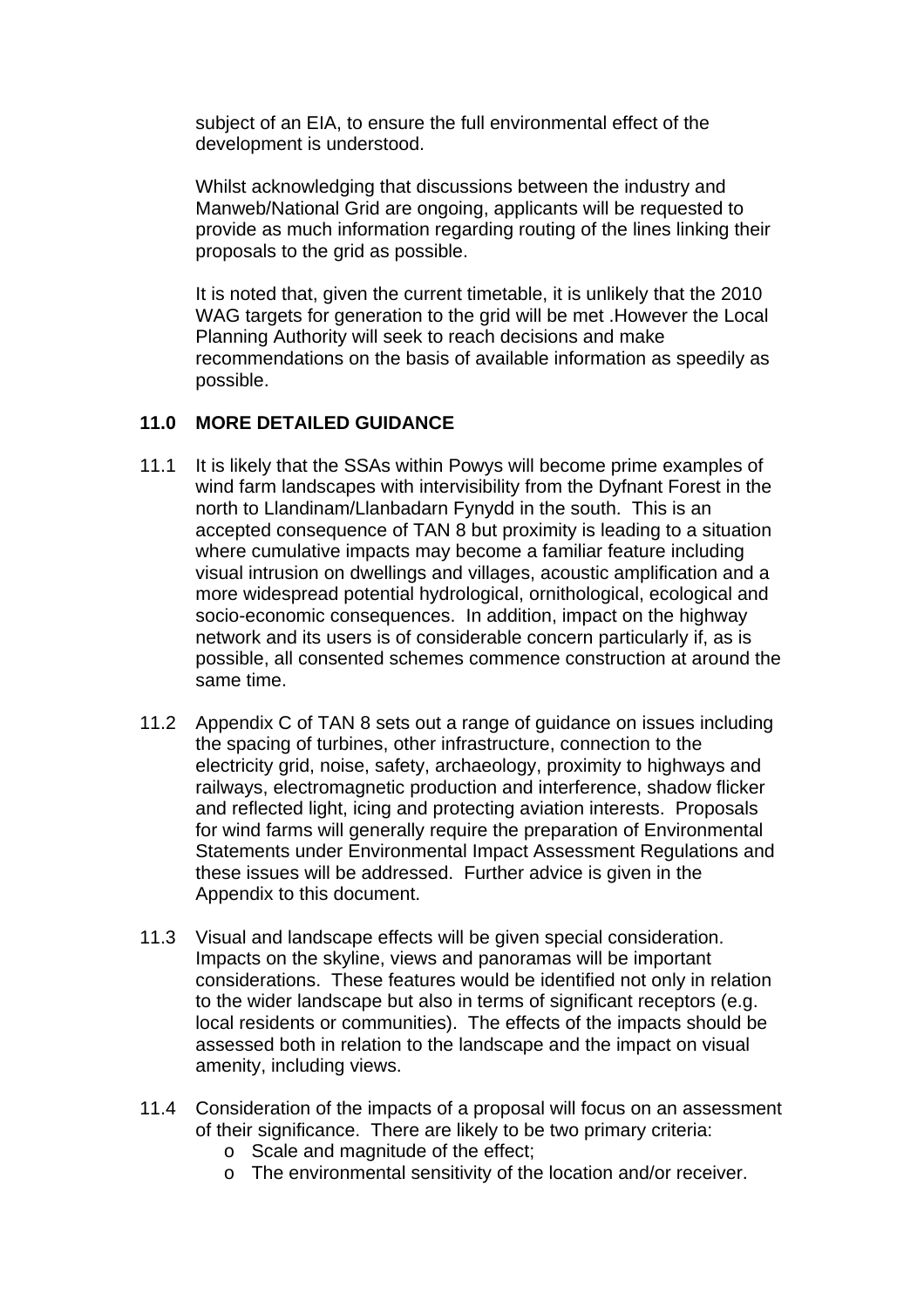subject of an EIA, to ensure the full environmental effect of the development is understood.

Whilst acknowledging that discussions between the industry and Manweb/National Grid are ongoing, applicants will be requested to provide as much information regarding routing of the lines linking their proposals to the grid as possible.

It is noted that, given the current timetable, it is unlikely that the 2010 WAG targets for generation to the grid will be met .However the Local Planning Authority will seek to reach decisions and make recommendations on the basis of available information as speedily as possible.

## 11.0 MORE DETAILED GUIDANCE

11.1 It is likely that the SSAs within Powys will become prime examples of wind farm landscapes with intervisibility from the Dyfnant Forest in the north to Llandinam/Llanbadarn Fynydd in the south. This is an accepted consequence of TAN 8 but proximity is leading to a situation where cumulative impacts may become a familiar feature including visual intrusion on dwellings and villages, acoustic amplification and a more widespread potential hydrological, ornithological, ecological and socio-economic consequences. In addition, impact on the highway network and its users is of considerable concern particularly if, as is possible, all consented schemes commence construction at around the same time.

11.2 Appendix C of TAN 8 sets out a range of guidance on issues including the spacing of turbines, other infrastructure, connection to the electricity grid, noise, safety, archaeology, proximity to highways and railways, electromagnetic production and interference, shadow flicker and reflected light, icing and protecting aviation interests. Proposals for wind farms will generally require the preparation of Environmental Statements under Environmental Impact Assessment Regulations and these issues will be addressed. Further advice is given in the Appendix to this document.

11.3 Visual and landscape effects will be given special consideration. Impacts on the skyline, views and panoramas will be important considerations. These features would be identified not only in relation to the wider landscape but also in terms of significant receptors (e.g. local residents or communities). The effects of the impacts should be assessed both in relation to the landscape and the impact on visual amenity, including views.

11.4 Consideration of the impacts of a proposal will focus on an assessment of their significance. There are likely to be two primary criteria:

- o Scale and magnitude of the effect;
- o The environmental sensitivity of the location and/or receiver.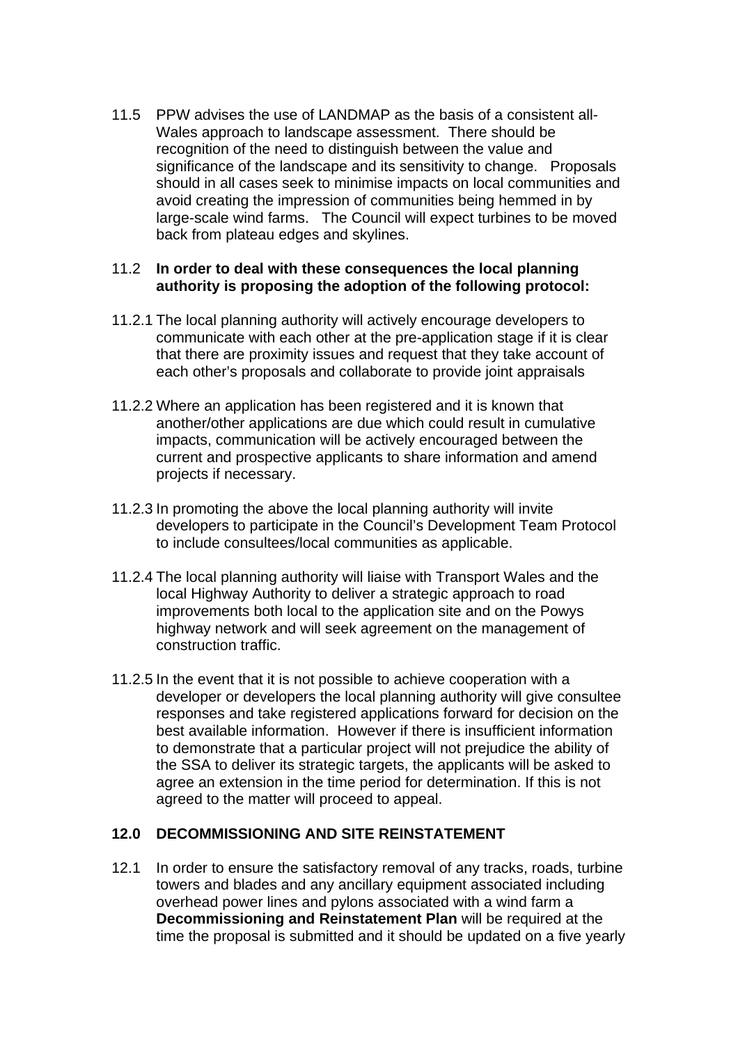11.5 PPW advises the use of LANDMAP as the basis of a consistent all-Wales approach to landscape assessment. There should be recognition of the need to distinguish between the value and significance of the landscape and its sensitivity to change. Proposals should in all cases seek to minimise impacts on local communities and avoid creating the impression of communities being hemmed in by large-scale wind farms. The Council will expect turbines to be moved back from plateau edges and skylines.

11.2 **In order to deal with these consequences the local planning authority is proposing the adoption of the following protocol:**

11.2.1 The local planning authority will actively encourage developers to communicate with each other at the pre-application stage if it is clear that there are proximity issues and request that they take account of each other's proposals and collaborate to provide joint appraisals

11.2.2 Where an application has been registered and it is known that another/other applications are due which could result in cumulative impacts, communication will be actively encouraged between the current and prospective applicants to share information and amend projects if necessary.

11.2.3 In promoting the above the local planning authority will invite developers to participate in the Council's Development Team Protocol to include consultees/local communities as applicable.

11.2.4 The local planning authority will liaise with Transport Wales and the local Highway Authority to deliver a strategic approach to road improvements both local to the application site and on the Powys highway network and will seek agreement on the management of construction traffic.

11.2.5 In the event that it is not possible to achieve cooperation with a developer or developers the local planning authority will give consultee responses and take registered applications forward for decision on the best available information. However if there is insufficient information to demonstrate that a particular project will not prejudice the ability of the SSA to deliver its strategic targets, the applicants will be asked to agree an extension in the time period for determination. If this is not agreed to the matter will proceed to appeal.

## 12.0 DECOMMISSIONING AND SITE REINSTATEMENT

12.1 In order to ensure the satisfactory removal of any tracks, roads, turbine towers and blades and any ancillary equipment associated including overhead power lines and pylons associated with a wind farm a **Decommissioning and Reinstatement Plan** will be required at the time the proposal is submitted and it should be updated on a five yearly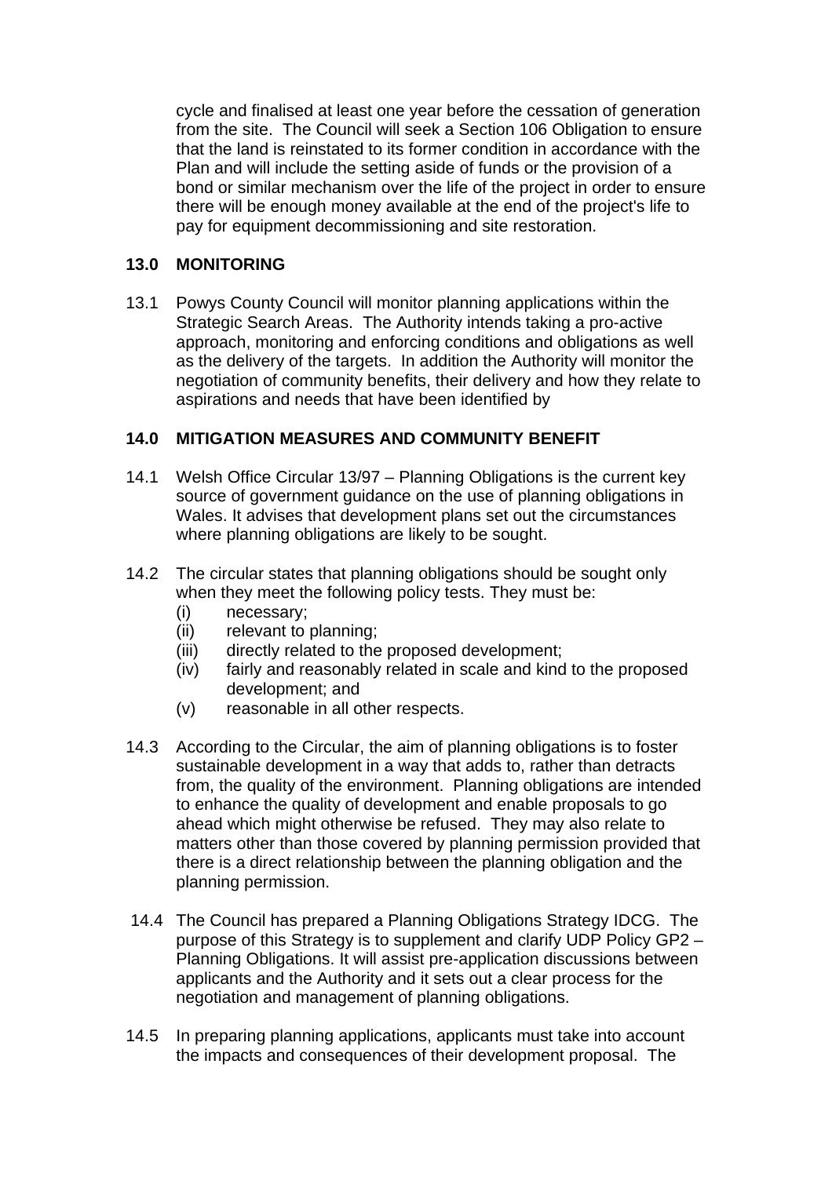cycle and finalised at least one year before the cessation of generation from the site. The Council will seek a Section 106 Obligation to ensure that the land is reinstated to its former condition in accordance with the Plan and will include the setting aside of funds or the provision of a bond or similar mechanism over the life of the project in order to ensure there will be enough money available at the end of the project's life to pay for equipment decommissioning and site restoration.

## 13.0 MONITORING

13.1 Powys County Council will monitor planning applications within the Strategic Search Areas. The Authority intends taking a pro-active approach, monitoring and enforcing conditions and obligations as well as the delivery of the targets. In addition the Authority will monitor the negotiation of community benefits, their delivery and how they relate to aspirations and needs that have been identified by

## 14.0 MITIGATION MEASURES AND COMMUNITY BENEFIT

14.1 Welsh Office Circular 13/97 – Planning Obligations is the current key source of government guidance on the use of planning obligations in Wales. It advises that development plans set out the circumstances where planning obligations are likely to be sought.

14.2 The circular states that planning obligations should be sought only when they meet the following policy tests. They must be:

- (i) necessary;
- (ii) relevant to planning;
- (iii) directly related to the proposed development;
- (iv) fairly and reasonably related in scale and kind to the proposed development; and
- (v) reasonable in all other respects.

14.3 According to the Circular, the aim of planning obligations is to foster sustainable development in a way that adds to, rather than detracts from, the quality of the environment. Planning obligations are intended to enhance the quality of development and enable proposals to go ahead which might otherwise be refused. They may also relate to matters other than those covered by planning permission provided that there is a direct relationship between the planning obligation and the planning permission.

14.4 The Council has prepared a Planning Obligations Strategy IDCG. The purpose of this Strategy is to supplement and clarify UDP Policy GP2 – Planning Obligations. It will assist pre-application discussions between applicants and the Authority and it sets out a clear process for the negotiation and management of planning obligations.

14.5 In preparing planning applications, applicants must take into account the impacts and consequences of their development proposal. The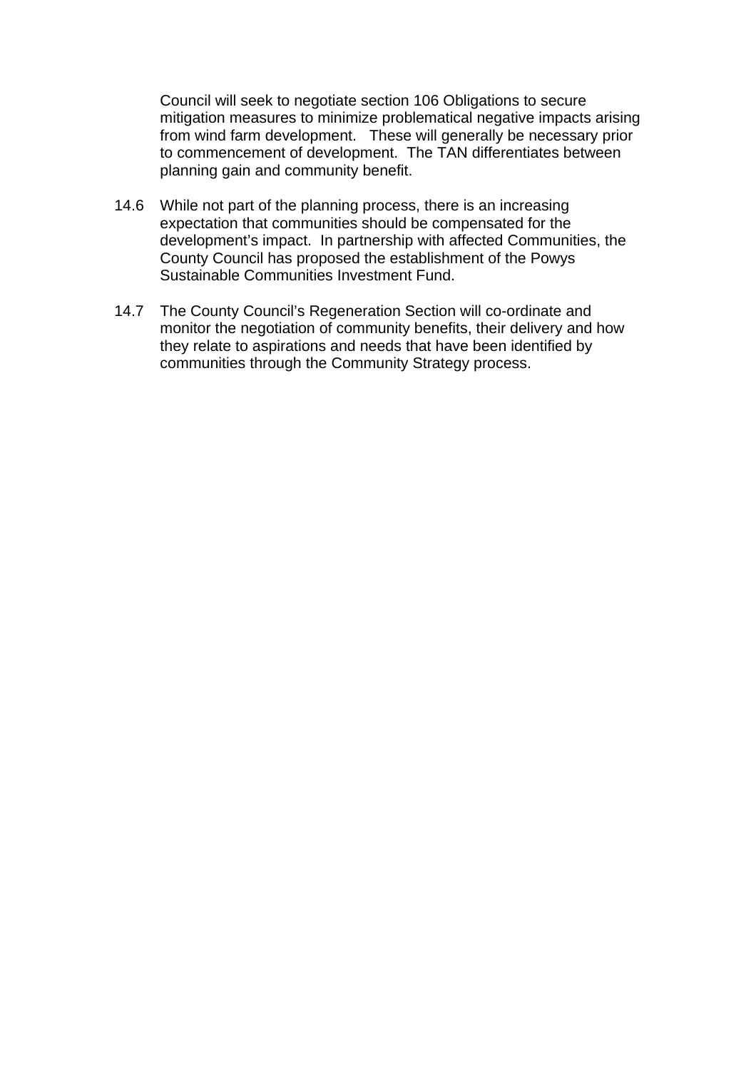Council will seek to negotiate section 106 Obligations to secure mitigation measures to minimize problematical negative impacts arising from wind farm development. These will generally be necessary prior to commencement of development. The TAN differentiates between planning gain and community benefit.

14.6 While not part of the planning process, there is an increasing expectation that communities should be compensated for the development's impact. In partnership with affected Communities, the County Council has proposed the establishment of the Powys Sustainable Communities Investment Fund.

14.7 The County Council's Regeneration Section will co-ordinate and monitor the negotiation of community benefits, their delivery and how they relate to aspirations and needs that have been identified by communities through the Community Strategy process.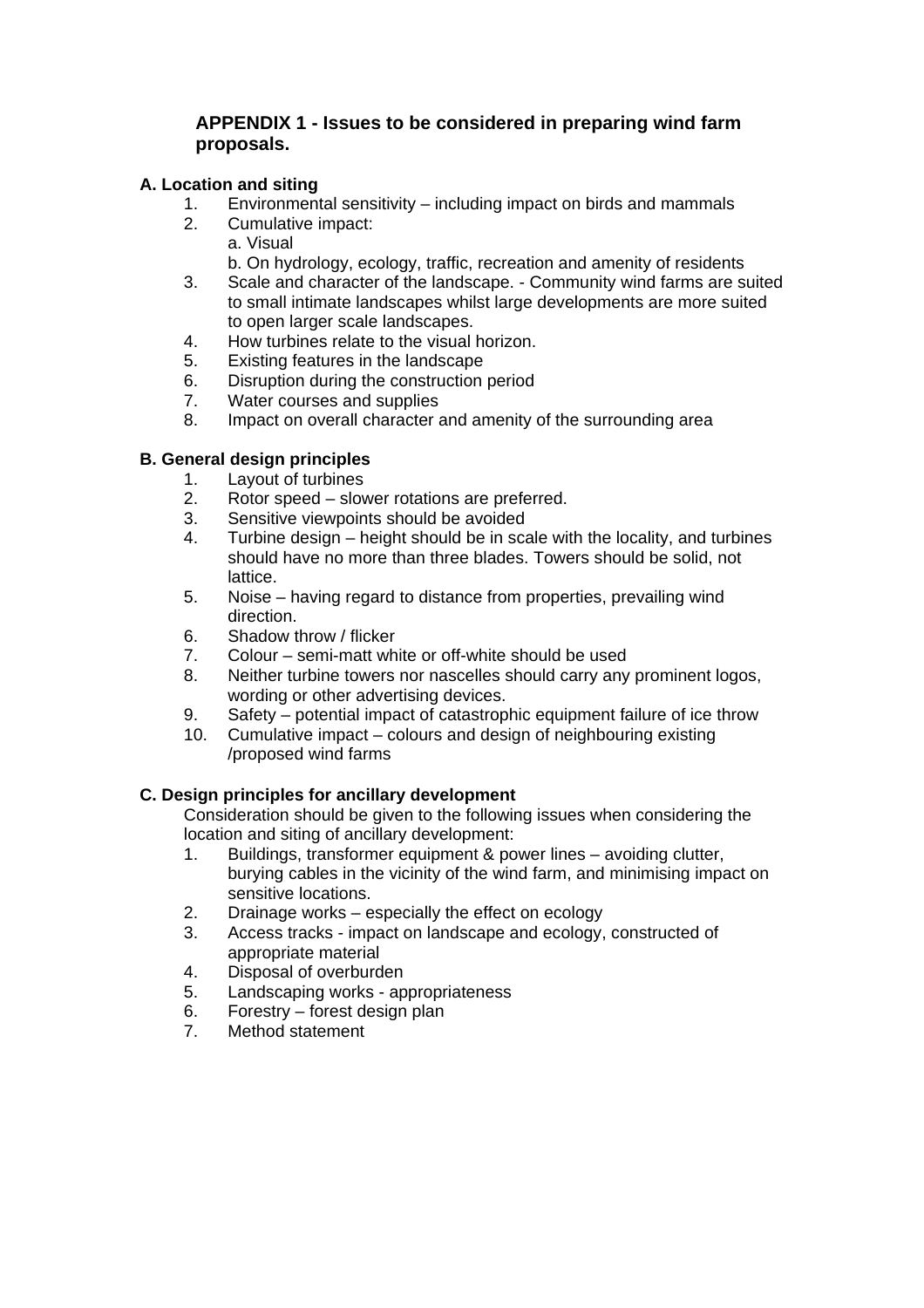## APPENDIX 1 - Issues to be considered in preparing wind farm proposals.

### A. Location and siting

1. Environmental sensitivity – including impact on birds and mammals
2. Cumulative impact:
   a. Visual
   b. On hydrology, ecology, traffic, recreation and amenity of residents
3. Scale and character of the landscape. - Community wind farms are suited to small intimate landscapes whilst large developments are more suited to open larger scale landscapes.
4. How turbines relate to the visual horizon.
5. Existing features in the landscape
6. Disruption during the construction period
7. Water courses and supplies
8. Impact on overall character and amenity of the surrounding area

### B. General design principles

1. Layout of turbines
2. Rotor speed – slower rotations are preferred.
3. Sensitive viewpoints should be avoided
4. Turbine design – height should be in scale with the locality, and turbines should have no more than three blades. Towers should be solid, not lattice.
5. Noise – having regard to distance from properties, prevailing wind direction.
6. Shadow throw / flicker
7. Colour – semi-matt white or off-white should be used
8. Neither turbine towers nor nascelles should carry any prominent logos, wording or other advertising devices.
9. Safety – potential impact of catastrophic equipment failure of ice throw
10. Cumulative impact – colours and design of neighbouring existing /proposed wind farms

### C. Design principles for ancillary development

Consideration should be given to the following issues when considering the location and siting of ancillary development:

1. Buildings, transformer equipment & power lines – avoiding clutter, burying cables in the vicinity of the wind farm, and minimising impact on sensitive locations.
2. Drainage works – especially the effect on ecology
3. Access tracks - impact on landscape and ecology, constructed of appropriate material
4. Disposal of overburden
5. Landscaping works - appropriateness
6. Forestry – forest design plan
7. Method statement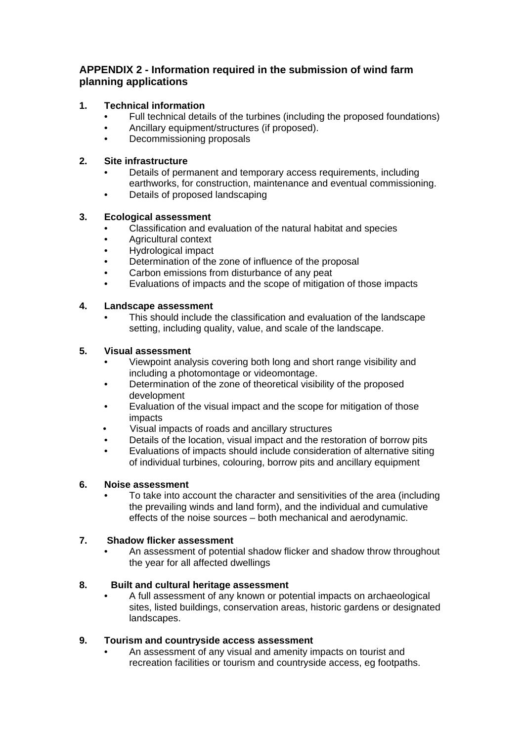## APPENDIX 2 - Information required in the submission of wind farm planning applications

**1. Technical information**

- Full technical details of the turbines (including the proposed foundations)
- Ancillary equipment/structures (if proposed).
- Decommissioning proposals

**2. Site infrastructure**

- Details of permanent and temporary access requirements, including earthworks, for construction, maintenance and eventual commissioning.
- Details of proposed landscaping

**3. Ecological assessment**

- Classification and evaluation of the natural habitat and species
- Agricultural context
- Hydrological impact
- Determination of the zone of influence of the proposal
- Carbon emissions from disturbance of any peat
- Evaluations of impacts and the scope of mitigation of those impacts

**4. Landscape assessment**

- This should include the classification and evaluation of the landscape setting, including quality, value, and scale of the landscape.

**5. Visual assessment**

- Viewpoint analysis covering both long and short range visibility and including a photomontage or videomontage.
- Determination of the zone of theoretical visibility of the proposed development
- Evaluation of the visual impact and the scope for mitigation of those impacts
- Visual impacts of roads and ancillary structures
- Details of the location, visual impact and the restoration of borrow pits
- Evaluations of impacts should include consideration of alternative siting of individual turbines, colouring, borrow pits and ancillary equipment

**6. Noise assessment**

- To take into account the character and sensitivities of the area (including the prevailing winds and land form), and the individual and cumulative effects of the noise sources – both mechanical and aerodynamic.

**7. Shadow flicker assessment**

- An assessment of potential shadow flicker and shadow throw throughout the year for all affected dwellings

**8. Built and cultural heritage assessment**

- A full assessment of any known or potential impacts on archaeological sites, listed buildings, conservation areas, historic gardens or designated landscapes.

**9. Tourism and countryside access assessment**

- An assessment of any visual and amenity impacts on tourist and recreation facilities or tourism and countryside access, eg footpaths.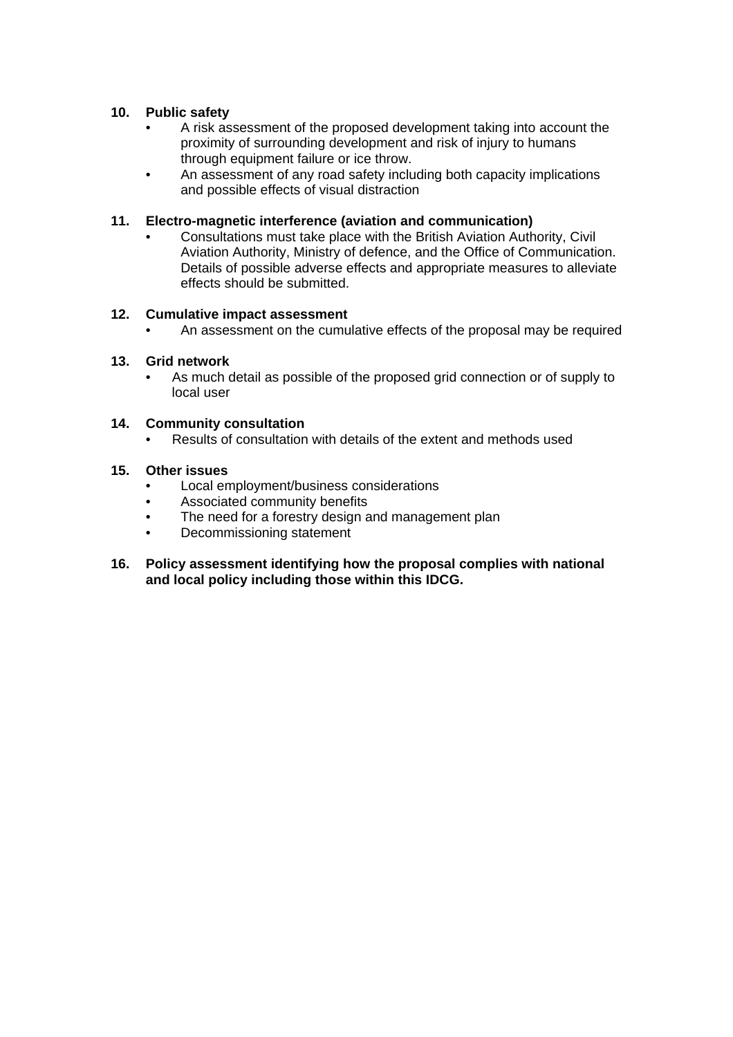**10. Public safety**

- A risk assessment of the proposed development taking into account the proximity of surrounding development and risk of injury to humans through equipment failure or ice throw.
- An assessment of any road safety including both capacity implications and possible effects of visual distraction

**11. Electro-magnetic interference (aviation and communication)**

- Consultations must take place with the British Aviation Authority, Civil Aviation Authority, Ministry of defence, and the Office of Communication. Details of possible adverse effects and appropriate measures to alleviate effects should be submitted.

**12. Cumulative impact assessment**

- An assessment on the cumulative effects of the proposal may be required

**13. Grid network**

- As much detail as possible of the proposed grid connection or of supply to local user

**14. Community consultation**

- Results of consultation with details of the extent and methods used

**15. Other issues**

- Local employment/business considerations
- Associated community benefits
- The need for a forestry design and management plan
- Decommissioning statement

**16. Policy assessment identifying how the proposal complies with national and local policy including those within this IDCG.**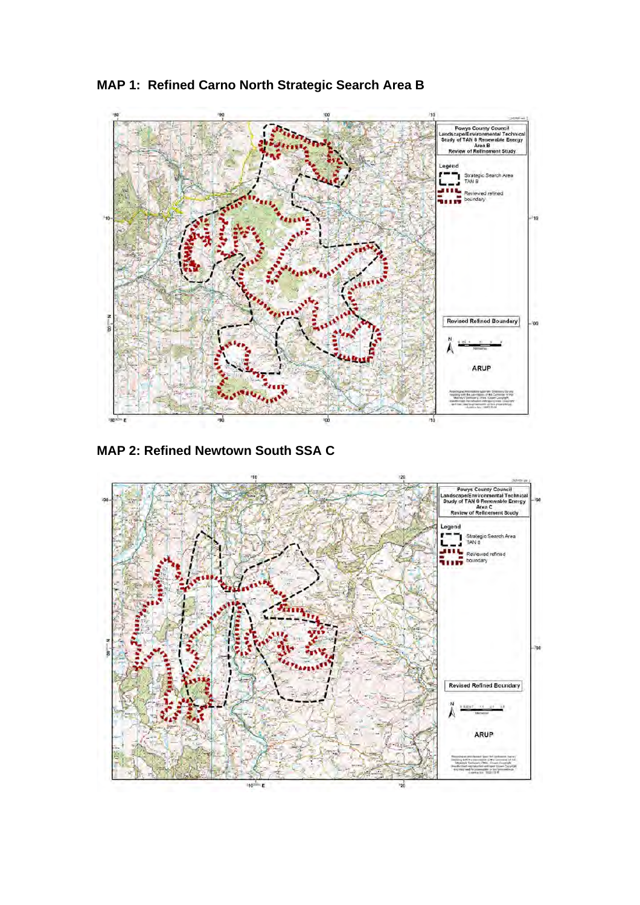## MAP 1: Refined Carno North Strategic Search Area B

Powys County Council
Landscape/Environmental Technical Study of TAN 8 Renewable Energy Area B
Review of Refinement Study

Legend

Strategic Search Area TAN 8

Reviewed refined boundary

Revised Refined Boundary

ARUP

## MAP 2: Refined Newtown South SSA C

Powys County Council
Landscape/Environmental Technical Study of TAN 8 Renewable Energy Area C
Review of Refinement Study

Legend

Strategic Search Area TAN 8

Reviewed refined boundary

Revised Refined Boundary

ARUP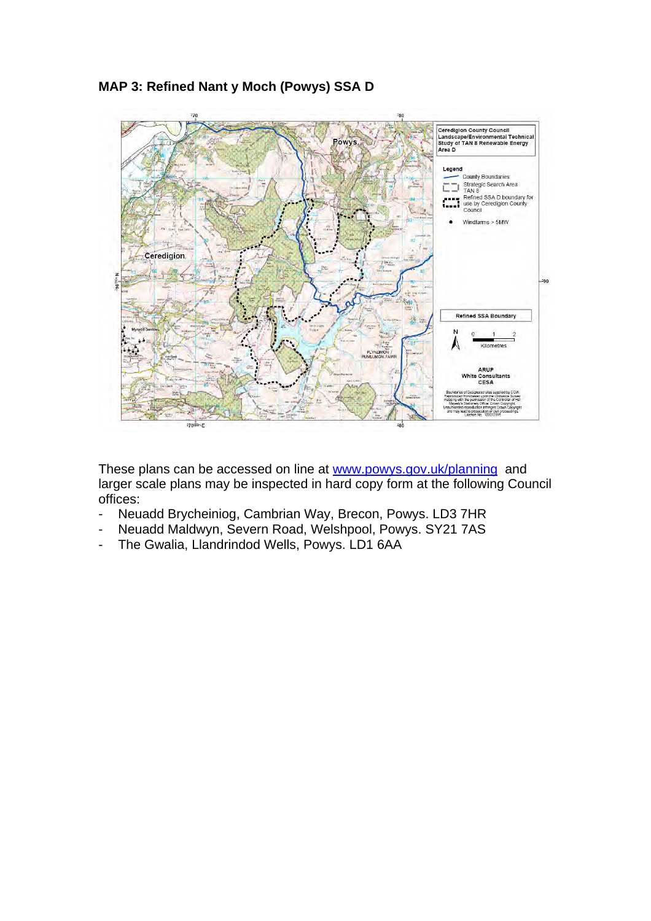**MAP 3: Refined Nant y Moch (Powys) SSA D**

Ceredigion County Council Landscape/Environmental Technical Study of TAN 8 Renewable Energy Area D

Legend

County Boundaries

Strategic Search Area TAN 8

Refined SSA D boundary for use by Ceredigion County Council

Windfarms > 5MW

Refined SSA Boundary

N

0 1 2

Kilometres

ARUP
White Consultants
CESA

Powys

Ceredigion

These plans can be accessed on line at www.powys.gov.uk/planning and larger scale plans may be inspected in hard copy form at the following Council offices:

- Neuadd Brycheiniog, Cambrian Way, Brecon, Powys. LD3 7HR
- Neuadd Maldwyn, Severn Road, Welshpool, Powys. SY21 7AS
- The Gwalia, Llandrindod Wells, Powys. LD1 6AA